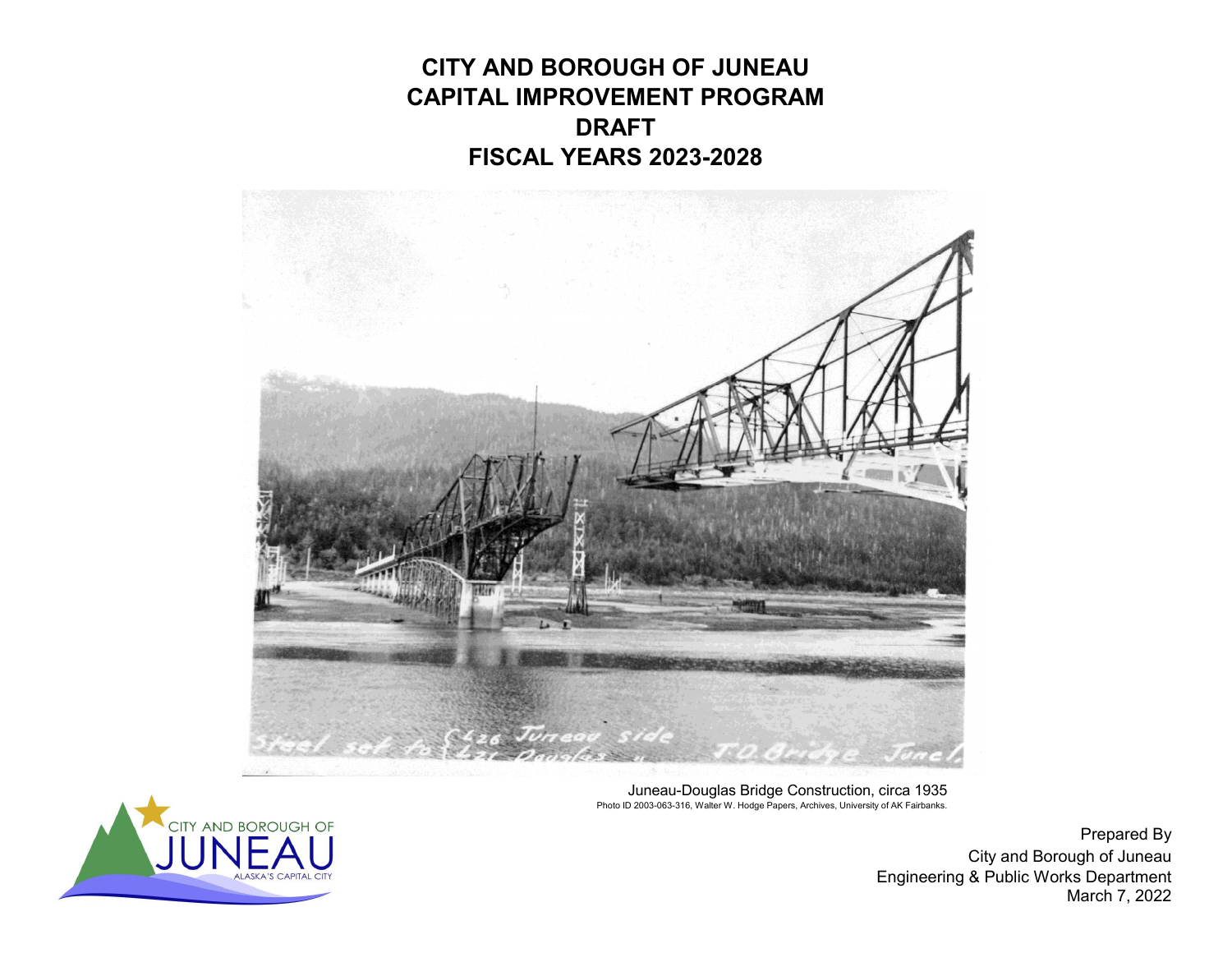# CITY AND BOROUGH OF JUNEAU
# CAPITAL IMPROVEMENT PROGRAM
# DRAFT
# FISCAL YEARS 2023-2028

Juneau-Douglas Bridge Construction, circa 1935

Photo ID 2003-063-316, Walter W. Hodge Papers, Archives, University of AK Fairbanks.

Prepared By
City and Borough of Juneau
Engineering & Public Works Department
March 7, 2022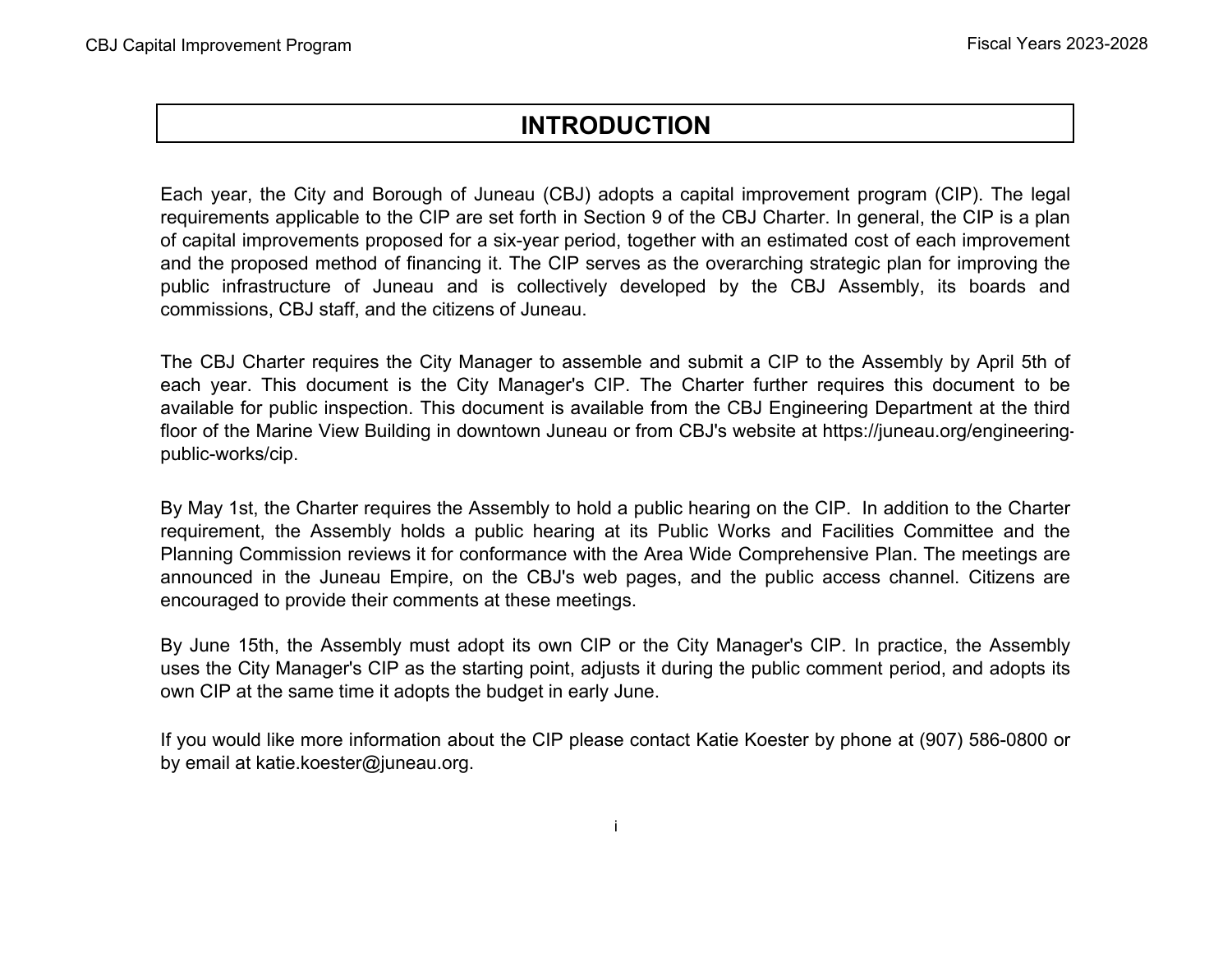# INTRODUCTION

Each year, the City and Borough of Juneau (CBJ) adopts a capital improvement program (CIP). The legal requirements applicable to the CIP are set forth in Section 9 of the CBJ Charter. In general, the CIP is a plan of capital improvements proposed for a six-year period, together with an estimated cost of each improvement and the proposed method of financing it. The CIP serves as the overarching strategic plan for improving the public infrastructure of Juneau and is collectively developed by the CBJ Assembly, its boards and commissions, CBJ staff, and the citizens of Juneau.

The CBJ Charter requires the City Manager to assemble and submit a CIP to the Assembly by April 5th of each year. This document is the City Manager's CIP. The Charter further requires this document to be available for public inspection. This document is available from the CBJ Engineering Department at the third floor of the Marine View Building in downtown Juneau or from CBJ's website at https://juneau.org/engineering-public-works/cip.

By May 1st, the Charter requires the Assembly to hold a public hearing on the CIP. In addition to the Charter requirement, the Assembly holds a public hearing at its Public Works and Facilities Committee and the Planning Commission reviews it for conformance with the Area Wide Comprehensive Plan. The meetings are announced in the Juneau Empire, on the CBJ's web pages, and the public access channel. Citizens are encouraged to provide their comments at these meetings.

By June 15th, the Assembly must adopt its own CIP or the City Manager's CIP. In practice, the Assembly uses the City Manager's CIP as the starting point, adjusts it during the public comment period, and adopts its own CIP at the same time it adopts the budget in early June.

If you would like more information about the CIP please contact Katie Koester by phone at (907) 586-0800 or by email at katie.koester@juneau.org.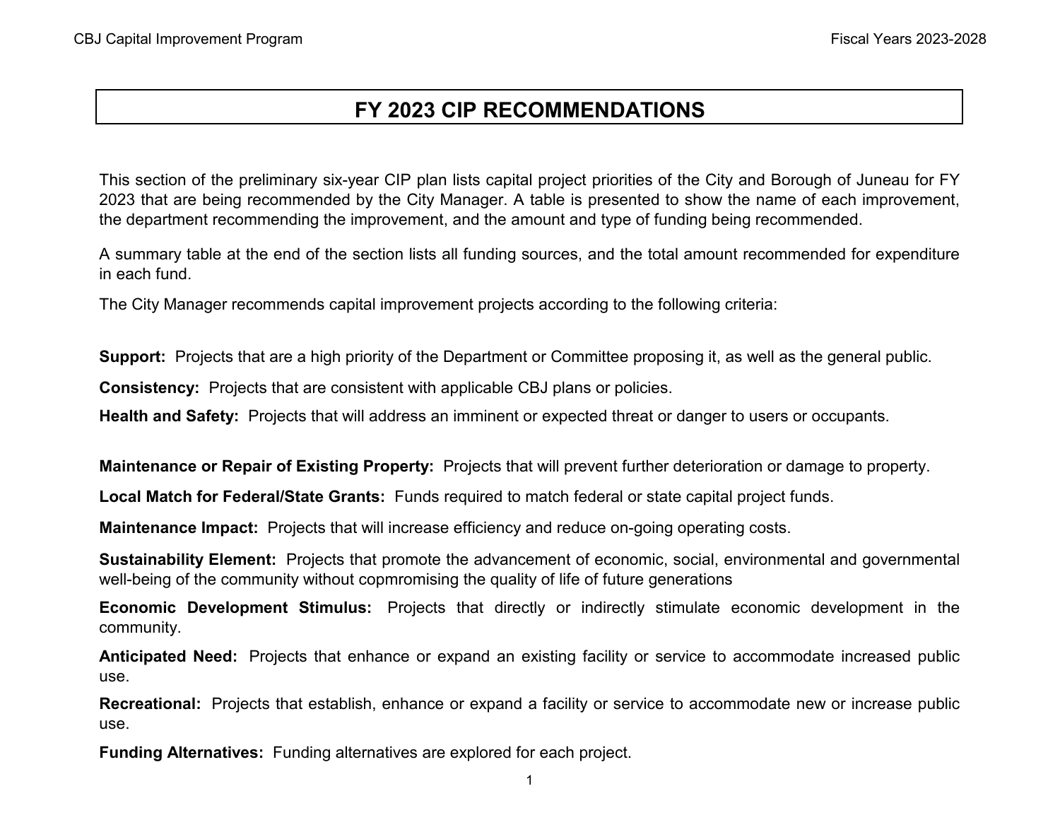# FY 2023 CIP RECOMMENDATIONS

This section of the preliminary six-year CIP plan lists capital project priorities of the City and Borough of Juneau for FY 2023 that are being recommended by the City Manager. A table is presented to show the name of each improvement, the department recommending the improvement, and the amount and type of funding being recommended.

A summary table at the end of the section lists all funding sources, and the total amount recommended for expenditure in each fund.

The City Manager recommends capital improvement projects according to the following criteria:

**Support:** Projects that are a high priority of the Department or Committee proposing it, as well as the general public.

**Consistency:** Projects that are consistent with applicable CBJ plans or policies.

**Health and Safety:** Projects that will address an imminent or expected threat or danger to users or occupants.

**Maintenance or Repair of Existing Property:** Projects that will prevent further deterioration or damage to property.

**Local Match for Federal/State Grants:** Funds required to match federal or state capital project funds.

**Maintenance Impact:** Projects that will increase efficiency and reduce on-going operating costs.

**Sustainability Element:** Projects that promote the advancement of economic, social, environmental and governmental well-being of the community without copmromising the quality of life of future generations

**Economic Development Stimulus:** Projects that directly or indirectly stimulate economic development in the community.

**Anticipated Need:** Projects that enhance or expand an existing facility or service to accommodate increased public use.

**Recreational:** Projects that establish, enhance or expand a facility or service to accommodate new or increase public use.

**Funding Alternatives:** Funding alternatives are explored for each project.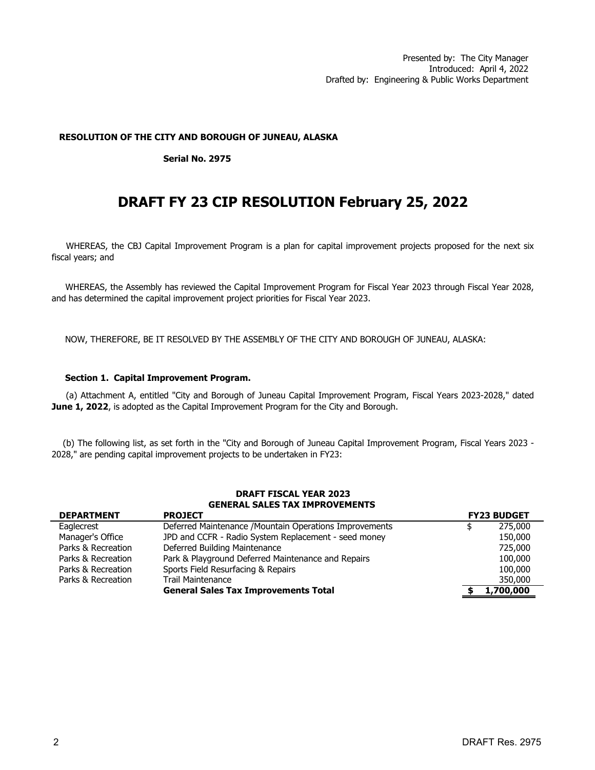Presented by: The City Manager
Introduced: April 4, 2022
Drafted by: Engineering & Public Works Department

**RESOLUTION OF THE CITY AND BOROUGH OF JUNEAU, ALASKA**

**Serial No. 2975**

# DRAFT FY 23 CIP RESOLUTION February 25, 2022

WHEREAS, the CBJ Capital Improvement Program is a plan for capital improvement projects proposed for the next six fiscal years; and

WHEREAS, the Assembly has reviewed the Capital Improvement Program for Fiscal Year 2023 through Fiscal Year 2028, and has determined the capital improvement project priorities for Fiscal Year 2023.

NOW, THEREFORE, BE IT RESOLVED BY THE ASSEMBLY OF THE CITY AND BOROUGH OF JUNEAU, ALASKA:

**Section 1. Capital Improvement Program.**

(a) Attachment A, entitled "City and Borough of Juneau Capital Improvement Program, Fiscal Years 2023-2028," dated **June 1, 2022**, is adopted as the Capital Improvement Program for the City and Borough.

(b) The following list, as set forth in the "City and Borough of Juneau Capital Improvement Program, Fiscal Years 2023 - 2028," are pending capital improvement projects to be undertaken in FY23:

**DRAFT FISCAL YEAR 2023**
**GENERAL SALES TAX IMPROVEMENTS**

| DEPARTMENT | PROJECT | FY23 BUDGET |
|---|---|---|
| Eaglecrest | Deferred Maintenance /Mountain Operations Improvements | $ 275,000 |
| Manager's Office | JPD and CCFR - Radio System Replacement - seed money | 150,000 |
| Parks & Recreation | Deferred Building Maintenance | 725,000 |
| Parks & Recreation | Park & Playground Deferred Maintenance and Repairs | 100,000 |
| Parks & Recreation | Sports Field Resurfacing & Repairs | 100,000 |
| Parks & Recreation | Trail Maintenance | 350,000 |
| | **General Sales Tax Improvements Total** | **$ 1,700,000** |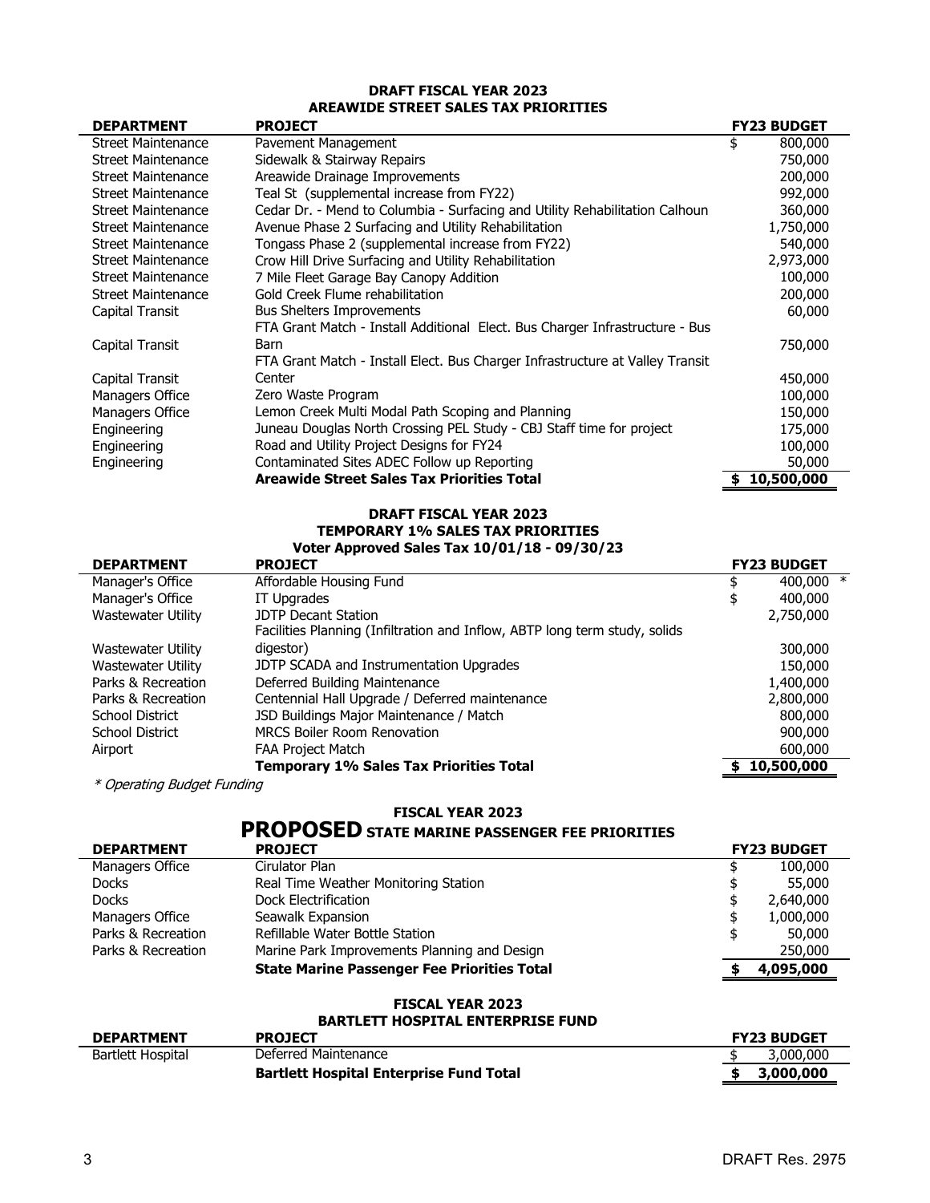**DRAFT FISCAL YEAR 2023**
**AREAWIDE STREET SALES TAX PRIORITIES**

| DEPARTMENT | PROJECT | FY23 BUDGET |
|---|---|---|
| Street Maintenance | Pavement Management | $ 800,000 |
| Street Maintenance | Sidewalk & Stairway Repairs | 750,000 |
| Street Maintenance | Areawide Drainage Improvements | 200,000 |
| Street Maintenance | Teal St (supplemental increase from FY22) | 992,000 |
| Street Maintenance | Cedar Dr. - Mend to Columbia - Surfacing and Utility Rehabilitation Calhoun | 360,000 |
| Street Maintenance | Avenue Phase 2 Surfacing and Utility Rehabilitation | 1,750,000 |
| Street Maintenance | Tongass Phase 2 (supplemental increase from FY22) | 540,000 |
| Street Maintenance | Crow Hill Drive Surfacing and Utility Rehabilitation | 2,973,000 |
| Street Maintenance | 7 Mile Fleet Garage Bay Canopy Addition | 100,000 |
| Street Maintenance | Gold Creek Flume rehabilitation | 200,000 |
| Capital Transit | Bus Shelters Improvements | 60,000 |
| Capital Transit | FTA Grant Match - Install Additional Elect. Bus Charger Infrastructure - Bus Barn | 750,000 |
| Capital Transit | FTA Grant Match - Install Elect. Bus Charger Infrastructure at Valley Transit Center | 450,000 |
| Managers Office | Zero Waste Program | 100,000 |
| Managers Office | Lemon Creek Multi Modal Path Scoping and Planning | 150,000 |
| Engineering | Juneau Douglas North Crossing PEL Study - CBJ Staff time for project | 175,000 |
| Engineering | Road and Utility Project Designs for FY24 | 100,000 |
| Engineering | Contaminated Sites ADEC Follow up Reporting | 50,000 |
| | **Areawide Street Sales Tax Priorities Total** | **$ 10,500,000** |

**DRAFT FISCAL YEAR 2023**
**TEMPORARY 1% SALES TAX PRIORITIES**
**Voter Approved Sales Tax 10/01/18 - 09/30/23**

| DEPARTMENT | PROJECT | FY23 BUDGET |
|---|---|---|
| Manager's Office | Affordable Housing Fund | $ 400,000 * |
| Manager's Office | IT Upgrades | $ 400,000 |
| Wastewater Utility | JDTP Decant Station | 2,750,000 |
| Wastewater Utility | Facilities Planning (Infiltration and Inflow, ABTP long term study, solids digestor) | 300,000 |
| Wastewater Utility | JDTP SCADA and Instrumentation Upgrades | 150,000 |
| Parks & Recreation | Deferred Building Maintenance | 1,400,000 |
| Parks & Recreation | Centennial Hall Upgrade / Deferred maintenance | 2,800,000 |
| School District | JSD Buildings Major Maintenance / Match | 800,000 |
| School District | MRCS Boiler Room Renovation | 900,000 |
| Airport | FAA Project Match | 600,000 |
| | **Temporary 1% Sales Tax Priorities Total** | **$ 10,500,000** |

*\* Operating Budget Funding*

**FISCAL YEAR 2023**
**PROPOSED STATE MARINE PASSENGER FEE PRIORITIES**

| DEPARTMENT | PROJECT | FY23 BUDGET |
|---|---|---|
| Managers Office | Cirulator Plan | $ 100,000 |
| Docks | Real Time Weather Monitoring Station | $ 55,000 |
| Docks | Dock Electrification | $ 2,640,000 |
| Managers Office | Seawalk Expansion | $ 1,000,000 |
| Parks & Recreation | Refillable Water Bottle Station | $ 50,000 |
| Parks & Recreation | Marine Park Improvements Planning and Design | 250,000 |
| | **State Marine Passenger Fee Priorities Total** | **$ 4,095,000** |

**FISCAL YEAR 2023**
**BARTLETT HOSPITAL ENTERPRISE FUND**

| DEPARTMENT | PROJECT | FY23 BUDGET |
|---|---|---|
| Bartlett Hospital | Deferred Maintenance | $ 3,000,000 |
| | **Bartlett Hospital Enterprise Fund Total** | **$ 3,000,000** |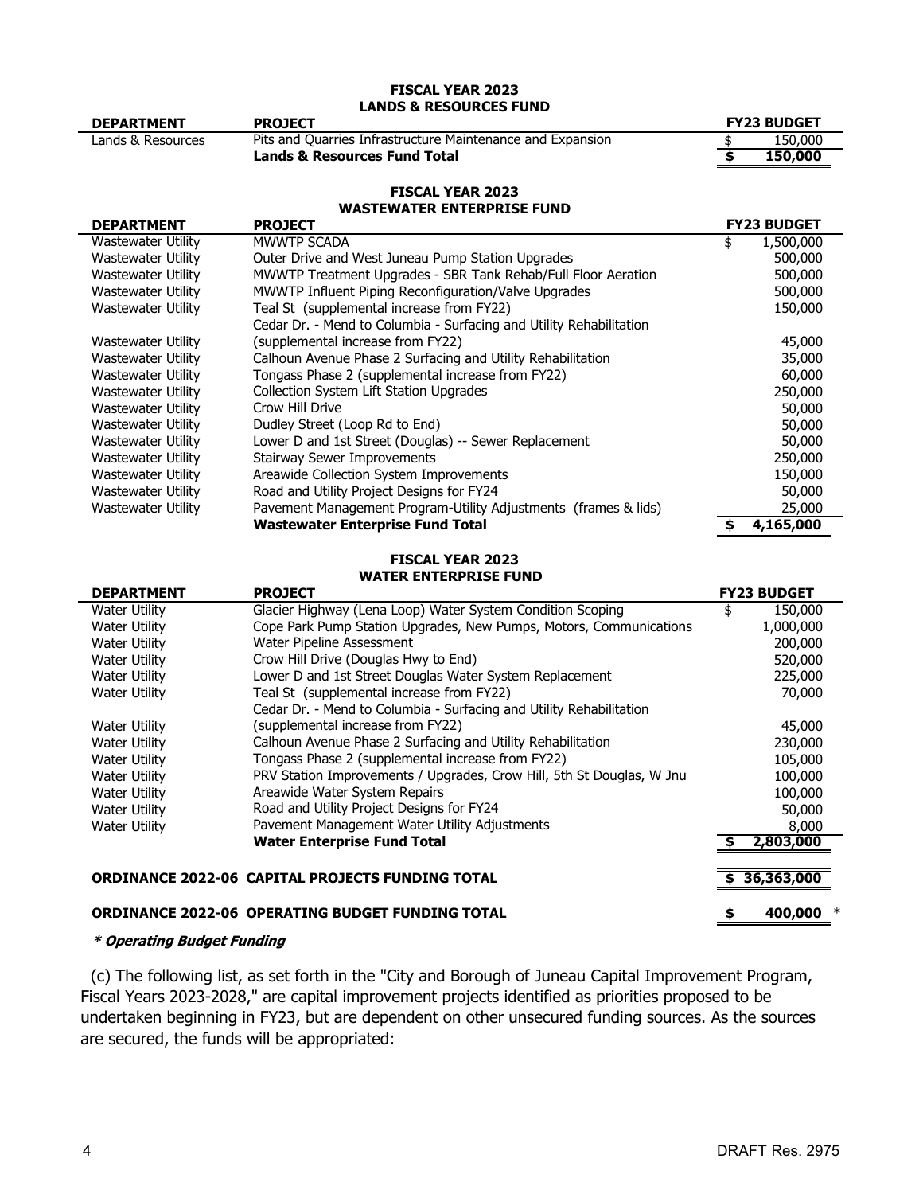**FISCAL YEAR 2023**
**LANDS & RESOURCES FUND**

| DEPARTMENT | PROJECT | FY23 BUDGET |
|---|---|---|
| Lands & Resources | Pits and Quarries Infrastructure Maintenance and Expansion | $ 150,000 |
| | **Lands & Resources Fund Total** | **$ 150,000** |

**FISCAL YEAR 2023**
**WASTEWATER ENTERPRISE FUND**

| DEPARTMENT | PROJECT | FY23 BUDGET |
|---|---|---|
| Wastewater Utility | MWWTP SCADA | $ 1,500,000 |
| Wastewater Utility | Outer Drive and West Juneau Pump Station Upgrades | 500,000 |
| Wastewater Utility | MWWTP Treatment Upgrades - SBR Tank Rehab/Full Floor Aeration | 500,000 |
| Wastewater Utility | MWWTP Influent Piping Reconfiguration/Valve Upgrades | 500,000 |
| Wastewater Utility | Teal St (supplemental increase from FY22) | 150,000 |
| Wastewater Utility | Cedar Dr. - Mend to Columbia - Surfacing and Utility Rehabilitation (supplemental increase from FY22) | 45,000 |
| Wastewater Utility | Calhoun Avenue Phase 2 Surfacing and Utility Rehabilitation | 35,000 |
| Wastewater Utility | Tongass Phase 2 (supplemental increase from FY22) | 60,000 |
| Wastewater Utility | Collection System Lift Station Upgrades | 250,000 |
| Wastewater Utility | Crow Hill Drive | 50,000 |
| Wastewater Utility | Dudley Street (Loop Rd to End) | 50,000 |
| Wastewater Utility | Lower D and 1st Street (Douglas) -- Sewer Replacement | 50,000 |
| Wastewater Utility | Stairway Sewer Improvements | 250,000 |
| Wastewater Utility | Areawide Collection System Improvements | 150,000 |
| Wastewater Utility | Road and Utility Project Designs for FY24 | 50,000 |
| Wastewater Utility | Pavement Management Program-Utility Adjustments (frames & lids) | 25,000 |
| | **Wastewater Enterprise Fund Total** | **$ 4,165,000** |

**FISCAL YEAR 2023**
**WATER ENTERPRISE FUND**

| DEPARTMENT | PROJECT | FY23 BUDGET |
|---|---|---|
| Water Utility | Glacier Highway (Lena Loop) Water System Condition Scoping | $ 150,000 |
| Water Utility | Cope Park Pump Station Upgrades, New Pumps, Motors, Communications | 1,000,000 |
| Water Utility | Water Pipeline Assessment | 200,000 |
| Water Utility | Crow Hill Drive (Douglas Hwy to End) | 520,000 |
| Water Utility | Lower D and 1st Street Douglas Water System Replacement | 225,000 |
| Water Utility | Teal St (supplemental increase from FY22) | 70,000 |
| Water Utility | Cedar Dr. - Mend to Columbia - Surfacing and Utility Rehabilitation (supplemental increase from FY22) | 45,000 |
| Water Utility | Calhoun Avenue Phase 2 Surfacing and Utility Rehabilitation | 230,000 |
| Water Utility | Tongass Phase 2 (supplemental increase from FY22) | 105,000 |
| Water Utility | PRV Station Improvements / Upgrades, Crow Hill, 5th St Douglas, W Jnu | 100,000 |
| Water Utility | Areawide Water System Repairs | 100,000 |
| Water Utility | Road and Utility Project Designs for FY24 | 50,000 |
| Water Utility | Pavement Management Water Utility Adjustments | 8,000 |
| | **Water Enterprise Fund Total** | **$ 2,803,000** |

| | |
|---|---|
| **ORDINANCE 2022-06 CAPITAL PROJECTS FUNDING TOTAL** | **$ 36,363,000** |
| **ORDINANCE 2022-06 OPERATING BUDGET FUNDING TOTAL** | **$ 400,000** * |

***\* Operating Budget Funding***

(c) The following list, as set forth in the "City and Borough of Juneau Capital Improvement Program, Fiscal Years 2023-2028," are capital improvement projects identified as priorities proposed to be undertaken beginning in FY23, but are dependent on other unsecured funding sources. As the sources are secured, the funds will be appropriated: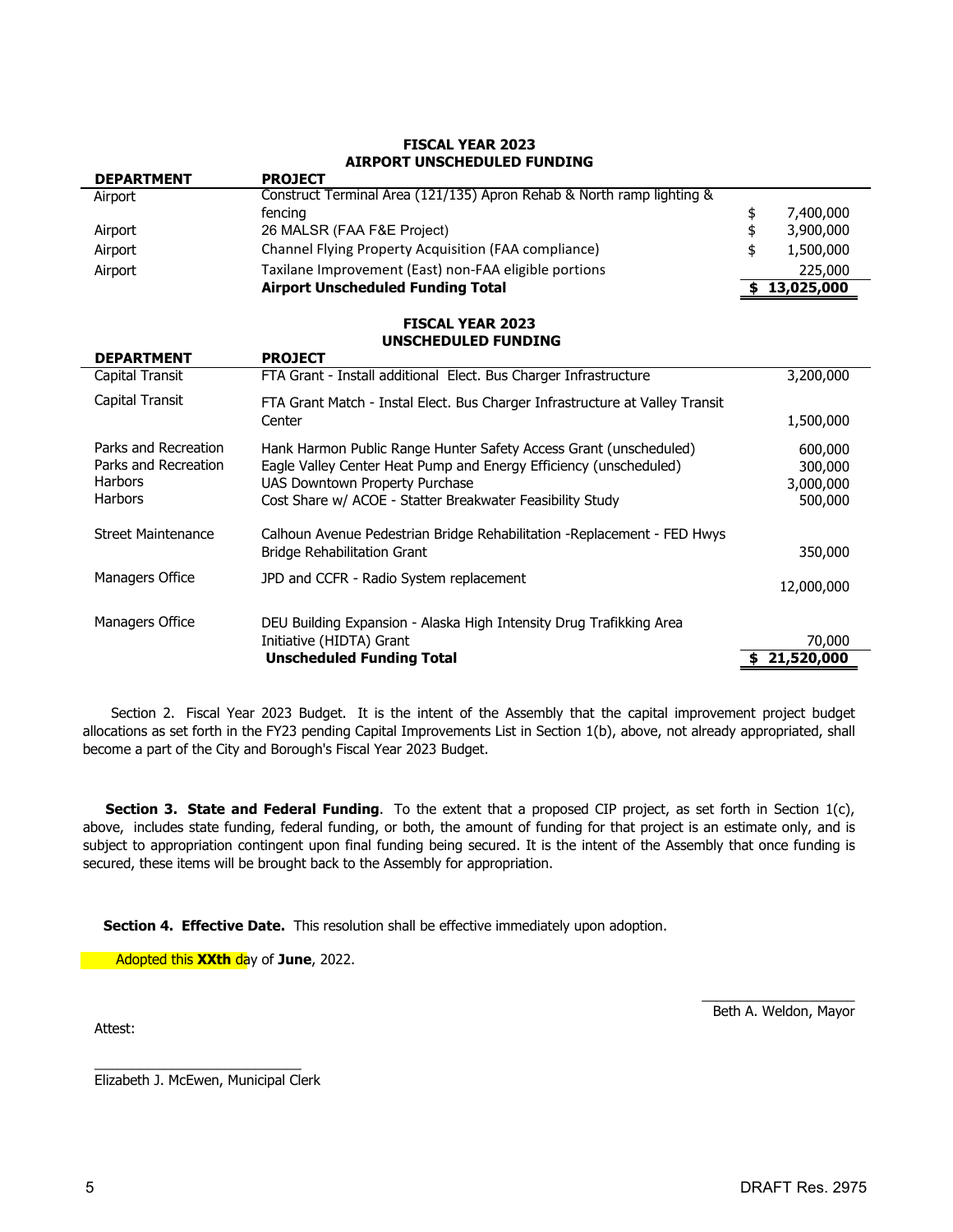**FISCAL YEAR 2023**
**AIRPORT UNSCHEDULED FUNDING**

| DEPARTMENT | PROJECT | |
|---|---|---|
| Airport | Construct Terminal Area (121/135) Apron Rehab & North ramp lighting & fencing | $ 7,400,000 |
| Airport | 26 MALSR (FAA F&E Project) | $ 3,900,000 |
| Airport | Channel Flying Property Acquisition (FAA compliance) | $ 1,500,000 |
| Airport | Taxilane Improvement (East) non-FAA eligible portions | 225,000 |
| | **Airport Unscheduled Funding Total** | **$ 13,025,000** |

**FISCAL YEAR 2023**
**UNSCHEDULED FUNDING**

| DEPARTMENT | PROJECT | |
|---|---|---|
| Capital Transit | FTA Grant - Install additional Elect. Bus Charger Infrastructure | 3,200,000 |
| Capital Transit | FTA Grant Match - Instal Elect. Bus Charger Infrastructure at Valley Transit Center | 1,500,000 |
| Parks and Recreation | Hank Harmon Public Range Hunter Safety Access Grant (unscheduled) | 600,000 |
| Parks and Recreation | Eagle Valley Center Heat Pump and Energy Efficiency (unscheduled) | 300,000 |
| Harbors | UAS Downtown Property Purchase | 3,000,000 |
| Harbors | Cost Share w/ ACOE - Statter Breakwater Feasibility Study | 500,000 |
| Street Maintenance | Calhoun Avenue Pedestrian Bridge Rehabilitation -Replacement - FED Hwys Bridge Rehabilitation Grant | 350,000 |
| Managers Office | JPD and CCFR - Radio System replacement | 12,000,000 |
| Managers Office | DEU Building Expansion - Alaska High Intensity Drug Trafikking Area Initiative (HIDTA) Grant | 70,000 |
| | **Unscheduled Funding Total** | **$ 21,520,000** |

Section 2. Fiscal Year 2023 Budget. It is the intent of the Assembly that the capital improvement project budget allocations as set forth in the FY23 pending Capital Improvements List in Section 1(b), above, not already appropriated, shall become a part of the City and Borough's Fiscal Year 2023 Budget.

**Section 3. State and Federal Funding**. To the extent that a proposed CIP project, as set forth in Section 1(c), above, includes state funding, federal funding, or both, the amount of funding for that project is an estimate only, and is subject to appropriation contingent upon final funding being secured. It is the intent of the Assembly that once funding is secured, these items will be brought back to the Assembly for appropriation.

**Section 4. Effective Date.** This resolution shall be effective immediately upon adoption.

Adopted this **XXth** day of **June**, 2022.

\_\_\_\_\_\_\_\_\_\_\_\_\_\_\_\_\_\_\_\_
Beth A. Weldon, Mayor

Attest:

\_\_\_\_\_\_\_\_\_\_\_\_\_\_\_\_\_\_\_\_\_\_\_\_\_\_
Elizabeth J. McEwen, Municipal Clerk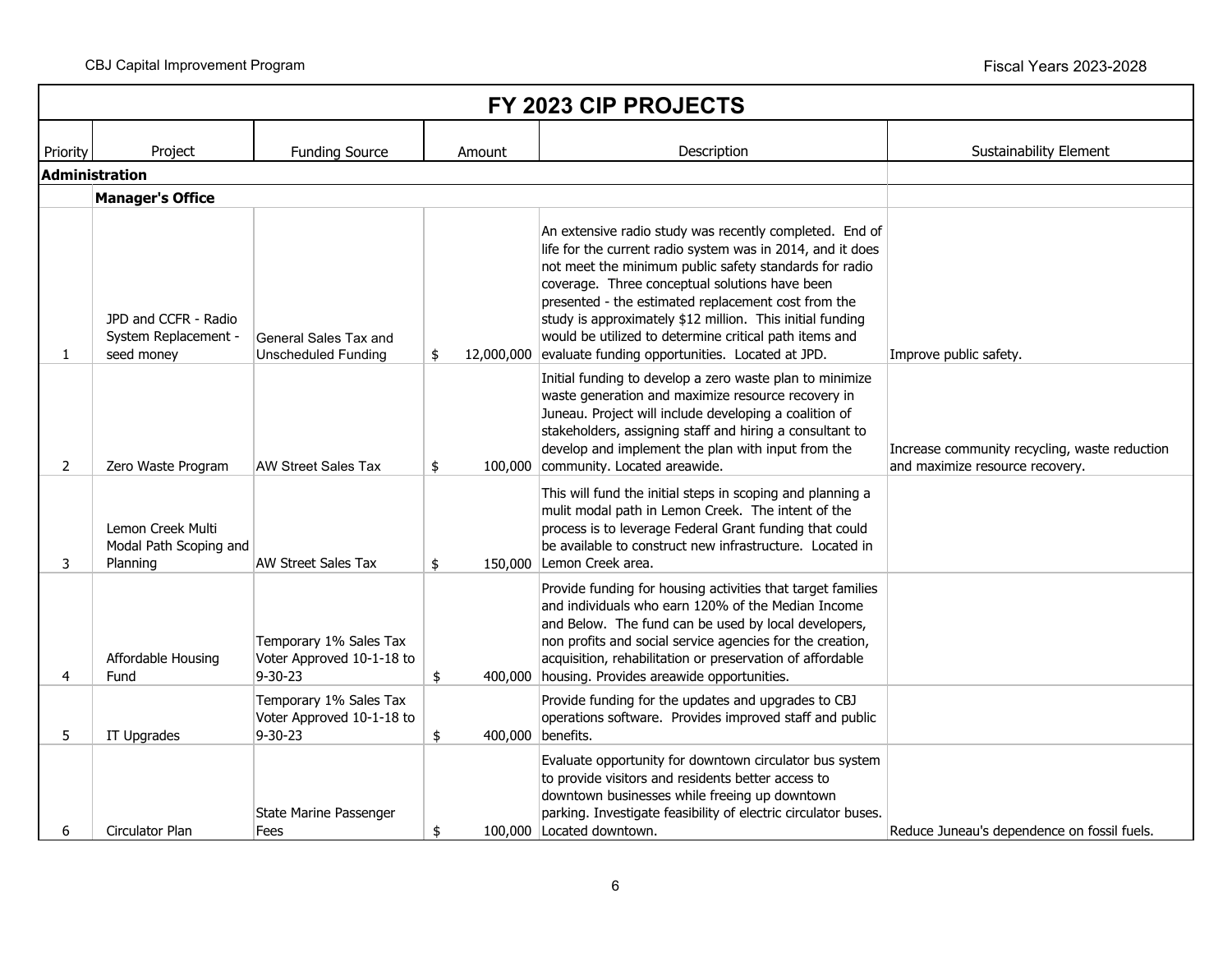# FY 2023 CIP PROJECTS

| Priority | Project | Funding Source | Amount | Description | Sustainability Element |
|---|---|---|---|---|---|
| **Administration** | | | | | |
| | **Manager's Office** | | | | |
| 1 | JPD and CCFR - Radio System Replacement - seed money | General Sales Tax and Unscheduled Funding | $ 12,000,000 | An extensive radio study was recently completed. End of life for the current radio system was in 2014, and it does not meet the minimum public safety standards for radio coverage. Three conceptual solutions have been presented - the estimated replacement cost from the study is approximately $12 million. This initial funding would be utilized to determine critical path items and evaluate funding opportunities. Located at JPD. | Improve public safety. |
| 2 | Zero Waste Program | AW Street Sales Tax | $ 100,000 | Initial funding to develop a zero waste plan to minimize waste generation and maximize resource recovery in Juneau. Project will include developing a coalition of stakeholders, assigning staff and hiring a consultant to develop and implement the plan with input from the community. Located areawide. | Increase community recycling, waste reduction and maximize resource recovery. |
| 3 | Lemon Creek Multi Modal Path Scoping and Planning | AW Street Sales Tax | $ 150,000 | This will fund the initial steps in scoping and planning a mulit modal path in Lemon Creek. The intent of the process is to leverage Federal Grant funding that could be available to construct new infrastructure. Located in Lemon Creek area. | |
| 4 | Affordable Housing Fund | Temporary 1% Sales Tax Voter Approved 10-1-18 to 9-30-23 | $ 400,000 | Provide funding for housing activities that target families and individuals who earn 120% of the Median Income and Below. The fund can be used by local developers, non profits and social service agencies for the creation, acquisition, rehabilitation or preservation of affordable housing. Provides areawide opportunities. | |
| 5 | IT Upgrades | Temporary 1% Sales Tax Voter Approved 10-1-18 to 9-30-23 | $ 400,000 | Provide funding for the updates and upgrades to CBJ operations software. Provides improved staff and public benefits. | |
| 6 | Circulator Plan | State Marine Passenger Fees | $ 100,000 | Evaluate opportunity for downtown circulator bus system to provide visitors and residents better access to downtown businesses while freeing up downtown parking. Investigate feasibility of electric circulator buses. Located downtown. | Reduce Juneau's dependence on fossil fuels. |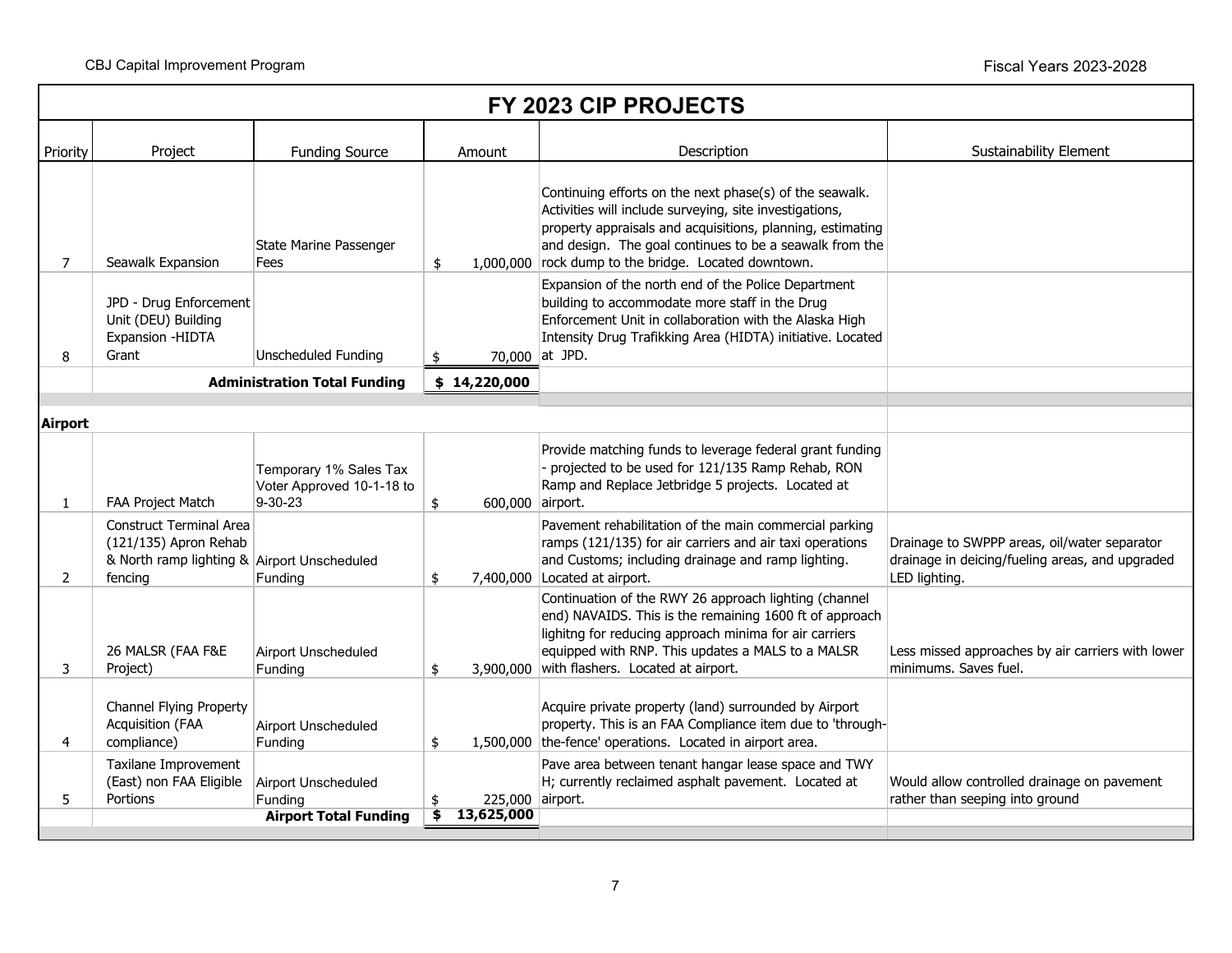# FY 2023 CIP PROJECTS

| Priority | Project | Funding Source | Amount | Description | Sustainability Element |
|---|---|---|---|---|---|
| 7 | Seawalk Expansion | State Marine Passenger Fees | $ 1,000,000 | Continuing efforts on the next phase(s) of the seawalk. Activities will include surveying, site investigations, property appraisals and acquisitions, planning, estimating and design. The goal continues to be a seawalk from the rock dump to the bridge. Located downtown. | |
| 8 | JPD - Drug Enforcement Unit (DEU) Building Expansion -HIDTA Grant | Unscheduled Funding | $ 70,000 | Expansion of the north end of the Police Department building to accommodate more staff in the Drug Enforcement Unit in collaboration with the Alaska High Intensity Drug Trafikking Area (HIDTA) initiative. Located at JPD. | |
| | | **Administration Total Funding** | **$ 14,220,000** | | |
| **Airport** | | | | | |
| 1 | FAA Project Match | Temporary 1% Sales Tax Voter Approved 10-1-18 to 9-30-23 | $ 600,000 | Provide matching funds to leverage federal grant funding - projected to be used for 121/135 Ramp Rehab, RON Ramp and Replace Jetbridge 5 projects. Located at airport. | |
| 2 | Construct Terminal Area (121/135) Apron Rehab & North ramp lighting & fencing | Airport Unscheduled Funding | $ 7,400,000 | Pavement rehabilitation of the main commercial parking ramps (121/135) for air carriers and air taxi operations and Customs; including drainage and ramp lighting. Located at airport. | Drainage to SWPPP areas, oil/water separator drainage in deicing/fueling areas, and upgraded LED lighting. |
| 3 | 26 MALSR (FAA F&E Project) | Airport Unscheduled Funding | $ 3,900,000 | Continuation of the RWY 26 approach lighting (channel end) NAVAIDS. This is the remaining 1600 ft of approach lighitng for reducing approach minima for air carriers equipped with RNP. This updates a MALS to a MALSR with flashers. Located at airport. | Less missed approaches by air carriers with lower minimums. Saves fuel. |
| 4 | Channel Flying Property Acquisition (FAA compliance) | Airport Unscheduled Funding | $ 1,500,000 | Acquire private property (land) surrounded by Airport property. This is an FAA Compliance item due to 'through-the-fence' operations. Located in airport area. | |
| 5 | Taxilane Improvement (East) non FAA Eligible Portions | Airport Unscheduled Funding | $ 225,000 | Pave area between tenant hangar lease space and TWY H; currently reclaimed asphalt pavement. Located at airport. | Would allow controlled drainage on pavement rather than seeping into ground |
| | | **Airport Total Funding** | **$ 13,625,000** | | |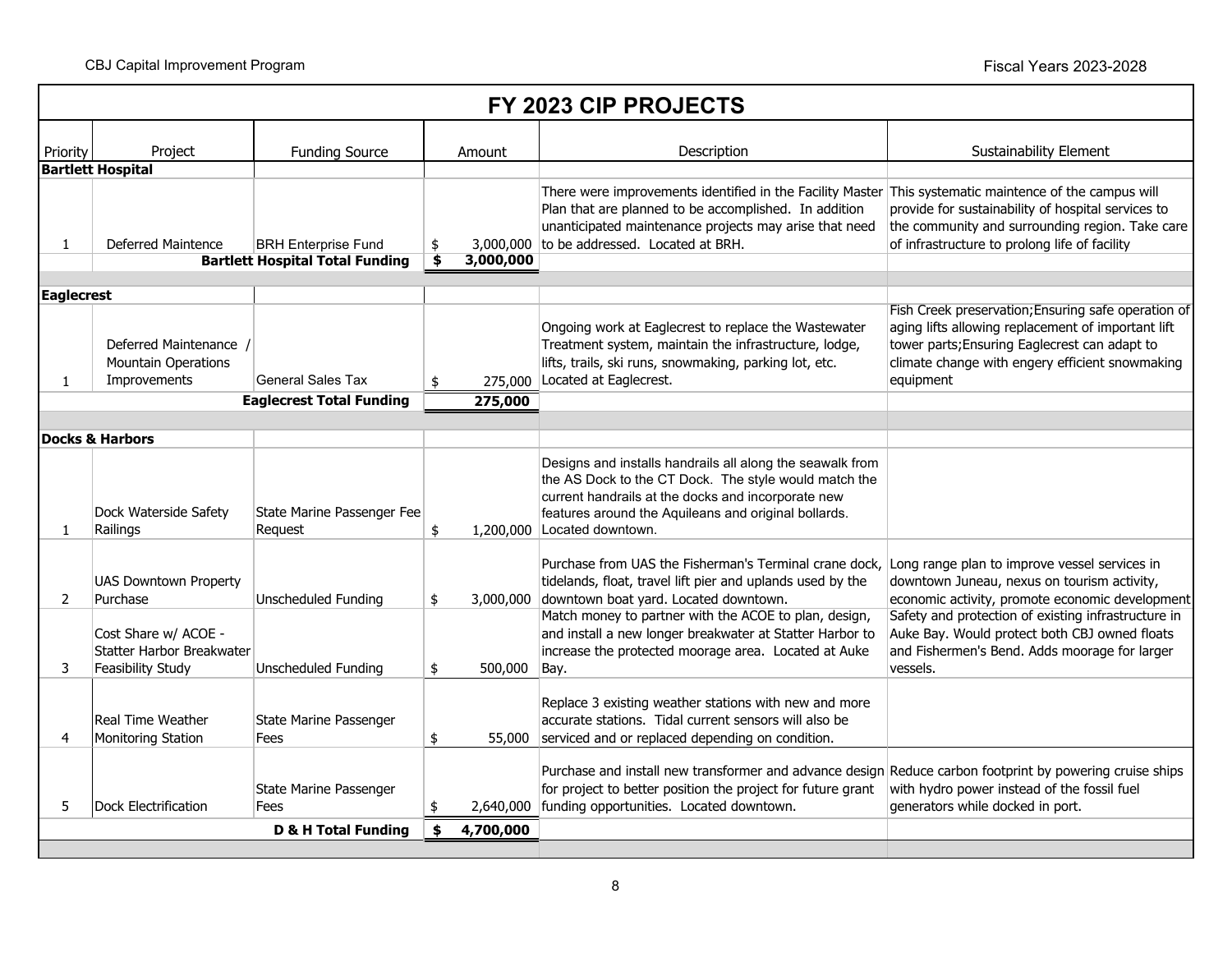# FY 2023 CIP PROJECTS

| Priority | Project | Funding Source | Amount | Description | Sustainability Element |
|---|---|---|---|---|---|
| **Bartlett Hospital** | | | | | |
| 1 | Deferred Maintence | BRH Enterprise Fund | $ 3,000,000 | There were improvements identified in the Facility Master Plan that are planned to be accomplished. In addition unanticipated maintenance projects may arise that need to be addressed. Located at BRH. | This systematic maintence of the campus will provide for sustainability of hospital services to the community and surrounding region. Take care of infrastructure to prolong life of facility |
| | | **Bartlett Hospital Total Funding** | **$ 3,000,000** | | |
| **Eaglecrest** | | | | | |
| 1 | Deferred Maintenance / Mountain Operations Improvements | General Sales Tax | $ 275,000 | Ongoing work at Eaglecrest to replace the Wastewater Treatment system, maintain the infrastructure, lodge, lifts, trails, ski runs, snowmaking, parking lot, etc. Located at Eaglecrest. | Fish Creek preservation;Ensuring safe operation of aging lifts allowing replacement of important lift tower parts;Ensuring Eaglecrest can adapt to climate change with engery efficient snowmaking equipment |
| | | **Eaglecrest Total Funding** | **275,000** | | |
| **Docks & Harbors** | | | | | |
| 1 | Dock Waterside Safety Railings | State Marine Passenger Fee Request | $ 1,200,000 | Designs and installs handrails all along the seawalk from the AS Dock to the CT Dock. The style would match the current handrails at the docks and incorporate new features around the Aquileans and original bollards. Located downtown. | |
| 2 | UAS Downtown Property Purchase | Unscheduled Funding | $ 3,000,000 | Purchase from UAS the Fisherman's Terminal crane dock, tidelands, float, travel lift pier and uplands used by the downtown boat yard. Located downtown. | Long range plan to improve vessel services in downtown Juneau, nexus on tourism activity, economic activity, promote economic development |
| 3 | Cost Share w/ ACOE - Statter Harbor Breakwater Feasibility Study | Unscheduled Funding | $ 500,000 | Match money to partner with the ACOE to plan, design, and install a new longer breakwater at Statter Harbor to increase the protected moorage area. Located at Auke Bay. | Safety and protection of existing infrastructure in Auke Bay. Would protect both CBJ owned floats and Fishermen's Bend. Adds moorage for larger vessels. |
| 4 | Real Time Weather Monitoring Station | State Marine Passenger Fees | $ 55,000 | Replace 3 existing weather stations with new and more accurate stations. Tidal current sensors will also be serviced and or replaced depending on condition. | |
| 5 | Dock Electrification | State Marine Passenger Fees | $ 2,640,000 | Purchase and install new transformer and advance design for project to better position the project for future grant funding opportunities. Located downtown. | Reduce carbon footprint by powering cruise ships with hydro power instead of the fossil fuel generators while docked in port. |
| | | **D & H Total Funding** | **$ 4,700,000** | | |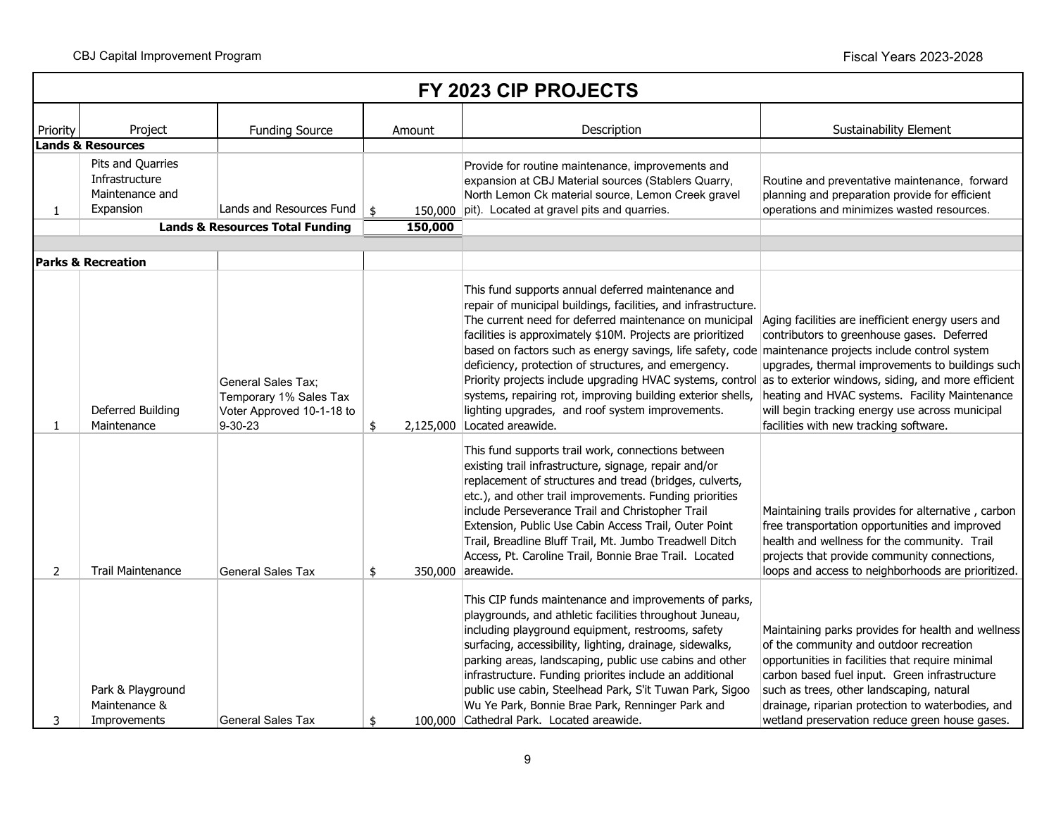# FY 2023 CIP PROJECTS

| Priority | Project | Funding Source | Amount | Description | Sustainability Element |
|---|---|---|---|---|---|
| **Lands & Resources** | | | | | |
| 1 | Pits and Quarries Infrastructure Maintenance and Expansion | Lands and Resources Fund | $ 150,000 | Provide for routine maintenance, improvements and expansion at CBJ Material sources (Stablers Quarry, North Lemon Ck material source, Lemon Creek gravel pit). Located at gravel pits and quarries. | Routine and preventative maintenance, forward planning and preparation provide for efficient operations and minimizes wasted resources. |
| | **Lands & Resources Total Funding** | | **150,000** | | |
| **Parks & Recreation** | | | | | |
| 1 | Deferred Building Maintenance | General Sales Tax; Temporary 1% Sales Tax Voter Approved 10-1-18 to 9-30-23 | $ 2,125,000 | This fund supports annual deferred maintenance and repair of municipal buildings, facilities, and infrastructure. The current need for deferred maintenance on municipal facilities is approximately $10M. Projects are prioritized based on factors such as energy savings, life safety, code deficiency, protection of structures, and emergency. Priority projects include upgrading HVAC systems, control systems, repairing rot, improving building exterior shells, lighting upgrades, and roof system improvements. Located areawide. | Aging facilities are inefficient energy users and contributors to greenhouse gases. Deferred maintenance projects include control system upgrades, thermal improvements to buildings such as to exterior windows, siding, and more efficient heating and HVAC systems. Facility Maintenance will begin tracking energy use across municipal facilities with new tracking software. |
| 2 | Trail Maintenance | General Sales Tax | $ 350,000 | This fund supports trail work, connections between existing trail infrastructure, signage, repair and/or replacement of structures and tread (bridges, culverts, etc.), and other trail improvements. Funding priorities include Perseverance Trail and Christopher Trail Extension, Public Use Cabin Access Trail, Outer Point Trail, Breadline Bluff Trail, Mt. Jumbo Treadwell Ditch Access, Pt. Caroline Trail, Bonnie Brae Trail. Located areawide. | Maintaining trails provides for alternative , carbon free transportation opportunities and improved health and wellness for the community. Trail projects that provide community connections, loops and access to neighborhoods are prioritized. |
| 3 | Park & Playground Maintenance & Improvements | General Sales Tax | $ 100,000 | This CIP funds maintenance and improvements of parks, playgrounds, and athletic facilities throughout Juneau, including playground equipment, restrooms, safety surfacing, accessibility, lighting, drainage, sidewalks, parking areas, landscaping, public use cabins and other infrastructure. Funding priorites include an additional public use cabin, Steelhead Park, S'it Tuwan Park, Sigoo Wu Ye Park, Bonnie Brae Park, Renninger Park and Cathedral Park. Located areawide. | Maintaining parks provides for health and wellness of the community and outdoor recreation opportunities in facilities that require minimal carbon based fuel input. Green infrastructure such as trees, other landscaping, natural drainage, riparian protection to waterbodies, and wetland preservation reduce green house gases. |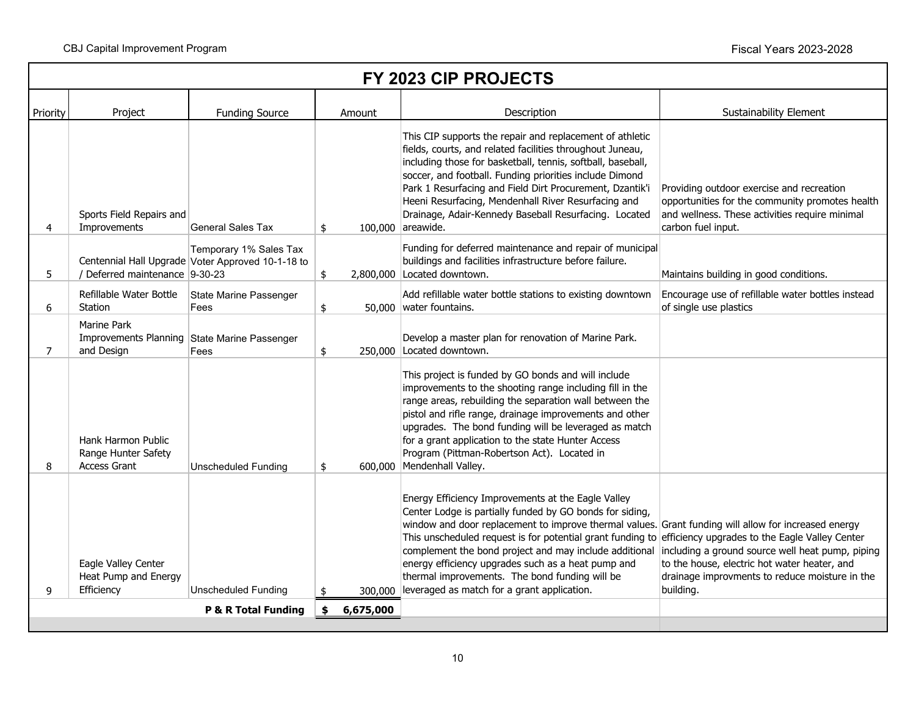# FY 2023 CIP PROJECTS

| Priority | Project | Funding Source | Amount | Description | Sustainability Element |
|---|---|---|---|---|---|
| 4 | Sports Field Repairs and Improvements | General Sales Tax | $ 100,000 | This CIP supports the repair and replacement of athletic fields, courts, and related facilities throughout Juneau, including those for basketball, tennis, softball, baseball, soccer, and football. Funding priorities include Dimond Park 1 Resurfacing and Field Dirt Procurement, Dzantik'i Heeni Resurfacing, Mendenhall River Resurfacing and Drainage, Adair-Kennedy Baseball Resurfacing. Located areawide. | Providing outdoor exercise and recreation opportunities for the community promotes health and wellness. These activities require minimal carbon fuel input. |
| 5 | Centennial Hall Upgrade / Deferred maintenance | Temporary 1% Sales Tax Voter Approved 10-1-18 to 9-30-23 | $ 2,800,000 | Funding for deferred maintenance and repair of municipal buildings and facilities infrastructure before failure. Located downtown. | Maintains building in good conditions. |
| 6 | Refillable Water Bottle Station | State Marine Passenger Fees | $ 50,000 | Add refillable water bottle stations to existing downtown water fountains. | Encourage use of refillable water bottles instead of single use plastics |
| 7 | Marine Park Improvements Planning and Design | State Marine Passenger Fees | $ 250,000 | Develop a master plan for renovation of Marine Park. Located downtown. | |
| 8 | Hank Harmon Public Range Hunter Safety Access Grant | Unscheduled Funding | $ 600,000 | This project is funded by GO bonds and will include improvements to the shooting range including fill in the range areas, rebuilding the separation wall between the pistol and rifle range, drainage improvements and other upgrades. The bond funding will be leveraged as match for a grant application to the state Hunter Access Program (Pittman-Robertson Act). Located in Mendenhall Valley. | |
| 9 | Eagle Valley Center Heat Pump and Energy Efficiency | Unscheduled Funding | $ 300,000 | Energy Efficiency Improvements at the Eagle Valley Center Lodge is partially funded by GO bonds for siding, window and door replacement to improve thermal values. This unscheduled request is for potential grant funding to complement the bond project and may include additional energy efficiency upgrades such as a heat pump and thermal improvements. The bond funding will be leveraged as match for a grant application. | Grant funding will allow for increased energy efficiency upgrades to the Eagle Valley Center including a ground source well heat pump, piping to the house, electric hot water heater, and drainage improvments to reduce moisture in the building. |
| | | **P & R Total Funding** | **$ 6,675,000** | | |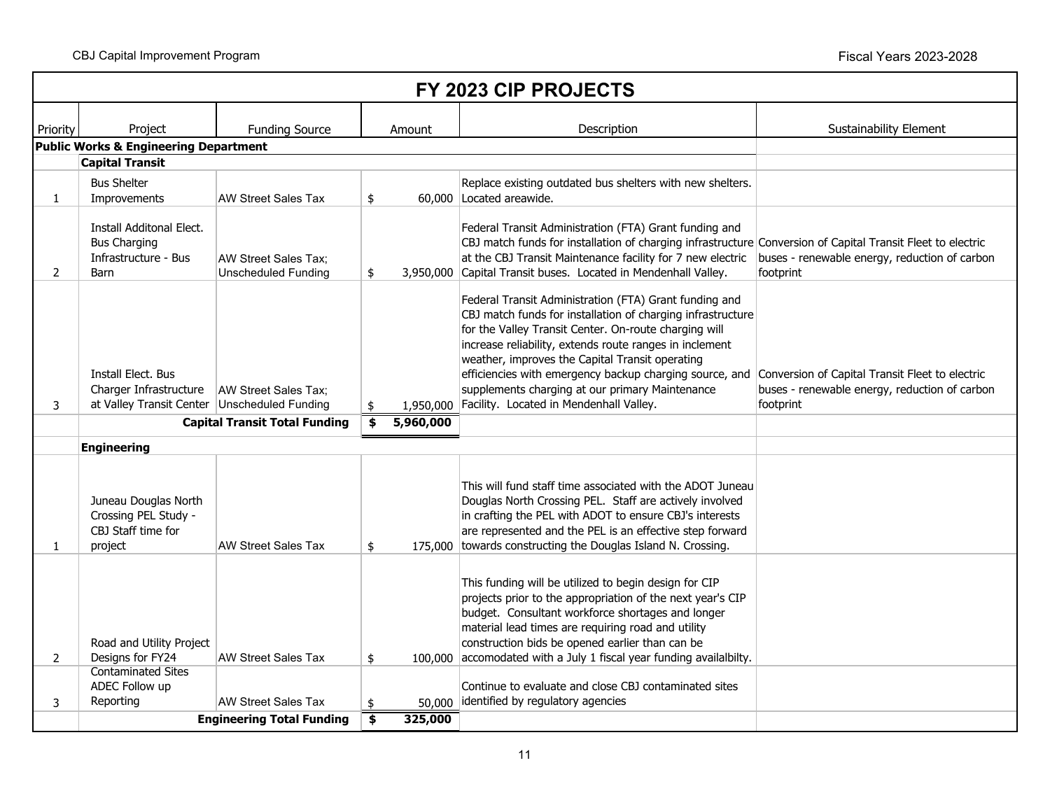## FY 2023 CIP PROJECTS

| Priority | Project | Funding Source | Amount | Description | Sustainability Element |
|---|---|---|---|---|---|
| **Public Works & Engineering Department** | | | | | |
| | **Capital Transit** | | | | |
| 1 | Bus Shelter Improvements | AW Street Sales Tax | $ 60,000 | Replace existing outdated bus shelters with new shelters. Located areawide. | |
| 2 | Install Additonal Elect. Bus Charging Infrastructure - Bus Barn | AW Street Sales Tax; Unscheduled Funding | $ 3,950,000 | Federal Transit Administration (FTA) Grant funding and CBJ match funds for installation of charging infrastructure at the CBJ Transit Maintenance facility for 7 new electric Capital Transit buses. Located in Mendenhall Valley. | Conversion of Capital Transit Fleet to electric buses - renewable energy, reduction of carbon footprint |
| 3 | Install Elect. Bus Charger Infrastructure at Valley Transit Center | AW Street Sales Tax; Unscheduled Funding | $ 1,950,000 | Federal Transit Administration (FTA) Grant funding and CBJ match funds for installation of charging infrastructure for the Valley Transit Center. On-route charging will increase reliability, extends route ranges in inclement weather, improves the Capital Transit operating efficiencies with emergency backup charging source, and supplements charging at our primary Maintenance Facility. Located in Mendenhall Valley. | Conversion of Capital Transit Fleet to electric buses - renewable energy, reduction of carbon footprint |
| | | **Capital Transit Total Funding** | **$ 5,960,000** | | |
| | **Engineering** | | | | |
| 1 | Juneau Douglas North Crossing PEL Study - CBJ Staff time for project | AW Street Sales Tax | $ 175,000 | This will fund staff time associated with the ADOT Juneau Douglas North Crossing PEL. Staff are actively involved in crafting the PEL with ADOT to ensure CBJ's interests are represented and the PEL is an effective step forward towards constructing the Douglas Island N. Crossing. | |
| 2 | Road and Utility Project Designs for FY24 | AW Street Sales Tax | $ 100,000 | This funding will be utilized to begin design for CIP projects prior to the appropriation of the next year's CIP budget. Consultant workforce shortages and longer material lead times are requiring road and utility construction bids be opened earlier than can be accomodated with a July 1 fiscal year funding availalbilty. | |
| 3 | Contaminated Sites ADEC Follow up Reporting | AW Street Sales Tax | $ 50,000 | Continue to evaluate and close CBJ contaminated sites identified by regulatory agencies | |
| | | **Engineering Total Funding** | **$ 325,000** | | |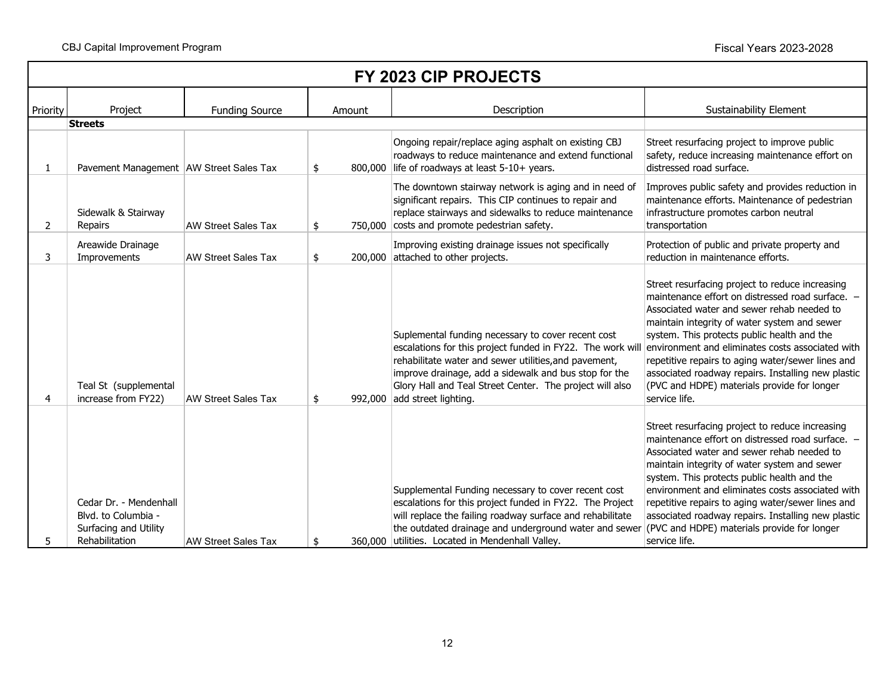# FY 2023 CIP PROJECTS

| Priority | Project | Funding Source | Amount | Description | Sustainability Element |
|---|---|---|---|---|---|
| | **Streets** | | | | |
| 1 | Pavement Management | AW Street Sales Tax | $ 800,000 | Ongoing repair/replace aging asphalt on existing CBJ roadways to reduce maintenance and extend functional life of roadways at least 5-10+ years. | Street resurfacing project to improve public safety, reduce increasing maintenance effort on distressed road surface. |
| 2 | Sidewalk & Stairway Repairs | AW Street Sales Tax | $ 750,000 | The downtown stairway network is aging and in need of significant repairs. This CIP continues to repair and replace stairways and sidewalks to reduce maintenance costs and promote pedestrian safety. | Improves public safety and provides reduction in maintenance efforts. Maintenance of pedestrian infrastructure promotes carbon neutral transportation |
| 3 | Areawide Drainage Improvements | AW Street Sales Tax | $ 200,000 | Improving existing drainage issues not specifically attached to other projects. | Protection of public and private property and reduction in maintenance efforts. |
| 4 | Teal St (supplemental increase from FY22) | AW Street Sales Tax | $ 992,000 | Suplemental funding necessary to cover recent cost escalations for this project funded in FY22. The work will rehabilitate water and sewer utilities,and pavement, improve drainage, add a sidewalk and bus stop for the Glory Hall and Teal Street Center. The project will also add street lighting. | Street resurfacing project to reduce increasing maintenance effort on distressed road surface. – Associated water and sewer rehab needed to maintain integrity of water system and sewer system. This protects public health and the environment and eliminates costs associated with repetitive repairs to aging water/sewer lines and associated roadway repairs. Installing new plastic (PVC and HDPE) materials provide for longer service life. |
| 5 | Cedar Dr. - Mendenhall Blvd. to Columbia - Surfacing and Utility Rehabilitation | AW Street Sales Tax | $ 360,000 | Supplemental Funding necessary to cover recent cost escalations for this project funded in FY22. The Project will replace the failing roadway surface and rehabilitate the outdated drainage and underground water and sewer utilities. Located in Mendenhall Valley. | Street resurfacing project to reduce increasing maintenance effort on distressed road surface. – Associated water and sewer rehab needed to maintain integrity of water system and sewer system. This protects public health and the environment and eliminates costs associated with repetitive repairs to aging water/sewer lines and associated roadway repairs. Installing new plastic (PVC and HDPE) materials provide for longer service life. |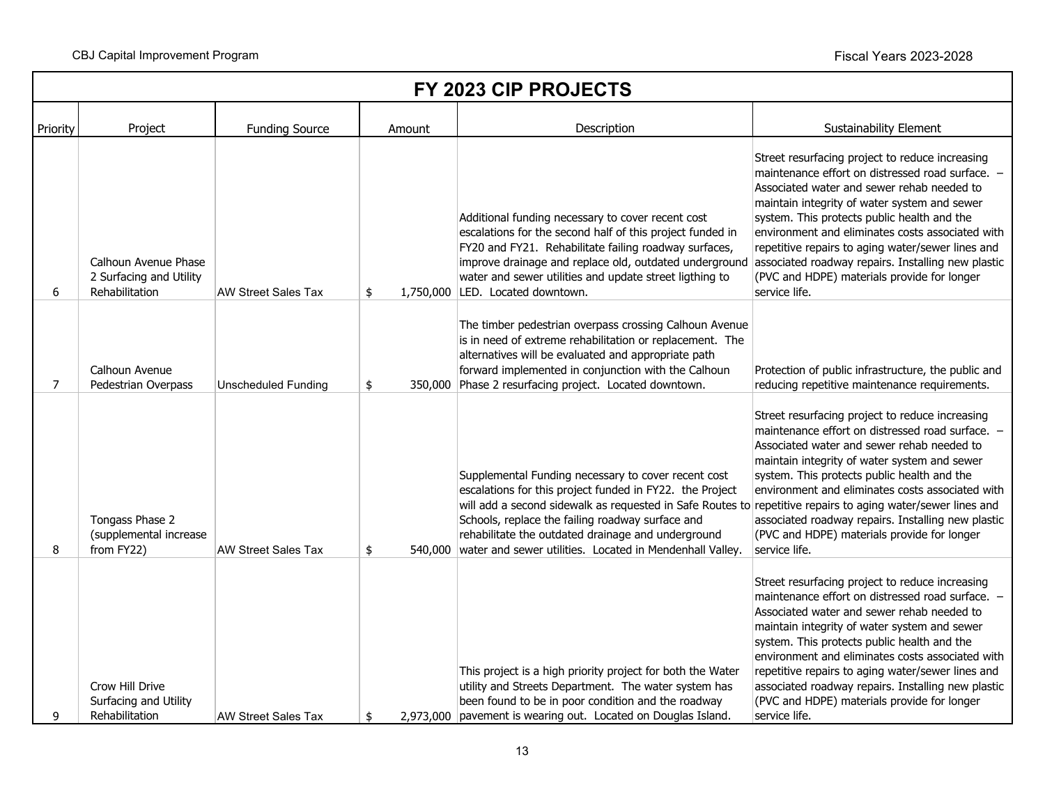## FY 2023 CIP PROJECTS

| Priority | Project | Funding Source | Amount | Description | Sustainability Element |
|---|---|---|---|---|---|
| 6 | Calhoun Avenue Phase 2 Surfacing and Utility Rehabilitation | AW Street Sales Tax | $ 1,750,000 | Additional funding necessary to cover recent cost escalations for the second half of this project funded in FY20 and FY21. Rehabilitate failing roadway surfaces, improve drainage and replace old, outdated underground water and sewer utilities and update street ligthing to LED. Located downtown. | Street resurfacing project to reduce increasing maintenance effort on distressed road surface. – Associated water and sewer rehab needed to maintain integrity of water system and sewer system. This protects public health and the environment and eliminates costs associated with repetitive repairs to aging water/sewer lines and associated roadway repairs. Installing new plastic (PVC and HDPE) materials provide for longer service life. |
| 7 | Calhoun Avenue Pedestrian Overpass | Unscheduled Funding | $ 350,000 | The timber pedestrian overpass crossing Calhoun Avenue is in need of extreme rehabilitation or replacement. The alternatives will be evaluated and appropriate path forward implemented in conjunction with the Calhoun Phase 2 resurfacing project. Located downtown. | Protection of public infrastructure, the public and reducing repetitive maintenance requirements. |
| 8 | Tongass Phase 2 (supplemental increase from FY22) | AW Street Sales Tax | $ 540,000 | Supplemental Funding necessary to cover recent cost escalations for this project funded in FY22. the Project will add a second sidewalk as requested in Safe Routes to Schools, replace the failing roadway surface and rehabilitate the outdated drainage and underground water and sewer utilities. Located in Mendenhall Valley. | Street resurfacing project to reduce increasing maintenance effort on distressed road surface. – Associated water and sewer rehab needed to maintain integrity of water system and sewer system. This protects public health and the environment and eliminates costs associated with repetitive repairs to aging water/sewer lines and associated roadway repairs. Installing new plastic (PVC and HDPE) materials provide for longer service life. |
| 9 | Crow Hill Drive Surfacing and Utility Rehabilitation | AW Street Sales Tax | $ 2,973,000 | This project is a high priority project for both the Water utility and Streets Department. The water system has been found to be in poor condition and the roadway pavement is wearing out. Located on Douglas Island. | Street resurfacing project to reduce increasing maintenance effort on distressed road surface. – Associated water and sewer rehab needed to maintain integrity of water system and sewer system. This protects public health and the environment and eliminates costs associated with repetitive repairs to aging water/sewer lines and associated roadway repairs. Installing new plastic (PVC and HDPE) materials provide for longer service life. |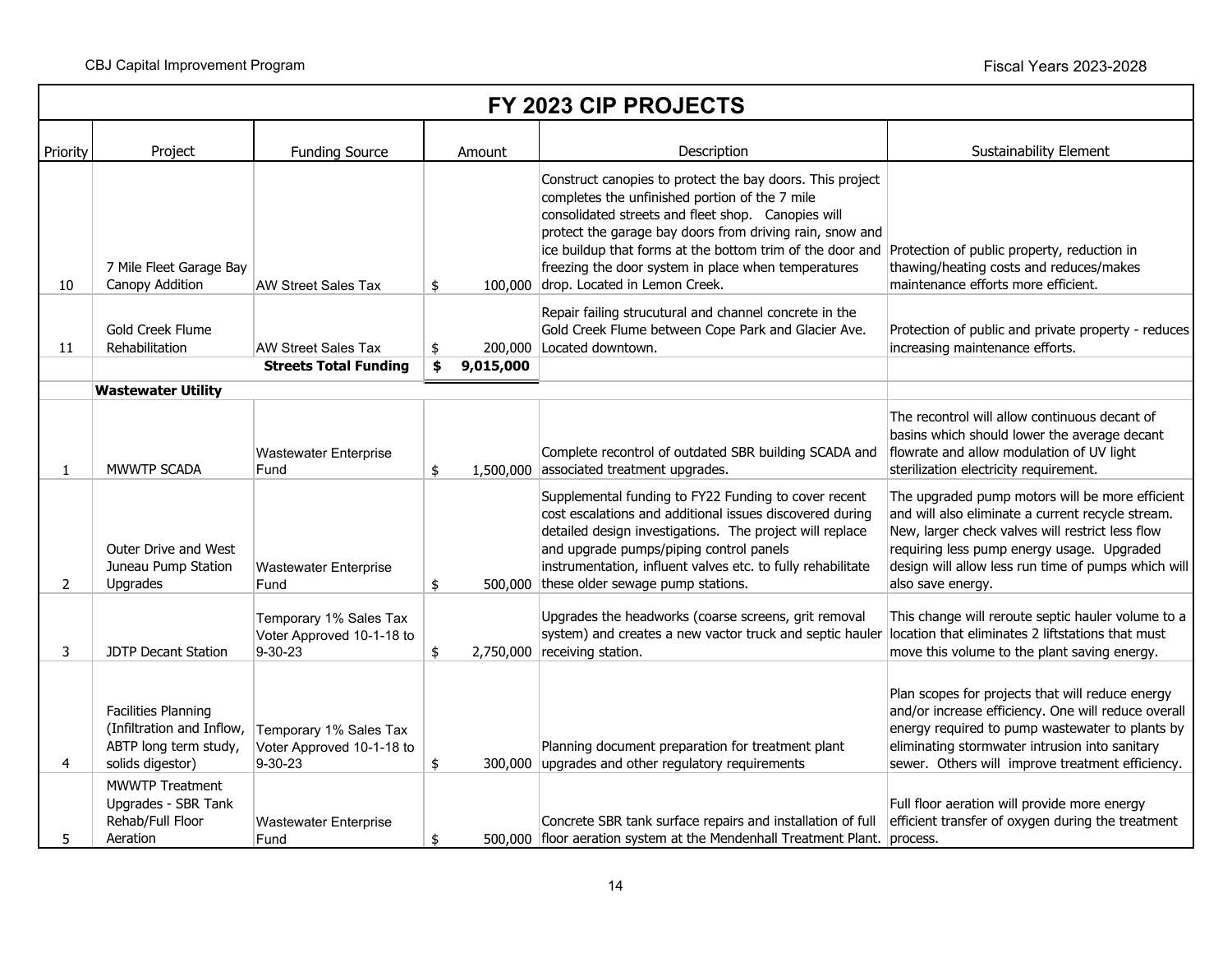# FY 2023 CIP PROJECTS

| Priority | Project | Funding Source | Amount | Description | Sustainability Element |
|---|---|---|---|---|---|
| 10 | 7 Mile Fleet Garage Bay Canopy Addition | AW Street Sales Tax | $ 100,000 | Construct canopies to protect the bay doors. This project completes the unfinished portion of the 7 mile consolidated streets and fleet shop. Canopies will protect the garage bay doors from driving rain, snow and ice buildup that forms at the bottom trim of the door and freezing the door system in place when temperatures drop. Located in Lemon Creek. | Protection of public property, reduction in thawing/heating costs and reduces/makes maintenance efforts more efficient. |
| 11 | Gold Creek Flume Rehabilitation | AW Street Sales Tax | $ 200,000 | Repair failing strucutural and channel concrete in the Gold Creek Flume between Cope Park and Glacier Ave. Located downtown. | Protection of public and private property - reduces increasing maintenance efforts. |
| | | **Streets Total Funding** | **$ 9,015,000** | | |
| | **Wastewater Utility** | | | | |
| 1 | MWWTP SCADA | Wastewater Enterprise Fund | $ 1,500,000 | Complete recontrol of outdated SBR building SCADA and associated treatment upgrades. | The recontrol will allow continuous decant of basins which should lower the average decant flowrate and allow modulation of UV light sterilization electricity requirement. |
| 2 | Outer Drive and West Juneau Pump Station Upgrades | Wastewater Enterprise Fund | $ 500,000 | Supplemental funding to FY22 Funding to cover recent cost escalations and additional issues discovered during detailed design investigations. The project will replace and upgrade pumps/piping control panels instrumentation, influent valves etc. to fully rehabilitate these older sewage pump stations. | The upgraded pump motors will be more efficient and will also eliminate a current recycle stream. New, larger check valves will restrict less flow requiring less pump energy usage. Upgraded design will allow less run time of pumps which will also save energy. |
| 3 | JDTP Decant Station | Temporary 1% Sales Tax Voter Approved 10-1-18 to 9-30-23 | $ 2,750,000 | Upgrades the headworks (coarse screens, grit removal system) and creates a new vactor truck and septic hauler receiving station. | This change will reroute septic hauler volume to a location that eliminates 2 liftstations that must move this volume to the plant saving energy. |
| 4 | Facilities Planning (Infiltration and Inflow, ABTP long term study, solids digestor) | Temporary 1% Sales Tax Voter Approved 10-1-18 to 9-30-23 | $ 300,000 | Planning document preparation for treatment plant upgrades and other regulatory requirements | Plan scopes for projects that will reduce energy and/or increase efficiency. One will reduce overall energy required to pump wastewater to plants by eliminating stormwater intrusion into sanitary sewer. Others will improve treatment efficiency. |
| 5 | MWWTP Treatment Upgrades - SBR Tank Rehab/Full Floor Aeration | Wastewater Enterprise Fund | $ 500,000 | Concrete SBR tank surface repairs and installation of full floor aeration system at the Mendenhall Treatment Plant. | Full floor aeration will provide more energy efficient transfer of oxygen during the treatment process. |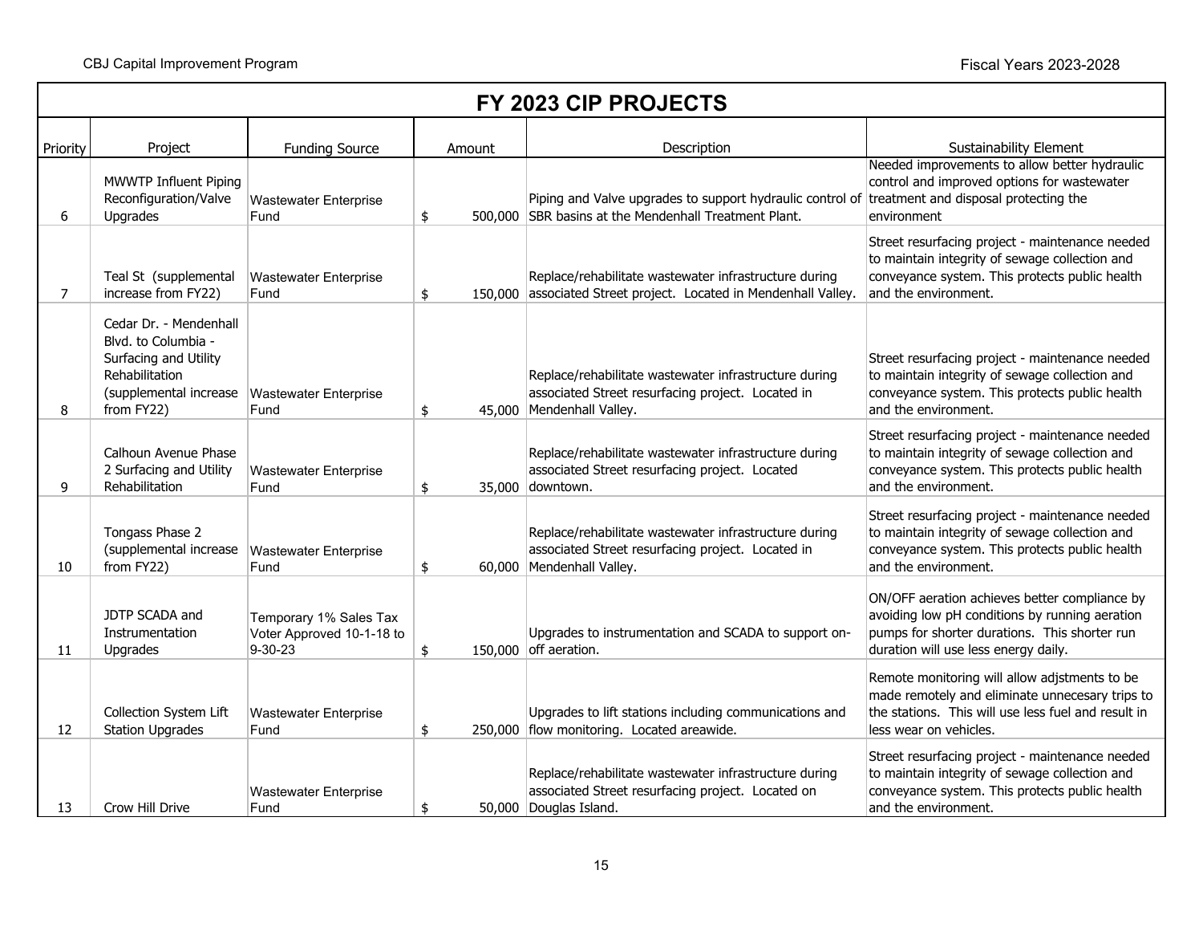## FY 2023 CIP PROJECTS

| Priority | Project | Funding Source | Amount | Description | Sustainability Element |
|---|---|---|---|---|---|
| 6 | MWWTP Influent Piping Reconfiguration/Valve Upgrades | Wastewater Enterprise Fund | $ 500,000 | Piping and Valve upgrades to support hydraulic control of SBR basins at the Mendenhall Treatment Plant. | Needed improvements to allow better hydraulic control and improved options for wastewater treatment and disposal protecting the environment |
| 7 | Teal St (supplemental increase from FY22) | Wastewater Enterprise Fund | $ 150,000 | Replace/rehabilitate wastewater infrastructure during associated Street project. Located in Mendenhall Valley. | Street resurfacing project - maintenance needed to maintain integrity of sewage collection and conveyance system. This protects public health and the environment. |
| 8 | Cedar Dr. - Mendenhall Blvd. to Columbia - Surfacing and Utility Rehabilitation (supplemental increase from FY22) | Wastewater Enterprise Fund | $ 45,000 | Replace/rehabilitate wastewater infrastructure during associated Street resurfacing project. Located in Mendenhall Valley. | Street resurfacing project - maintenance needed to maintain integrity of sewage collection and conveyance system. This protects public health and the environment. |
| 9 | Calhoun Avenue Phase 2 Surfacing and Utility Rehabilitation | Wastewater Enterprise Fund | $ 35,000 | Replace/rehabilitate wastewater infrastructure during associated Street resurfacing project. Located downtown. | Street resurfacing project - maintenance needed to maintain integrity of sewage collection and conveyance system. This protects public health and the environment. |
| 10 | Tongass Phase 2 (supplemental increase from FY22) | Wastewater Enterprise Fund | $ 60,000 | Replace/rehabilitate wastewater infrastructure during associated Street resurfacing project. Located in Mendenhall Valley. | Street resurfacing project - maintenance needed to maintain integrity of sewage collection and conveyance system. This protects public health and the environment. |
| 11 | JDTP SCADA and Instrumentation Upgrades | Temporary 1% Sales Tax Voter Approved 10-1-18 to 9-30-23 | $ 150,000 | Upgrades to instrumentation and SCADA to support on-off aeration. | ON/OFF aeration achieves better compliance by avoiding low pH conditions by running aeration pumps for shorter durations. This shorter run duration will use less energy daily. |
| 12 | Collection System Lift Station Upgrades | Wastewater Enterprise Fund | $ 250,000 | Upgrades to lift stations including communications and flow monitoring. Located areawide. | Remote monitoring will allow adjstments to be made remotely and eliminate unnecesary trips to the stations. This will use less fuel and result in less wear on vehicles. |
| 13 | Crow Hill Drive | Wastewater Enterprise Fund | $ 50,000 | Replace/rehabilitate wastewater infrastructure during associated Street resurfacing project. Located on Douglas Island. | Street resurfacing project - maintenance needed to maintain integrity of sewage collection and conveyance system. This protects public health and the environment. |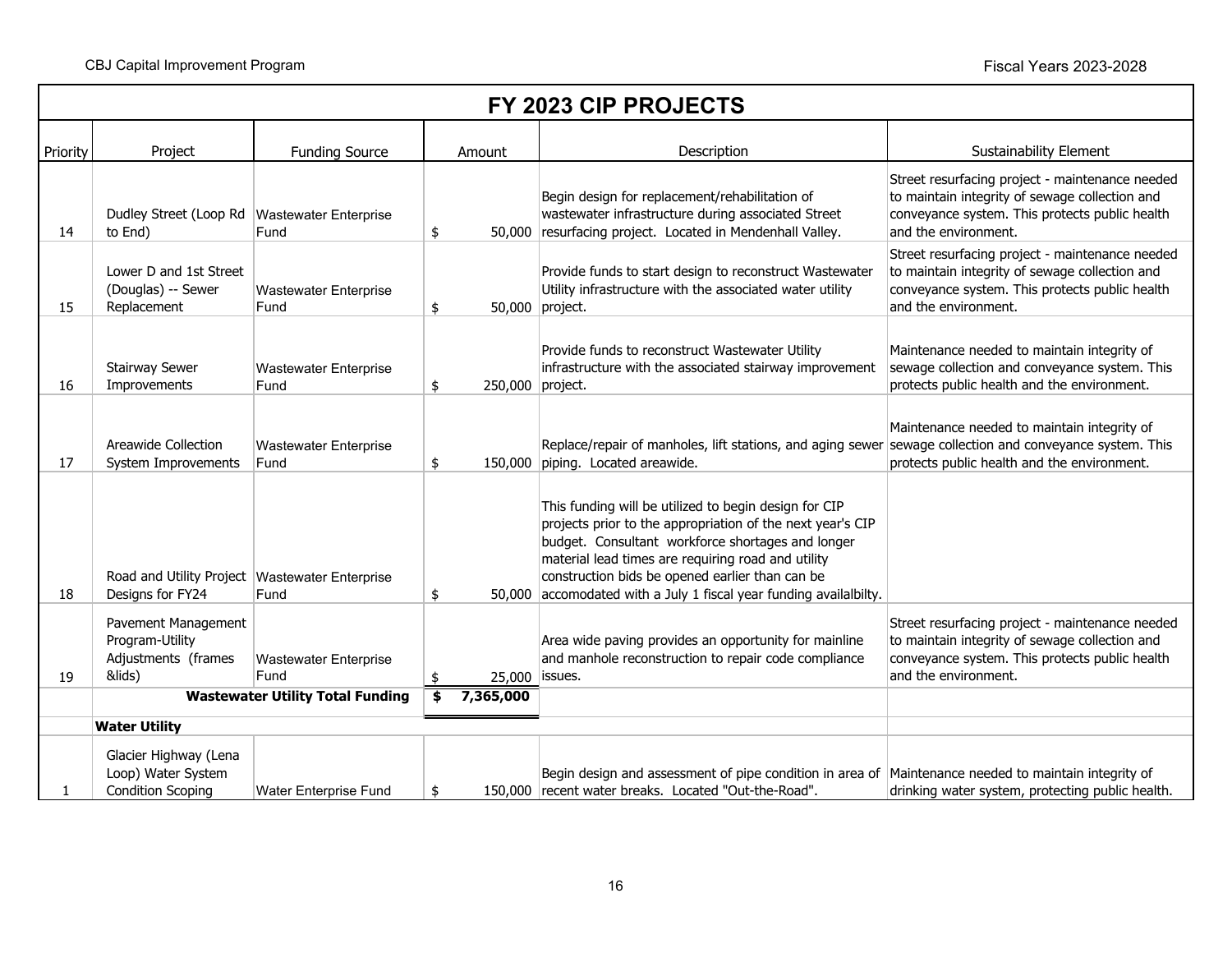# FY 2023 CIP PROJECTS

| Priority | Project | Funding Source | Amount | Description | Sustainability Element |
|---|---|---|---|---|---|
| 14 | Dudley Street (Loop Rd to End) | Wastewater Enterprise Fund | $ 50,000 | Begin design for replacement/rehabilitation of wastewater infrastructure during associated Street resurfacing project. Located in Mendenhall Valley. | Street resurfacing project - maintenance needed to maintain integrity of sewage collection and conveyance system. This protects public health and the environment. |
| 15 | Lower D and 1st Street (Douglas) -- Sewer Replacement | Wastewater Enterprise Fund | $ 50,000 | Provide funds to start design to reconstruct Wastewater Utility infrastructure with the associated water utility project. | Street resurfacing project - maintenance needed to maintain integrity of sewage collection and conveyance system. This protects public health and the environment. |
| 16 | Stairway Sewer Improvements | Wastewater Enterprise Fund | $ 250,000 | Provide funds to reconstruct Wastewater Utility infrastructure with the associated stairway improvement project. | Maintenance needed to maintain integrity of sewage collection and conveyance system. This protects public health and the environment. |
| 17 | Areawide Collection System Improvements | Wastewater Enterprise Fund | $ 150,000 | Replace/repair of manholes, lift stations, and aging sewer piping. Located areawide. | Maintenance needed to maintain integrity of sewage collection and conveyance system. This protects public health and the environment. |
| 18 | Road and Utility Project Designs for FY24 | Wastewater Enterprise Fund | $ 50,000 | This funding will be utilized to begin design for CIP projects prior to the appropriation of the next year's CIP budget. Consultant workforce shortages and longer material lead times are requiring road and utility construction bids be opened earlier than can be accomodated with a July 1 fiscal year funding availalbilty. | |
| 19 | Pavement Management Program-Utility Adjustments (frames &lids) | Wastewater Enterprise Fund | $ 25,000 | Area wide paving provides an opportunity for mainline and manhole reconstruction to repair code compliance issues. | Street resurfacing project - maintenance needed to maintain integrity of sewage collection and conveyance system. This protects public health and the environment. |
| | **Wastewater Utility Total Funding** | | **$ 7,365,000** | | |
| | **Water Utility** | | | | |
| 1 | Glacier Highway (Lena Loop) Water System Condition Scoping | Water Enterprise Fund | $ 150,000 | Begin design and assessment of pipe condition in area of recent water breaks. Located "Out-the-Road". | Maintenance needed to maintain integrity of drinking water system, protecting public health. |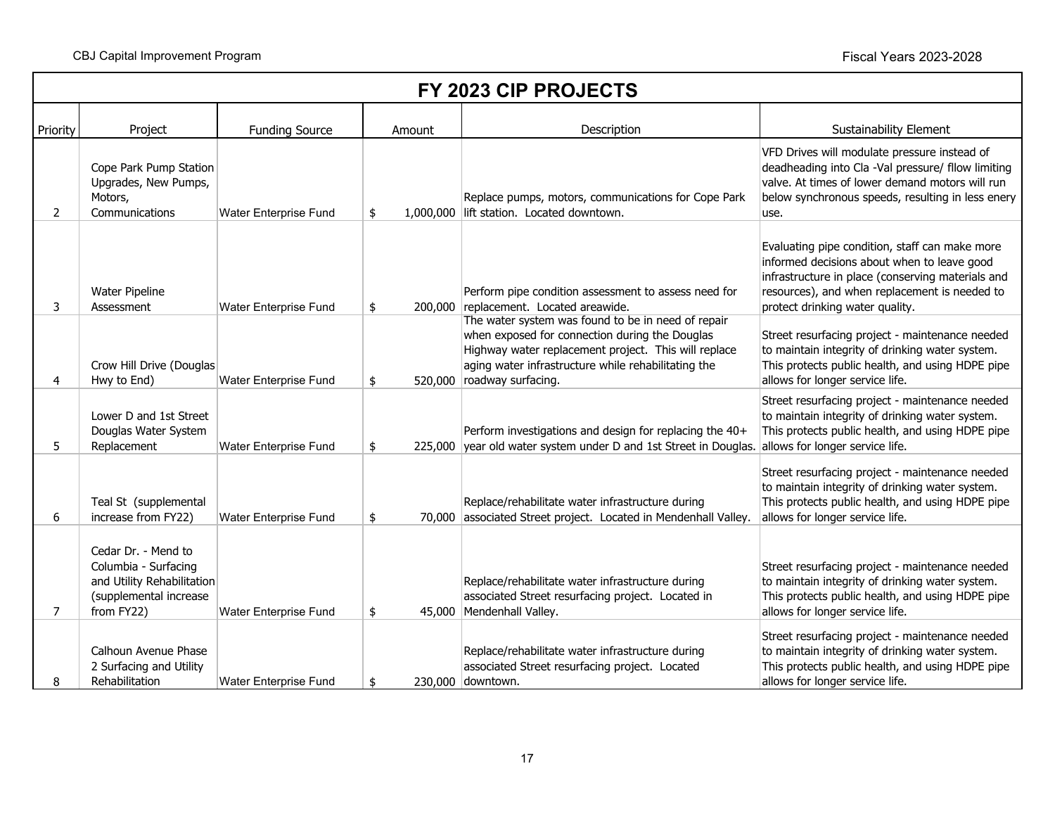# FY 2023 CIP PROJECTS

| Priority | Project | Funding Source | Amount | Description | Sustainability Element |
|---|---|---|---|---|---|
| 2 | Cope Park Pump Station Upgrades, New Pumps, Motors, Communications | Water Enterprise Fund | $ 1,000,000 | Replace pumps, motors, communications for Cope Park lift station. Located downtown. | VFD Drives will modulate pressure instead of deadheading into Cla -Val pressure/ fllow limiting valve. At times of lower demand motors will run below synchronous speeds, resulting in less enery use. |
| 3 | Water Pipeline Assessment | Water Enterprise Fund | $ 200,000 | Perform pipe condition assessment to assess need for replacement. Located areawide. | Evaluating pipe condition, staff can make more informed decisions about when to leave good infrastructure in place (conserving materials and resources), and when replacement is needed to protect drinking water quality. |
| 4 | Crow Hill Drive (Douglas Hwy to End) | Water Enterprise Fund | $ 520,000 | The water system was found to be in need of repair when exposed for connection during the Douglas Highway water replacement project. This will replace aging water infrastructure while rehabilitating the roadway surfacing. | Street resurfacing project - maintenance needed to maintain integrity of drinking water system. This protects public health, and using HDPE pipe allows for longer service life. |
| 5 | Lower D and 1st Street Douglas Water System Replacement | Water Enterprise Fund | $ 225,000 | Perform investigations and design for replacing the 40+ year old water system under D and 1st Street in Douglas. | Street resurfacing project - maintenance needed to maintain integrity of drinking water system. This protects public health, and using HDPE pipe allows for longer service life. |
| 6 | Teal St (supplemental increase from FY22) | Water Enterprise Fund | $ 70,000 | Replace/rehabilitate water infrastructure during associated Street project. Located in Mendenhall Valley. | Street resurfacing project - maintenance needed to maintain integrity of drinking water system. This protects public health, and using HDPE pipe allows for longer service life. |
| 7 | Cedar Dr. - Mend to Columbia - Surfacing and Utility Rehabilitation (supplemental increase from FY22) | Water Enterprise Fund | $ 45,000 | Replace/rehabilitate water infrastructure during associated Street resurfacing project. Located in Mendenhall Valley. | Street resurfacing project - maintenance needed to maintain integrity of drinking water system. This protects public health, and using HDPE pipe allows for longer service life. |
| 8 | Calhoun Avenue Phase 2 Surfacing and Utility Rehabilitation | Water Enterprise Fund | $ 230,000 | Replace/rehabilitate water infrastructure during associated Street resurfacing project. Located downtown. | Street resurfacing project - maintenance needed to maintain integrity of drinking water system. This protects public health, and using HDPE pipe allows for longer service life. |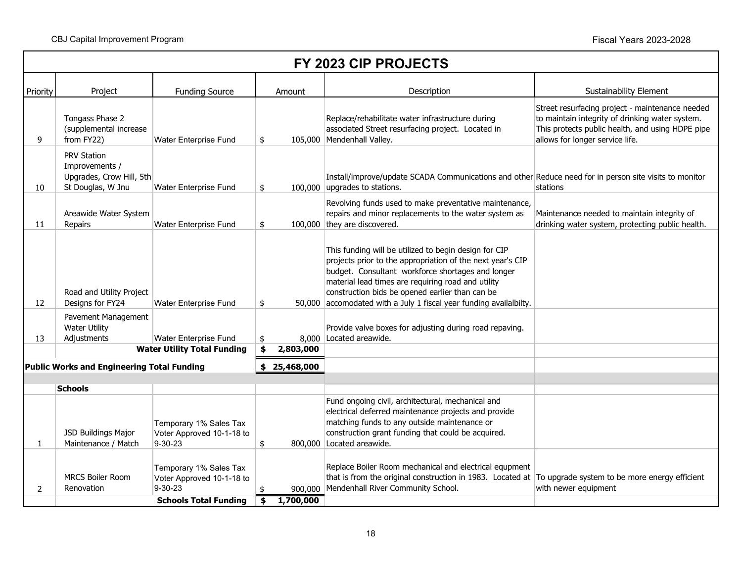# FY 2023 CIP PROJECTS

| Priority | Project | Funding Source | Amount | Description | Sustainability Element |
|---|---|---|---|---|---|
| 9 | Tongass Phase 2 (supplemental increase from FY22) | Water Enterprise Fund | $ 105,000 | Replace/rehabilitate water infrastructure during associated Street resurfacing project. Located in Mendenhall Valley. | Street resurfacing project - maintenance needed to maintain integrity of drinking water system. This protects public health, and using HDPE pipe allows for longer service life. |
| 10 | PRV Station Improvements / Upgrades, Crow Hill, 5th St Douglas, W Jnu | Water Enterprise Fund | $ 100,000 | Install/improve/update SCADA Communications and other upgrades to stations. | Reduce need for in person site visits to monitor stations |
| 11 | Areawide Water System Repairs | Water Enterprise Fund | $ 100,000 | Revolving funds used to make preventative maintenance, repairs and minor replacements to the water system as they are discovered. | Maintenance needed to maintain integrity of drinking water system, protecting public health. |
| 12 | Road and Utility Project Designs for FY24 | Water Enterprise Fund | $ 50,000 | This funding will be utilized to begin design for CIP projects prior to the appropriation of the next year's CIP budget. Consultant workforce shortages and longer material lead times are requiring road and utility construction bids be opened earlier than can be accomodated with a July 1 fiscal year funding availabilty. | |
| 13 | Pavement Management Water Utility Adjustments | Water Enterprise Fund | $ 8,000 | Provide valve boxes for adjusting during road repaving. Located areawide. | |
| | | **Water Utility Total Funding** | **$ 2,803,000** | | |
| **Public Works and Engineering Total Funding** | | | **$ 25,468,000** | | |
| | | | | | |
| | **Schools** | | | | |
| 1 | JSD Buildings Major Maintenance / Match | Temporary 1% Sales Tax Voter Approved 10-1-18 to 9-30-23 | $ 800,000 | Fund ongoing civil, architectural, mechanical and electrical deferred maintenance projects and provide matching funds to any outside maintenance or construction grant funding that could be acquired. Located areawide. | |
| 2 | MRCS Boiler Room Renovation | Temporary 1% Sales Tax Voter Approved 10-1-18 to 9-30-23 | $ 900,000 | Replace Boiler Room mechanical and electrical equpment that is from the original construction in 1983. Located at Mendenhall River Community School. | To upgrade system to be more energy efficient with newer equipment |
| | | **Schools Total Funding** | **$ 1,700,000** | | |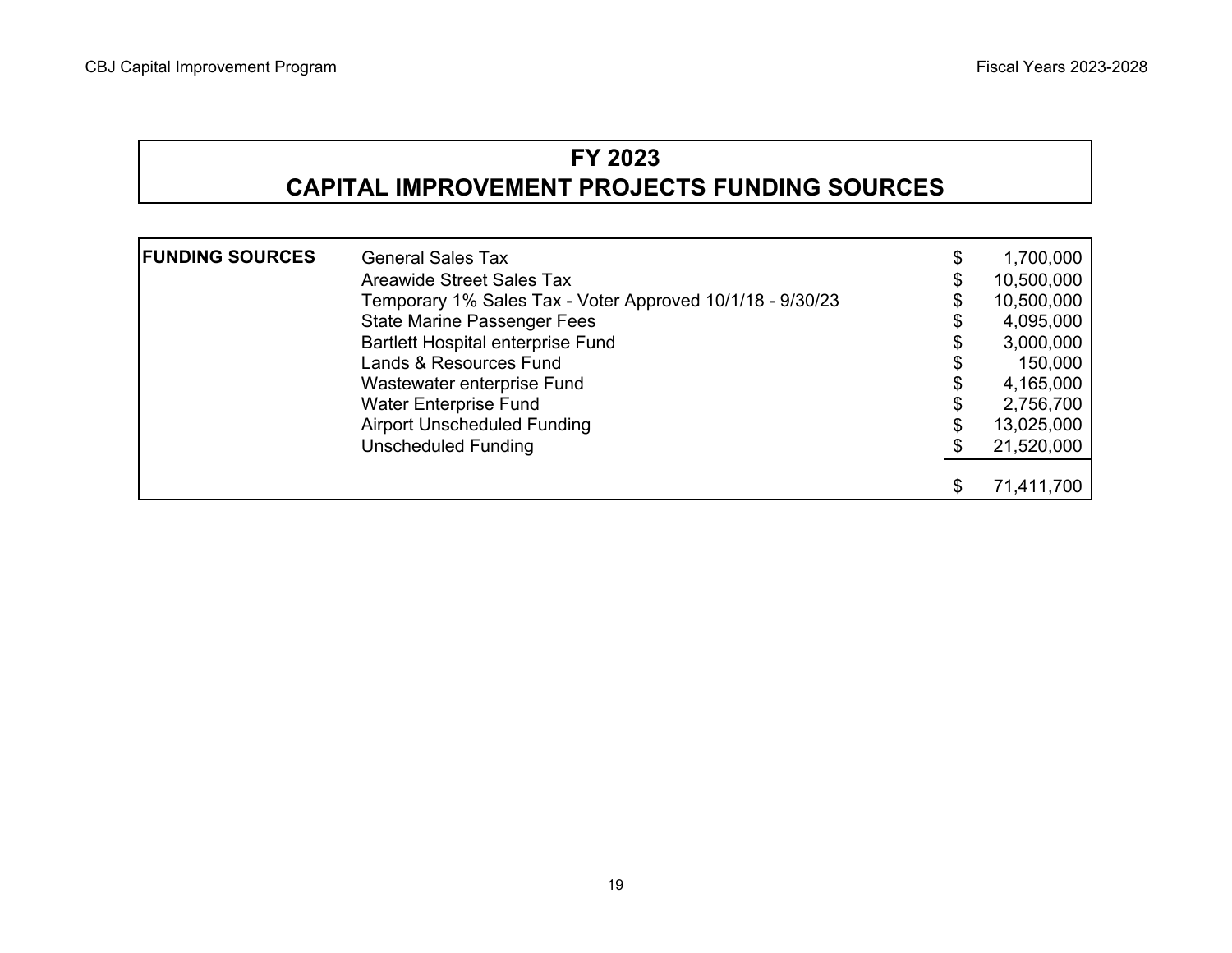# FY 2023
# CAPITAL IMPROVEMENT PROJECTS FUNDING SOURCES

| FUNDING SOURCES | | |
|---|---|---|
| | General Sales Tax | $ 1,700,000 |
| | Areawide Street Sales Tax | $ 10,500,000 |
| | Temporary 1% Sales Tax - Voter Approved 10/1/18 - 9/30/23 | $ 10,500,000 |
| | State Marine Passenger Fees | $ 4,095,000 |
| | Bartlett Hospital enterprise Fund | $ 3,000,000 |
| | Lands & Resources Fund | $ 150,000 |
| | Wastewater enterprise Fund | $ 4,165,000 |
| | Water Enterprise Fund | $ 2,756,700 |
| | Airport Unscheduled Funding | $ 13,025,000 |
| | Unscheduled Funding | $ 21,520,000 |
| | | $ 71,411,700 |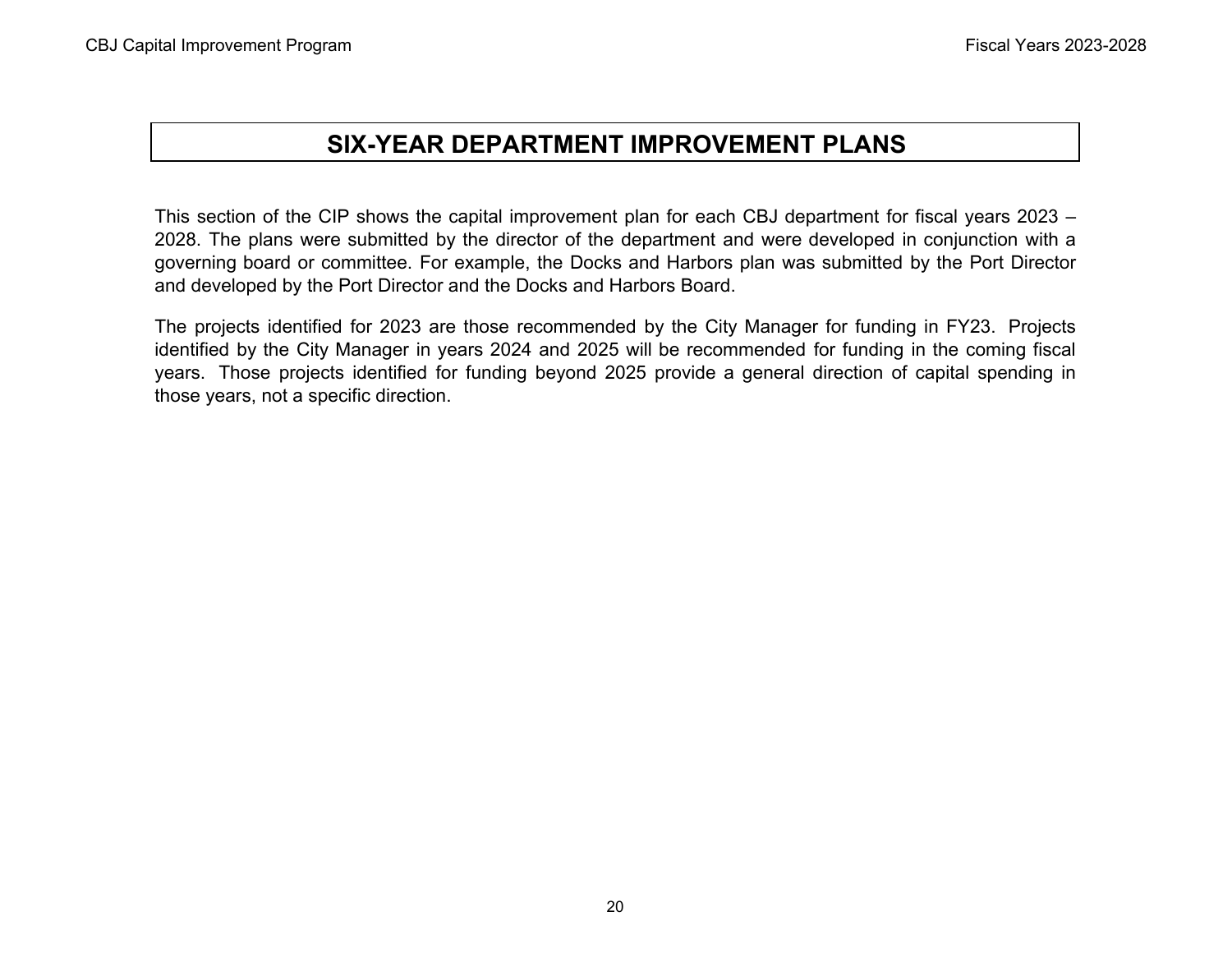# SIX-YEAR DEPARTMENT IMPROVEMENT PLANS

This section of the CIP shows the capital improvement plan for each CBJ department for fiscal years 2023 – 2028. The plans were submitted by the director of the department and were developed in conjunction with a governing board or committee. For example, the Docks and Harbors plan was submitted by the Port Director and developed by the Port Director and the Docks and Harbors Board.

The projects identified for 2023 are those recommended by the City Manager for funding in FY23. Projects identified by the City Manager in years 2024 and 2025 will be recommended for funding in the coming fiscal years. Those projects identified for funding beyond 2025 provide a general direction of capital spending in those years, not a specific direction.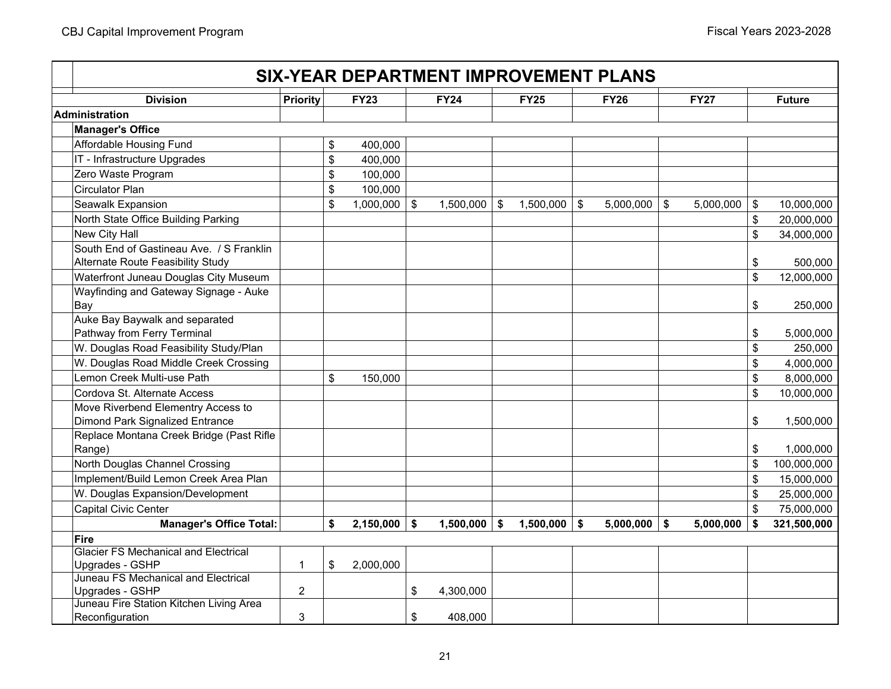## SIX-YEAR DEPARTMENT IMPROVEMENT PLANS

| Division | Priority | FY23 | FY24 | FY25 | FY26 | FY27 | Future |
|---|---|---|---|---|---|---|---|
| **Administration** | | | | | | | |
| **Manager's Office** | | | | | | | |
| Affordable Housing Fund | | $ 400,000 | | | | | |
| IT - Infrastructure Upgrades | | $ 400,000 | | | | | |
| Zero Waste Program | | $ 100,000 | | | | | |
| Circulator Plan | | $ 100,000 | | | | | |
| Seawalk Expansion | | $ 1,000,000 | $ 1,500,000 | $ 1,500,000 | $ 5,000,000 | $ 5,000,000 | $ 10,000,000 |
| North State Office Building Parking | | | | | | | $ 20,000,000 |
| New City Hall | | | | | | | $ 34,000,000 |
| South End of Gastineau Ave. / S Franklin Alternate Route Feasibility Study | | | | | | | $ 500,000 |
| Waterfront Juneau Douglas City Museum | | | | | | | $ 12,000,000 |
| Wayfinding and Gateway Signage - Auke Bay | | | | | | | $ 250,000 |
| Auke Bay Baywalk and separated Pathway from Ferry Terminal | | | | | | | $ 5,000,000 |
| W. Douglas Road Feasibility Study/Plan | | | | | | | $ 250,000 |
| W. Douglas Road Middle Creek Crossing | | | | | | | $ 4,000,000 |
| Lemon Creek Multi-use Path | | $ 150,000 | | | | | $ 8,000,000 |
| Cordova St. Alternate Access | | | | | | | $ 10,000,000 |
| Move Riverbend Elementry Access to Dimond Park Signalized Entrance | | | | | | | $ 1,500,000 |
| Replace Montana Creek Bridge (Past Rifle Range) | | | | | | | $ 1,000,000 |
| North Douglas Channel Crossing | | | | | | | $ 100,000,000 |
| Implement/Build Lemon Creek Area Plan | | | | | | | $ 15,000,000 |
| W. Douglas Expansion/Development | | | | | | | $ 25,000,000 |
| Capital Civic Center | | | | | | | $ 75,000,000 |
| **Manager's Office Total:** | | **$ 2,150,000** | **$ 1,500,000** | **$ 1,500,000** | **$ 5,000,000** | **$ 5,000,000** | **$ 321,500,000** |
| **Fire** | | | | | | | |
| Glacier FS Mechanical and Electrical Upgrades - GSHP | 1 | $ 2,000,000 | | | | | |
| Juneau FS Mechanical and Electrical Upgrades - GSHP | 2 | | $ 4,300,000 | | | | |
| Juneau Fire Station Kitchen Living Area Reconfiguration | 3 | | $ 408,000 | | | | |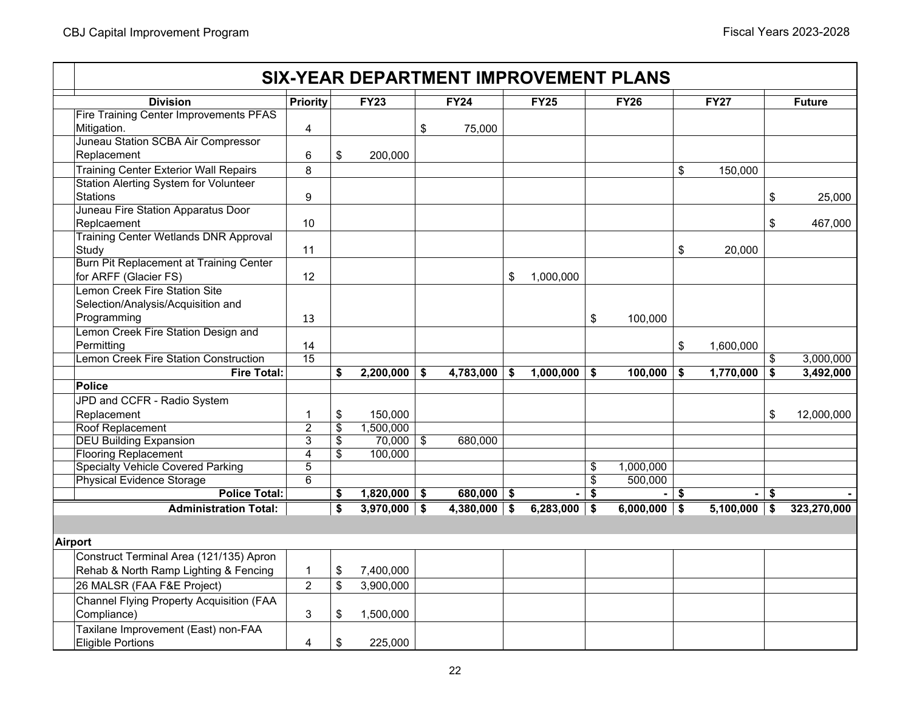# SIX-YEAR DEPARTMENT IMPROVEMENT PLANS

| Division | Priority | FY23 | FY24 | FY25 | FY26 | FY27 | Future |
|---|---|---|---|---|---|---|---|
| Fire Training Center Improvements PFAS Mitigation. | 4 | | $ 75,000 | | | | |
| Juneau Station SCBA Air Compressor Replacement | 6 | $ 200,000 | | | | | |
| Training Center Exterior Wall Repairs | 8 | | | | | $ 150,000 | |
| Station Alerting System for Volunteer Stations | 9 | | | | | | $ 25,000 |
| Juneau Fire Station Apparatus Door Replcaement | 10 | | | | | | $ 467,000 |
| Training Center Wetlands DNR Approval Study | 11 | | | | | $ 20,000 | |
| Burn Pit Replacement at Training Center for ARFF (Glacier FS) | 12 | | | $ 1,000,000 | | | |
| Lemon Creek Fire Station Site Selection/Analysis/Acquisition and Programming | 13 | | | | $ 100,000 | | |
| Lemon Creek Fire Station Design and Permitting | 14 | | | | | $ 1,600,000 | |
| Lemon Creek Fire Station Construction | 15 | | | | | | $ 3,000,000 |
| **Fire Total:** | | **$ 2,200,000** | **$ 4,783,000** | **$ 1,000,000** | **$ 100,000** | **$ 1,770,000** | **$ 3,492,000** |
| **Police** | | | | | | | |
| JPD and CCFR - Radio System Replacement | 1 | $ 150,000 | | | | | $ 12,000,000 |
| Roof Replacement | 2 | $ 1,500,000 | | | | | |
| DEU Building Expansion | 3 | $ 70,000 | $ 680,000 | | | | |
| Flooring Replacement | 4 | $ 100,000 | | | | | |
| Specialty Vehicle Covered Parking | 5 | | | | $ 1,000,000 | | |
| Physical Evidence Storage | 6 | | | | $ 500,000 | | |
| **Police Total:** | | **$ 1,820,000** | **$ 680,000** | **$ -** | **$ -** | **$ -** | **$ -** |
| **Administration Total:** | | **$ 3,970,000** | **$ 4,380,000** | **$ 6,283,000** | **$ 6,000,000** | **$ 5,100,000** | **$ 323,270,000** |
| | | | | | | | |
| **Airport** | | | | | | | |
| Construct Terminal Area (121/135) Apron Rehab & North Ramp Lighting & Fencing | 1 | $ 7,400,000 | | | | | |
| 26 MALSR (FAA F&E Project) | 2 | $ 3,900,000 | | | | | |
| Channel Flying Property Acquisition (FAA Compliance) | 3 | $ 1,500,000 | | | | | |
| Taxilane Improvement (East) non-FAA Eligible Portions | 4 | $ 225,000 | | | | | |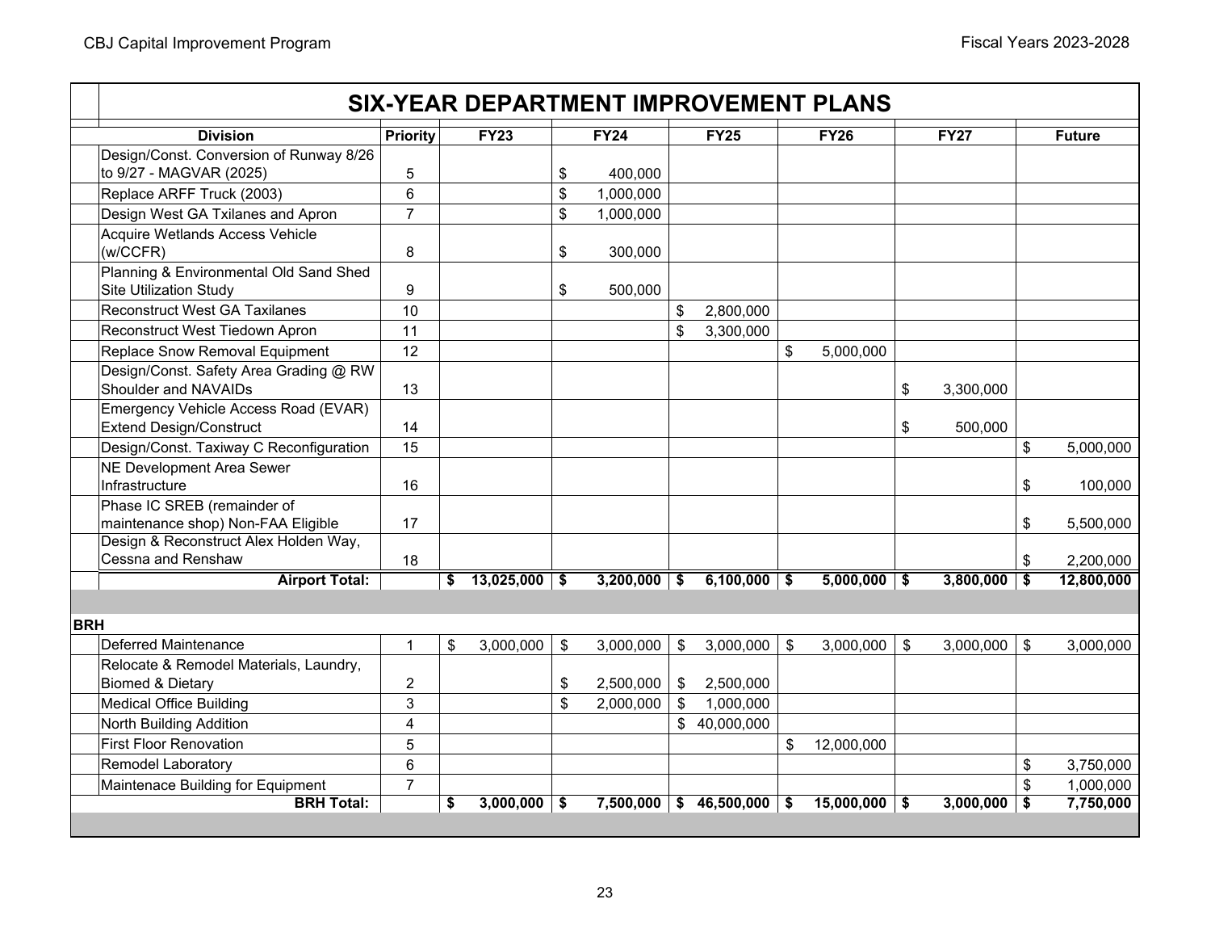# SIX-YEAR DEPARTMENT IMPROVEMENT PLANS

| Division | Priority | FY23 | FY24 | FY25 | FY26 | FY27 | Future |
|---|---|---|---|---|---|---|---|
| Design/Const. Conversion of Runway 8/26 to 9/27 - MAGVAR (2025) | 5 | | $ 400,000 | | | | |
| Replace ARFF Truck (2003) | 6 | | $ 1,000,000 | | | | |
| Design West GA Txilanes and Apron | 7 | | $ 1,000,000 | | | | |
| Acquire Wetlands Access Vehicle (w/CCFR) | 8 | | $ 300,000 | | | | |
| Planning & Environmental Old Sand Shed Site Utilization Study | 9 | | $ 500,000 | | | | |
| Reconstruct West GA Taxilanes | 10 | | | $ 2,800,000 | | | |
| Reconstruct West Tiedown Apron | 11 | | | $ 3,300,000 | | | |
| Replace Snow Removal Equipment | 12 | | | | $ 5,000,000 | | |
| Design/Const. Safety Area Grading @ RW Shoulder and NAVAIDs | 13 | | | | | $ 3,300,000 | |
| Emergency Vehicle Access Road (EVAR) Extend Design/Construct | 14 | | | | | $ 500,000 | |
| Design/Const. Taxiway C Reconfiguration | 15 | | | | | | $ 5,000,000 |
| NE Development Area Sewer Infrastructure | 16 | | | | | | $ 100,000 |
| Phase IC SREB (remainder of maintenance shop) Non-FAA Eligible | 17 | | | | | | $ 5,500,000 |
| Design & Reconstruct Alex Holden Way, Cessna and Renshaw | 18 | | | | | | $ 2,200,000 |
| **Airport Total:** | | **$ 13,025,000** | **$ 3,200,000** | **$ 6,100,000** | **$ 5,000,000** | **$ 3,800,000** | **$ 12,800,000** |
| | | | | | | | |
| **BRH** | | | | | | | |
| Deferred Maintenance | 1 | $ 3,000,000 | $ 3,000,000 | $ 3,000,000 | $ 3,000,000 | $ 3,000,000 | $ 3,000,000 |
| Relocate & Remodel Materials, Laundry, Biomed & Dietary | 2 | | $ 2,500,000 | $ 2,500,000 | | | |
| Medical Office Building | 3 | | $ 2,000,000 | $ 1,000,000 | | | |
| North Building Addition | 4 | | | $ 40,000,000 | | | |
| First Floor Renovation | 5 | | | | $ 12,000,000 | | |
| Remodel Laboratory | 6 | | | | | | $ 3,750,000 |
| Maintenace Building for Equipment | 7 | | | | | | $ 1,000,000 |
| **BRH Total:** | | **$ 3,000,000** | **$ 7,500,000** | **$ 46,500,000** | **$ 15,000,000** | **$ 3,000,000** | **$ 7,750,000** |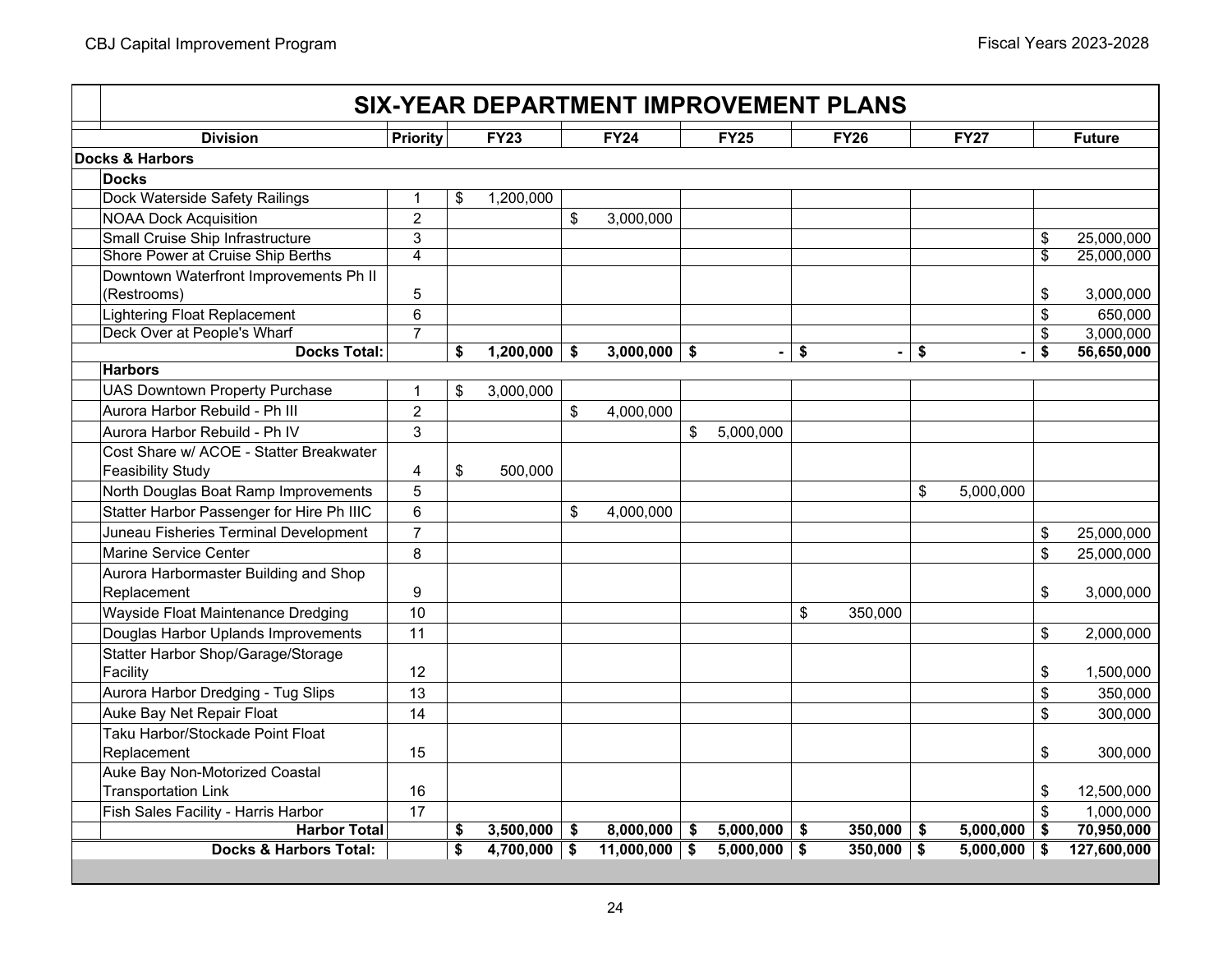# SIX-YEAR DEPARTMENT IMPROVEMENT PLANS

| Division | Priority | FY23 | FY24 | FY25 | FY26 | FY27 | Future |
|---|---|---|---|---|---|---|---|
| **Docks & Harbors** | | | | | | | |
| **Docks** | | | | | | | |
| Dock Waterside Safety Railings | 1 | $ 1,200,000 | | | | | |
| NOAA Dock Acquisition | 2 | | $ 3,000,000 | | | | |
| Small Cruise Ship Infrastructure | 3 | | | | | | $ 25,000,000 |
| Shore Power at Cruise Ship Berths | 4 | | | | | | $ 25,000,000 |
| Downtown Waterfront Improvements Ph II (Restrooms) | 5 | | | | | | $ 3,000,000 |
| Lightering Float Replacement | 6 | | | | | | $ 650,000 |
| Deck Over at People's Wharf | 7 | | | | | | $ 3,000,000 |
| **Docks Total:** | | **$ 1,200,000** | **$ 3,000,000** | **$ -** | **$ -** | **$ -** | **$ 56,650,000** |
| **Harbors** | | | | | | | |
| UAS Downtown Property Purchase | 1 | $ 3,000,000 | | | | | |
| Aurora Harbor Rebuild - Ph III | 2 | | $ 4,000,000 | | | | |
| Aurora Harbor Rebuild - Ph IV | 3 | | | $ 5,000,000 | | | |
| Cost Share w/ ACOE - Statter Breakwater Feasibility Study | 4 | $ 500,000 | | | | | |
| North Douglas Boat Ramp Improvements | 5 | | | | | $ 5,000,000 | |
| Statter Harbor Passenger for Hire Ph IIIC | 6 | | $ 4,000,000 | | | | |
| Juneau Fisheries Terminal Development | 7 | | | | | | $ 25,000,000 |
| Marine Service Center | 8 | | | | | | $ 25,000,000 |
| Aurora Harbormaster Building and Shop Replacement | 9 | | | | | | $ 3,000,000 |
| Wayside Float Maintenance Dredging | 10 | | | | $ 350,000 | | |
| Douglas Harbor Uplands Improvements | 11 | | | | | | $ 2,000,000 |
| Statter Harbor Shop/Garage/Storage Facility | 12 | | | | | | $ 1,500,000 |
| Aurora Harbor Dredging - Tug Slips | 13 | | | | | | $ 350,000 |
| Auke Bay Net Repair Float | 14 | | | | | | $ 300,000 |
| Taku Harbor/Stockade Point Float Replacement | 15 | | | | | | $ 300,000 |
| Auke Bay Non-Motorized Coastal Transportation Link | 16 | | | | | | $ 12,500,000 |
| Fish Sales Facility - Harris Harbor | 17 | | | | | | $ 1,000,000 |
| **Harbor Total** | | **$ 3,500,000** | **$ 8,000,000** | **$ 5,000,000** | **$ 350,000** | **$ 5,000,000** | **$ 70,950,000** |
| **Docks & Harbors Total:** | | **$ 4,700,000** | **$ 11,000,000** | **$ 5,000,000** | **$ 350,000** | **$ 5,000,000** | **$ 127,600,000** |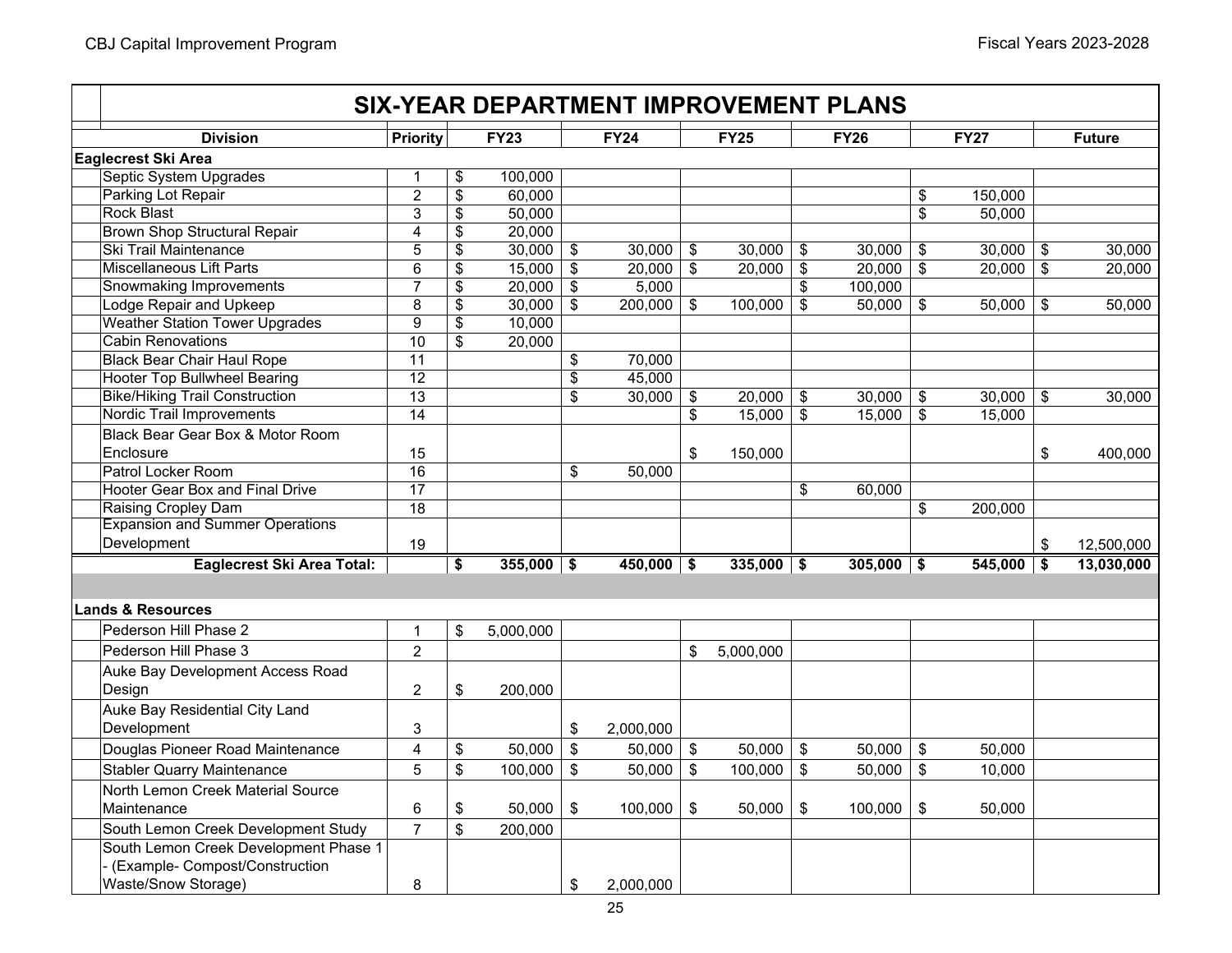## SIX-YEAR DEPARTMENT IMPROVEMENT PLANS

| Division | Priority | FY23 | FY24 | FY25 | FY26 | FY27 | Future |
|---|---|---|---|---|---|---|---|
| **Eaglecrest Ski Area** | | | | | | | |
| Septic System Upgrades | 1 | $ 100,000 | | | | | |
| Parking Lot Repair | 2 | $ 60,000 | | | | $ 150,000 | |
| Rock Blast | 3 | $ 50,000 | | | | $ 50,000 | |
| Brown Shop Structural Repair | 4 | $ 20,000 | | | | | |
| Ski Trail Maintenance | 5 | $ 30,000 | $ 30,000 | $ 30,000 | $ 30,000 | $ 30,000 | $ 30,000 |
| Miscellaneous Lift Parts | 6 | $ 15,000 | $ 20,000 | $ 20,000 | $ 20,000 | $ 20,000 | $ 20,000 |
| Snowmaking Improvements | 7 | $ 20,000 | $ 5,000 | | $ 100,000 | | |
| Lodge Repair and Upkeep | 8 | $ 30,000 | $ 200,000 | $ 100,000 | $ 50,000 | $ 50,000 | $ 50,000 |
| Weather Station Tower Upgrades | 9 | $ 10,000 | | | | | |
| Cabin Renovations | 10 | $ 20,000 | | | | | |
| Black Bear Chair Haul Rope | 11 | | $ 70,000 | | | | |
| Hooter Top Bullwheel Bearing | 12 | | $ 45,000 | | | | |
| Bike/Hiking Trail Construction | 13 | | $ 30,000 | $ 20,000 | $ 30,000 | $ 30,000 | $ 30,000 |
| Nordic Trail Improvements | 14 | | | $ 15,000 | $ 15,000 | $ 15,000 | |
| Black Bear Gear Box & Motor Room Enclosure | 15 | | | $ 150,000 | | | $ 400,000 |
| Patrol Locker Room | 16 | | $ 50,000 | | | | |
| Hooter Gear Box and Final Drive | 17 | | | | $ 60,000 | | |
| Raising Cropley Dam | 18 | | | | | $ 200,000 | |
| Expansion and Summer Operations Development | 19 | | | | | | $ 12,500,000 |
| **Eaglecrest Ski Area Total:** | | **$ 355,000** | **$ 450,000** | **$ 335,000** | **$ 305,000** | **$ 545,000** | **$ 13,030,000** |
| | | | | | | | |
| **Lands & Resources** | | | | | | | |
| Pederson Hill Phase 2 | 1 | $ 5,000,000 | | | | | |
| Pederson Hill Phase 3 | 2 | | | $ 5,000,000 | | | |
| Auke Bay Development Access Road Design | 2 | $ 200,000 | | | | | |
| Auke Bay Residential City Land Development | 3 | | $ 2,000,000 | | | | |
| Douglas Pioneer Road Maintenance | 4 | $ 50,000 | $ 50,000 | $ 50,000 | $ 50,000 | $ 50,000 | |
| Stabler Quarry Maintenance | 5 | $ 100,000 | $ 50,000 | $ 100,000 | $ 50,000 | $ 10,000 | |
| North Lemon Creek Material Source Maintenance | 6 | $ 50,000 | $ 100,000 | $ 50,000 | $ 100,000 | $ 50,000 | |
| South Lemon Creek Development Study | 7 | $ 200,000 | | | | | |
| South Lemon Creek Development Phase 1 - (Example- Compost/Construction Waste/Snow Storage) | 8 | | $ 2,000,000 | | | | |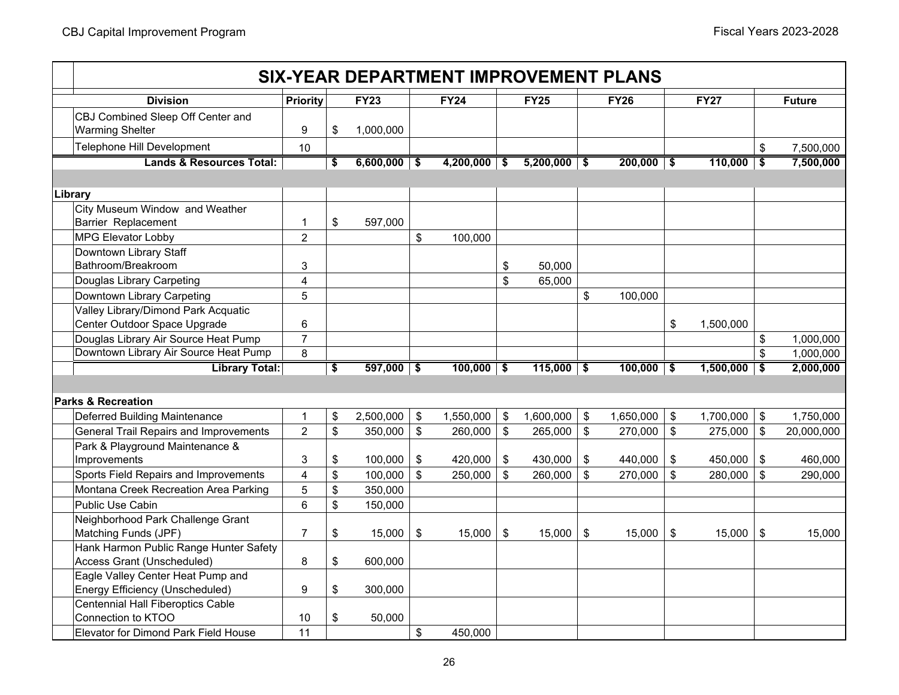## SIX-YEAR DEPARTMENT IMPROVEMENT PLANS

| Division | Priority | FY23 | FY24 | FY25 | FY26 | FY27 | Future |
|---|---|---|---|---|---|---|---|
| CBJ Combined Sleep Off Center and Warming Shelter | 9 | $ 1,000,000 | | | | | |
| Telephone Hill Development | 10 | | | | | | $ 7,500,000 |
| **Lands & Resources Total:** | | **$ 6,600,000** | **$ 4,200,000** | **$ 5,200,000** | **$ 200,000** | **$ 110,000** | **$ 7,500,000** |
| | | | | | | | |
| **Library** | | | | | | | |
| City Museum Window and Weather Barrier Replacement | 1 | $ 597,000 | | | | | |
| MPG Elevator Lobby | 2 | | $ 100,000 | | | | |
| Downtown Library Staff Bathroom/Breakroom | 3 | | | $ 50,000 | | | |
| Douglas Library Carpeting | 4 | | | $ 65,000 | | | |
| Downtown Library Carpeting | 5 | | | | $ 100,000 | | |
| Valley Library/Dimond Park Acquatic Center Outdoor Space Upgrade | 6 | | | | | $ 1,500,000 | |
| Douglas Library Air Source Heat Pump | 7 | | | | | | $ 1,000,000 |
| Downtown Library Air Source Heat Pump | 8 | | | | | | $ 1,000,000 |
| **Library Total:** | | **$ 597,000** | **$ 100,000** | **$ 115,000** | **$ 100,000** | **$ 1,500,000** | **$ 2,000,000** |
| | | | | | | | |
| **Parks & Recreation** | | | | | | | |
| Deferred Building Maintenance | 1 | $ 2,500,000 | $ 1,550,000 | $ 1,600,000 | $ 1,650,000 | $ 1,700,000 | $ 1,750,000 |
| General Trail Repairs and Improvements | 2 | $ 350,000 | $ 260,000 | $ 265,000 | $ 270,000 | $ 275,000 | $ 20,000,000 |
| Park & Playground Maintenance & Improvements | 3 | $ 100,000 | $ 420,000 | $ 430,000 | $ 440,000 | $ 450,000 | $ 460,000 |
| Sports Field Repairs and Improvements | 4 | $ 100,000 | $ 250,000 | $ 260,000 | $ 270,000 | $ 280,000 | $ 290,000 |
| Montana Creek Recreation Area Parking | 5 | $ 350,000 | | | | | |
| Public Use Cabin | 6 | $ 150,000 | | | | | |
| Neighborhood Park Challenge Grant Matching Funds (JPF) | 7 | $ 15,000 | $ 15,000 | $ 15,000 | $ 15,000 | $ 15,000 | $ 15,000 |
| Hank Harmon Public Range Hunter Safety Access Grant (Unscheduled) | 8 | $ 600,000 | | | | | |
| Eagle Valley Center Heat Pump and Energy Efficiency (Unscheduled) | 9 | $ 300,000 | | | | | |
| Centennial Hall Fiberoptics Cable Connection to KTOO | 10 | $ 50,000 | | | | | |
| Elevator for Dimond Park Field House | 11 | | $ 450,000 | | | | |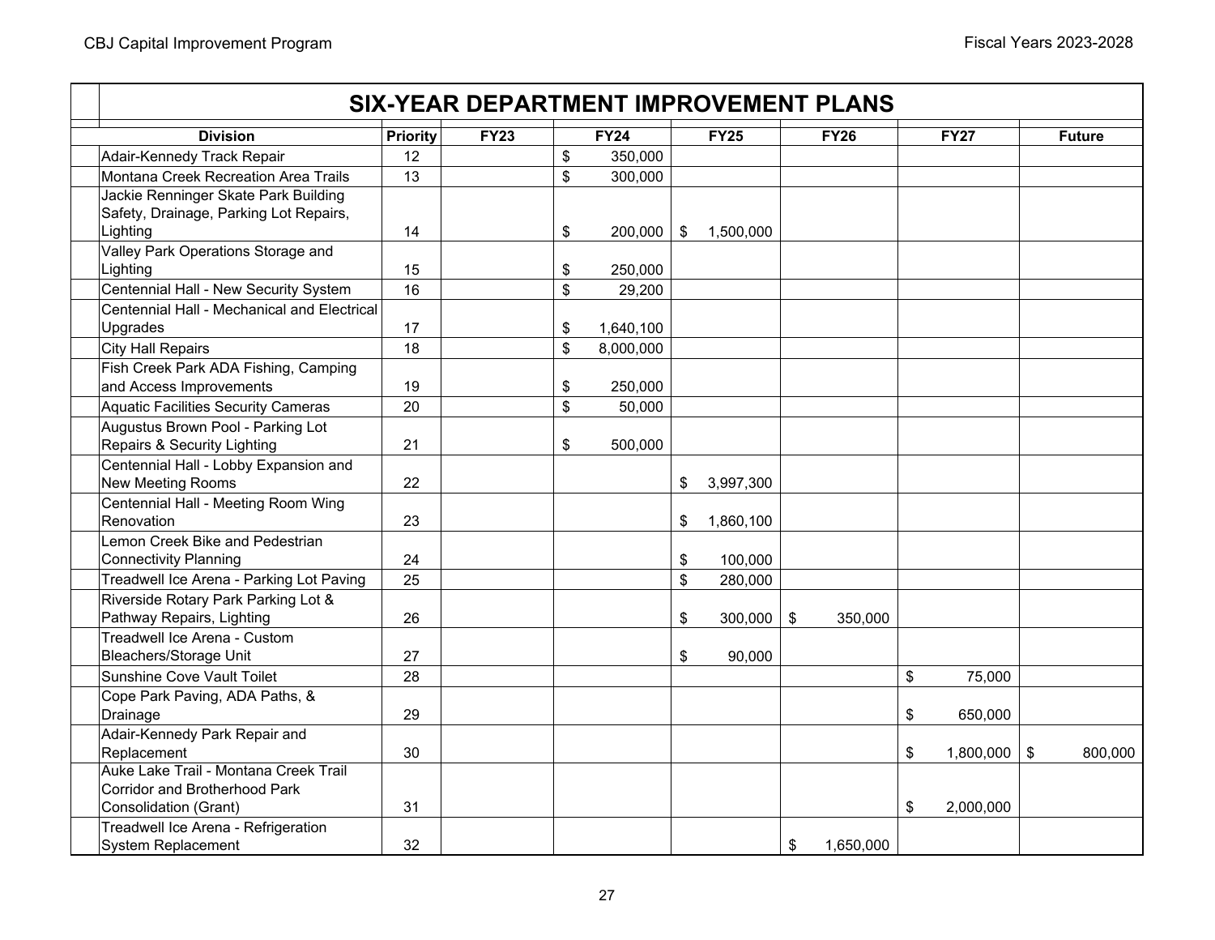## SIX-YEAR DEPARTMENT IMPROVEMENT PLANS

| Division | Priority | FY23 | FY24 | FY25 | FY26 | FY27 | Future |
|---|---|---|---|---|---|---|---|
| Adair-Kennedy Track Repair | 12 | | $ 350,000 | | | | |
| Montana Creek Recreation Area Trails | 13 | | $ 300,000 | | | | |
| Jackie Renninger Skate Park Building Safety, Drainage, Parking Lot Repairs, Lighting | 14 | | $ 200,000 | $ 1,500,000 | | | |
| Valley Park Operations Storage and Lighting | 15 | | $ 250,000 | | | | |
| Centennial Hall - New Security System | 16 | | $ 29,200 | | | | |
| Centennial Hall - Mechanical and Electrical Upgrades | 17 | | $ 1,640,100 | | | | |
| City Hall Repairs | 18 | | $ 8,000,000 | | | | |
| Fish Creek Park ADA Fishing, Camping and Access Improvements | 19 | | $ 250,000 | | | | |
| Aquatic Facilities Security Cameras | 20 | | $ 50,000 | | | | |
| Augustus Brown Pool - Parking Lot Repairs & Security Lighting | 21 | | $ 500,000 | | | | |
| Centennial Hall - Lobby Expansion and New Meeting Rooms | 22 | | | $ 3,997,300 | | | |
| Centennial Hall - Meeting Room Wing Renovation | 23 | | | $ 1,860,100 | | | |
| Lemon Creek Bike and Pedestrian Connectivity Planning | 24 | | | $ 100,000 | | | |
| Treadwell Ice Arena - Parking Lot Paving | 25 | | | $ 280,000 | | | |
| Riverside Rotary Park Parking Lot & Pathway Repairs, Lighting | 26 | | | $ 300,000 | $ 350,000 | | |
| Treadwell Ice Arena - Custom Bleachers/Storage Unit | 27 | | | $ 90,000 | | | |
| Sunshine Cove Vault Toilet | 28 | | | | | $ 75,000 | |
| Cope Park Paving, ADA Paths, & Drainage | 29 | | | | | $ 650,000 | |
| Adair-Kennedy Park Repair and Replacement | 30 | | | | | $ 1,800,000 | $ 800,000 |
| Auke Lake Trail - Montana Creek Trail Corridor and Brotherhood Park Consolidation (Grant) | 31 | | | | | $ 2,000,000 | |
| Treadwell Ice Arena - Refrigeration System Replacement | 32 | | | | $ 1,650,000 | | |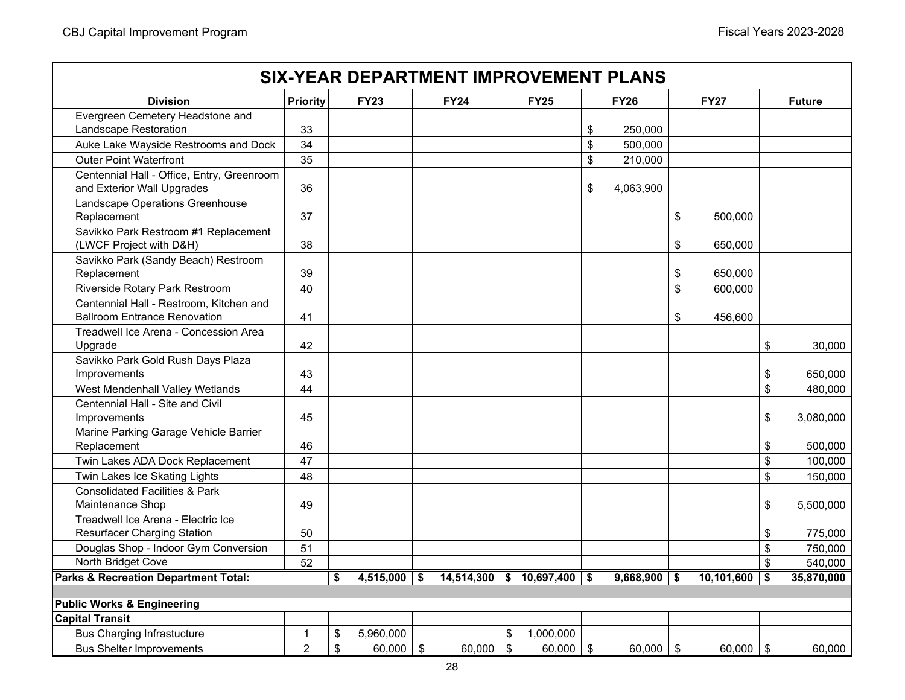## SIX-YEAR DEPARTMENT IMPROVEMENT PLANS

| Division | Priority | FY23 | FY24 | FY25 | FY26 | FY27 | Future |
|---|---|---|---|---|---|---|---|
| Evergreen Cemetery Headstone and Landscape Restoration | 33 | | | | $ 250,000 | | |
| Auke Lake Wayside Restrooms and Dock | 34 | | | | $ 500,000 | | |
| Outer Point Waterfront | 35 | | | | $ 210,000 | | |
| Centennial Hall - Office, Entry, Greenroom and Exterior Wall Upgrades | 36 | | | | $ 4,063,900 | | |
| Landscape Operations Greenhouse Replacement | 37 | | | | | $ 500,000 | |
| Savikko Park Restroom #1 Replacement (LWCF Project with D&H) | 38 | | | | | $ 650,000 | |
| Savikko Park (Sandy Beach) Restroom Replacement | 39 | | | | | $ 650,000 | |
| Riverside Rotary Park Restroom | 40 | | | | | $ 600,000 | |
| Centennial Hall - Restroom, Kitchen and Ballroom Entrance Renovation | 41 | | | | | $ 456,600 | |
| Treadwell Ice Arena - Concession Area Upgrade | 42 | | | | | | $ 30,000 |
| Savikko Park Gold Rush Days Plaza Improvements | 43 | | | | | | $ 650,000 |
| West Mendenhall Valley Wetlands | 44 | | | | | | $ 480,000 |
| Centennial Hall - Site and Civil Improvements | 45 | | | | | | $ 3,080,000 |
| Marine Parking Garage Vehicle Barrier Replacement | 46 | | | | | | $ 500,000 |
| Twin Lakes ADA Dock Replacement | 47 | | | | | | $ 100,000 |
| Twin Lakes Ice Skating Lights | 48 | | | | | | $ 150,000 |
| Consolidated Facilities & Park Maintenance Shop | 49 | | | | | | $ 5,500,000 |
| Treadwell Ice Arena - Electric Ice Resurfacer Charging Station | 50 | | | | | | $ 775,000 |
| Douglas Shop - Indoor Gym Conversion | 51 | | | | | | $ 750,000 |
| North Bridget Cove | 52 | | | | | | $ 540,000 |
| **Parks & Recreation Department Total:** | | **$ 4,515,000** | **$ 14,514,300** | **$ 10,697,400** | **$ 9,668,900** | **$ 10,101,600** | **$ 35,870,000** |
| | | | | | | | |
| **Public Works & Engineering** | | | | | | | |
| **Capital Transit** | | | | | | | |
| Bus Charging Infrastucture | 1 | $ 5,960,000 | | $ 1,000,000 | | | |
| Bus Shelter Improvements | 2 | $ 60,000 | $ 60,000 | $ 60,000 | $ 60,000 | $ 60,000 | $ 60,000 |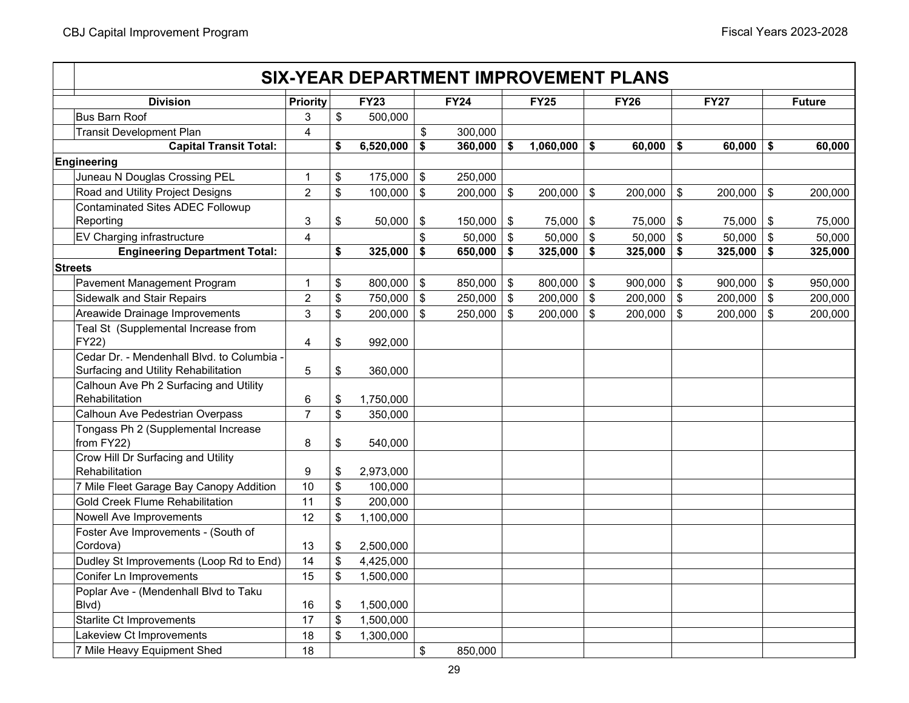## SIX-YEAR DEPARTMENT IMPROVEMENT PLANS

| Division | Priority | FY23 | FY24 | FY25 | FY26 | FY27 | Future |
|---|---|---|---|---|---|---|---|
| Bus Barn Roof | 3 | $ 500,000 | | | | | |
| Transit Development Plan | 4 | | $ 300,000 | | | | |
| **Capital Transit Total:** | | **$ 6,520,000** | **$ 360,000** | **$ 1,060,000** | **$ 60,000** | **$ 60,000** | **$ 60,000** |
| **Engineering** | | | | | | | |
| Juneau N Douglas Crossing PEL | 1 | $ 175,000 | $ 250,000 | | | | |
| Road and Utility Project Designs | 2 | $ 100,000 | $ 200,000 | $ 200,000 | $ 200,000 | $ 200,000 | $ 200,000 |
| Contaminated Sites ADEC Followup Reporting | 3 | $ 50,000 | $ 150,000 | $ 75,000 | $ 75,000 | $ 75,000 | $ 75,000 |
| EV Charging infrastructure | 4 | | $ 50,000 | $ 50,000 | $ 50,000 | $ 50,000 | $ 50,000 |
| **Engineering Department Total:** | | **$ 325,000** | **$ 650,000** | **$ 325,000** | **$ 325,000** | **$ 325,000** | **$ 325,000** |
| **Streets** | | | | | | | |
| Pavement Management Program | 1 | $ 800,000 | $ 850,000 | $ 800,000 | $ 900,000 | $ 900,000 | $ 950,000 |
| Sidewalk and Stair Repairs | 2 | $ 750,000 | $ 250,000 | $ 200,000 | $ 200,000 | $ 200,000 | $ 200,000 |
| Areawide Drainage Improvements | 3 | $ 200,000 | $ 250,000 | $ 200,000 | $ 200,000 | $ 200,000 | $ 200,000 |
| Teal St (Supplemental Increase from FY22) | 4 | $ 992,000 | | | | | |
| Cedar Dr. - Mendenhall Blvd. to Columbia - Surfacing and Utility Rehabilitation | 5 | $ 360,000 | | | | | |
| Calhoun Ave Ph 2 Surfacing and Utility Rehabilitation | 6 | $ 1,750,000 | | | | | |
| Calhoun Ave Pedestrian Overpass | 7 | $ 350,000 | | | | | |
| Tongass Ph 2 (Supplemental Increase from FY22) | 8 | $ 540,000 | | | | | |
| Crow Hill Dr Surfacing and Utility Rehabilitation | 9 | $ 2,973,000 | | | | | |
| 7 Mile Fleet Garage Bay Canopy Addition | 10 | $ 100,000 | | | | | |
| Gold Creek Flume Rehabilitation | 11 | $ 200,000 | | | | | |
| Nowell Ave Improvements | 12 | $ 1,100,000 | | | | | |
| Foster Ave Improvements - (South of Cordova) | 13 | $ 2,500,000 | | | | | |
| Dudley St Improvements (Loop Rd to End) | 14 | $ 4,425,000 | | | | | |
| Conifer Ln Improvements | 15 | $ 1,500,000 | | | | | |
| Poplar Ave - (Mendenhall Blvd to Taku Blvd) | 16 | $ 1,500,000 | | | | | |
| Starlite Ct Improvements | 17 | $ 1,500,000 | | | | | |
| Lakeview Ct Improvements | 18 | $ 1,300,000 | | | | | |
| 7 Mile Heavy Equipment Shed | 18 | | $ 850,000 | | | | |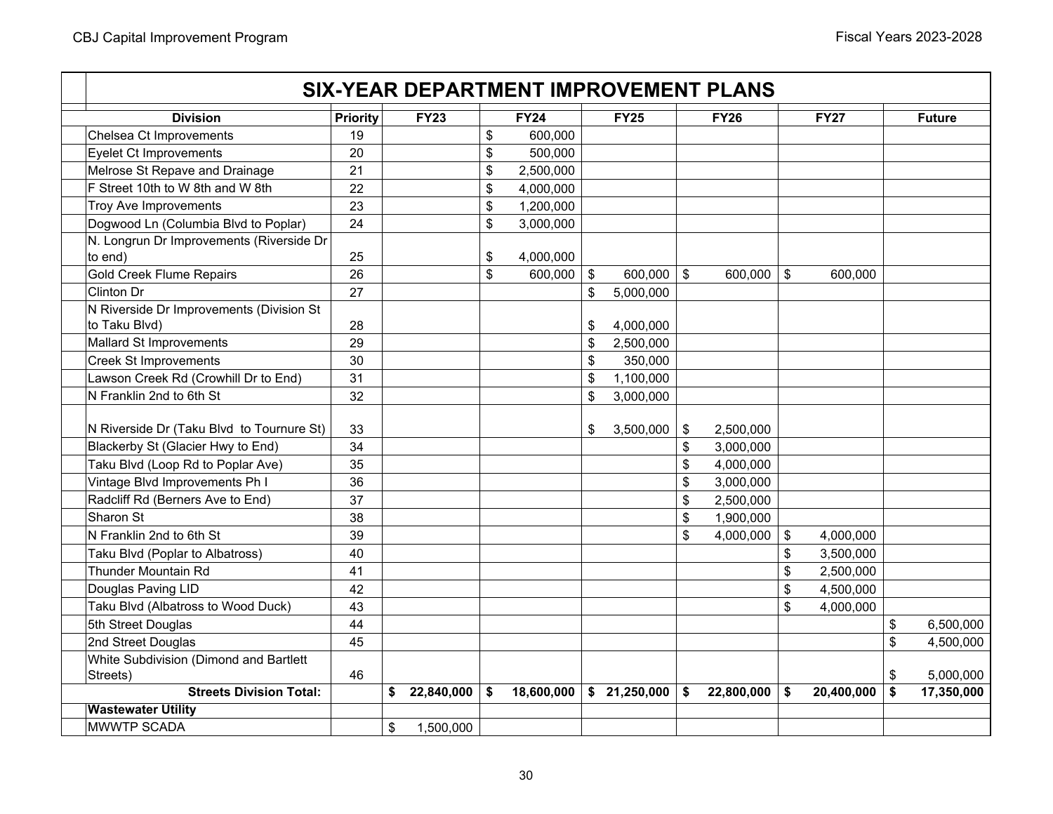## SIX-YEAR DEPARTMENT IMPROVEMENT PLANS

| Division | Priority | FY23 | FY24 | FY25 | FY26 | FY27 | Future |
|---|---|---|---|---|---|---|---|
| Chelsea Ct Improvements | 19 | | $ 600,000 | | | | |
| Eyelet Ct Improvements | 20 | | $ 500,000 | | | | |
| Melrose St Repave and Drainage | 21 | | $ 2,500,000 | | | | |
| F Street 10th to W 8th and W 8th | 22 | | $ 4,000,000 | | | | |
| Troy Ave Improvements | 23 | | $ 1,200,000 | | | | |
| Dogwood Ln (Columbia Blvd to Poplar) | 24 | | $ 3,000,000 | | | | |
| N. Longrun Dr Improvements (Riverside Dr to end) | 25 | | $ 4,000,000 | | | | |
| Gold Creek Flume Repairs | 26 | | $ 600,000 | $ 600,000 | $ 600,000 | $ 600,000 | |
| Clinton Dr | 27 | | | $ 5,000,000 | | | |
| N Riverside Dr Improvements (Division St to Taku Blvd) | 28 | | | $ 4,000,000 | | | |
| Mallard St Improvements | 29 | | | $ 2,500,000 | | | |
| Creek St Improvements | 30 | | | $ 350,000 | | | |
| Lawson Creek Rd (Crowhill Dr to End) | 31 | | | $ 1,100,000 | | | |
| N Franklin 2nd to 6th St | 32 | | | $ 3,000,000 | | | |
| N Riverside Dr (Taku Blvd to Tournure St) | 33 | | | $ 3,500,000 | $ 2,500,000 | | |
| Blackerby St (Glacier Hwy to End) | 34 | | | | $ 3,000,000 | | |
| Taku Blvd (Loop Rd to Poplar Ave) | 35 | | | | $ 4,000,000 | | |
| Vintage Blvd Improvements Ph I | 36 | | | | $ 3,000,000 | | |
| Radcliff Rd (Berners Ave to End) | 37 | | | | $ 2,500,000 | | |
| Sharon St | 38 | | | | $ 1,900,000 | | |
| N Franklin 2nd to 6th St | 39 | | | | $ 4,000,000 | $ 4,000,000 | |
| Taku Blvd (Poplar to Albatross) | 40 | | | | | $ 3,500,000 | |
| Thunder Mountain Rd | 41 | | | | | $ 2,500,000 | |
| Douglas Paving LID | 42 | | | | | $ 4,500,000 | |
| Taku Blvd (Albatross to Wood Duck) | 43 | | | | | $ 4,000,000 | |
| 5th Street Douglas | 44 | | | | | | $ 6,500,000 |
| 2nd Street Douglas | 45 | | | | | | $ 4,500,000 |
| White Subdivision (Dimond and Bartlett Streets) | 46 | | | | | | $ 5,000,000 |
| **Streets Division Total:** | | **$ 22,840,000** | **$ 18,600,000** | **$ 21,250,000** | **$ 22,800,000** | **$ 20,400,000** | **$ 17,350,000** |
| **Wastewater Utility** | | | | | | | |
| MWWTP SCADA | | $ 1,500,000 | | | | | |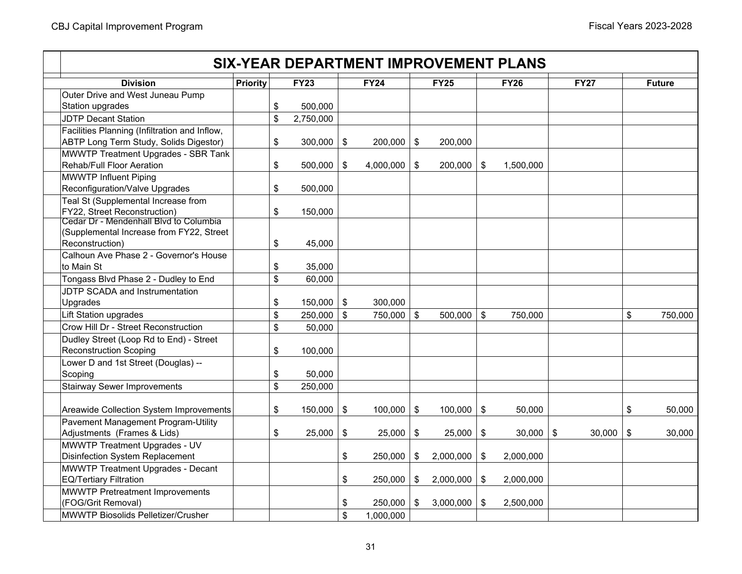## SIX-YEAR DEPARTMENT IMPROVEMENT PLANS

| Division | Priority | FY23 | FY24 | FY25 | FY26 | FY27 | Future |
|---|---|---|---|---|---|---|---|
| Outer Drive and West Juneau Pump Station upgrades | | $ 500,000 | | | | | |
| JDTP Decant Station | | $ 2,750,000 | | | | | |
| Facilities Planning (Infiltration and Inflow, ABTP Long Term Study, Solids Digestor) | | $ 300,000 | $ 200,000 | $ 200,000 | | | |
| MWWTP Treatment Upgrades - SBR Tank Rehab/Full Floor Aeration | | $ 500,000 | $ 4,000,000 | $ 200,000 | $ 1,500,000 | | |
| MWWTP Influent Piping Reconfiguration/Valve Upgrades | | $ 500,000 | | | | | |
| Teal St (Supplemental Increase from FY22, Street Reconstruction) | | $ 150,000 | | | | | |
| Cedar Dr - Mendenhall Blvd to Columbia (Supplemental Increase from FY22, Street Reconstruction) | | $ 45,000 | | | | | |
| Calhoun Ave Phase 2 - Governor's House to Main St | | $ 35,000 | | | | | |
| Tongass Blvd Phase 2 - Dudley to End | | $ 60,000 | | | | | |
| JDTP SCADA and Instrumentation Upgrades | | $ 150,000 | $ 300,000 | | | | |
| Lift Station upgrades | | $ 250,000 | $ 750,000 | $ 500,000 | $ 750,000 | | $ 750,000 |
| Crow Hill Dr - Street Reconstruction | | $ 50,000 | | | | | |
| Dudley Street (Loop Rd to End) - Street Reconstruction Scoping | | $ 100,000 | | | | | |
| Lower D and 1st Street (Douglas) -- Scoping | | $ 50,000 | | | | | |
| Stairway Sewer Improvements | | $ 250,000 | | | | | |
| Areawide Collection System Improvements | | $ 150,000 | $ 100,000 | $ 100,000 | $ 50,000 | | $ 50,000 |
| Pavement Management Program-Utility Adjustments (Frames & Lids) | | $ 25,000 | $ 25,000 | $ 25,000 | $ 30,000 | $ 30,000 | $ 30,000 |
| MWWTP Treatment Upgrades - UV Disinfection System Replacement | | | $ 250,000 | $ 2,000,000 | $ 2,000,000 | | |
| MWWTP Treatment Upgrades - Decant EQ/Tertiary Filtration | | | $ 250,000 | $ 2,000,000 | $ 2,000,000 | | |
| MWWTP Pretreatment Improvements (FOG/Grit Removal) | | | $ 250,000 | $ 3,000,000 | $ 2,500,000 | | |
| MWWTP Biosolids Pelletizer/Crusher | | | $ 1,000,000 | | | | |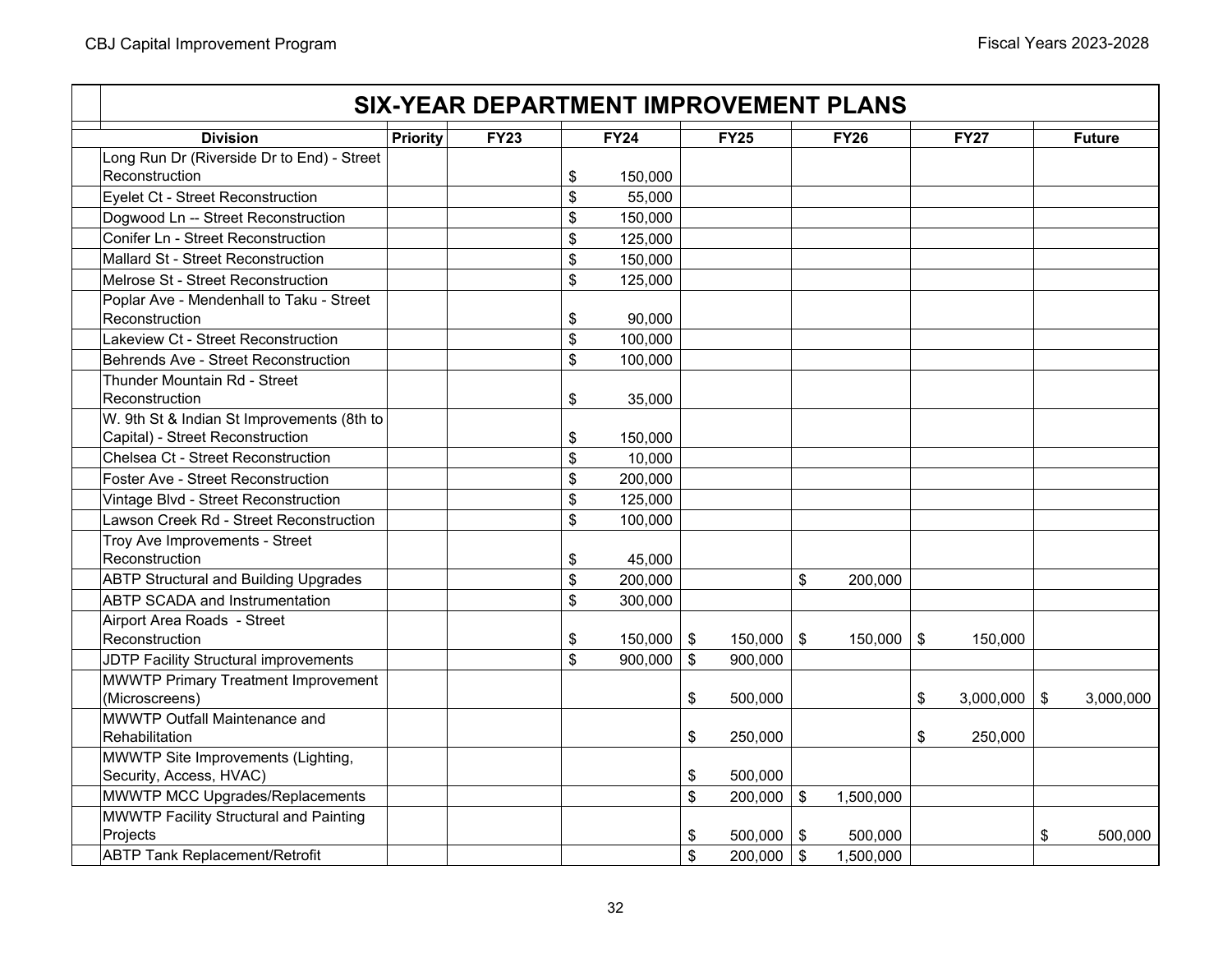## SIX-YEAR DEPARTMENT IMPROVEMENT PLANS

| Division | Priority | FY23 | FY24 | FY25 | FY26 | FY27 | Future |
|---|---|---|---|---|---|---|---|
| Long Run Dr (Riverside Dr to End) - Street Reconstruction | | | $ 150,000 | | | | |
| Eyelet Ct - Street Reconstruction | | | $ 55,000 | | | | |
| Dogwood Ln -- Street Reconstruction | | | $ 150,000 | | | | |
| Conifer Ln - Street Reconstruction | | | $ 125,000 | | | | |
| Mallard St - Street Reconstruction | | | $ 150,000 | | | | |
| Melrose St - Street Reconstruction | | | $ 125,000 | | | | |
| Poplar Ave - Mendenhall to Taku - Street Reconstruction | | | $ 90,000 | | | | |
| Lakeview Ct - Street Reconstruction | | | $ 100,000 | | | | |
| Behrends Ave - Street Reconstruction | | | $ 100,000 | | | | |
| Thunder Mountain Rd - Street Reconstruction | | | $ 35,000 | | | | |
| W. 9th St & Indian St Improvements (8th to Capital) - Street Reconstruction | | | $ 150,000 | | | | |
| Chelsea Ct - Street Reconstruction | | | $ 10,000 | | | | |
| Foster Ave - Street Reconstruction | | | $ 200,000 | | | | |
| Vintage Blvd - Street Reconstruction | | | $ 125,000 | | | | |
| Lawson Creek Rd - Street Reconstruction | | | $ 100,000 | | | | |
| Troy Ave Improvements - Street Reconstruction | | | $ 45,000 | | | | |
| ABTP Structural and Building Upgrades | | | $ 200,000 | | $ 200,000 | | |
| ABTP SCADA and Instrumentation | | | $ 300,000 | | | | |
| Airport Area Roads - Street Reconstruction | | | $ 150,000 | $ 150,000 | $ 150,000 | $ 150,000 | |
| JDTP Facility Structural improvements | | | $ 900,000 | $ 900,000 | | | |
| MWWTP Primary Treatment Improvement (Microscreens) | | | | $ 500,000 | | $ 3,000,000 | $ 3,000,000 |
| MWWTP Outfall Maintenance and Rehabilitation | | | | $ 250,000 | | $ 250,000 | |
| MWWTP Site Improvements (Lighting, Security, Access, HVAC) | | | | $ 500,000 | | | |
| MWWTP MCC Upgrades/Replacements | | | | $ 200,000 | $ 1,500,000 | | |
| MWWTP Facility Structural and Painting Projects | | | | $ 500,000 | $ 500,000 | | $ 500,000 |
| ABTP Tank Replacement/Retrofit | | | | $ 200,000 | $ 1,500,000 | | |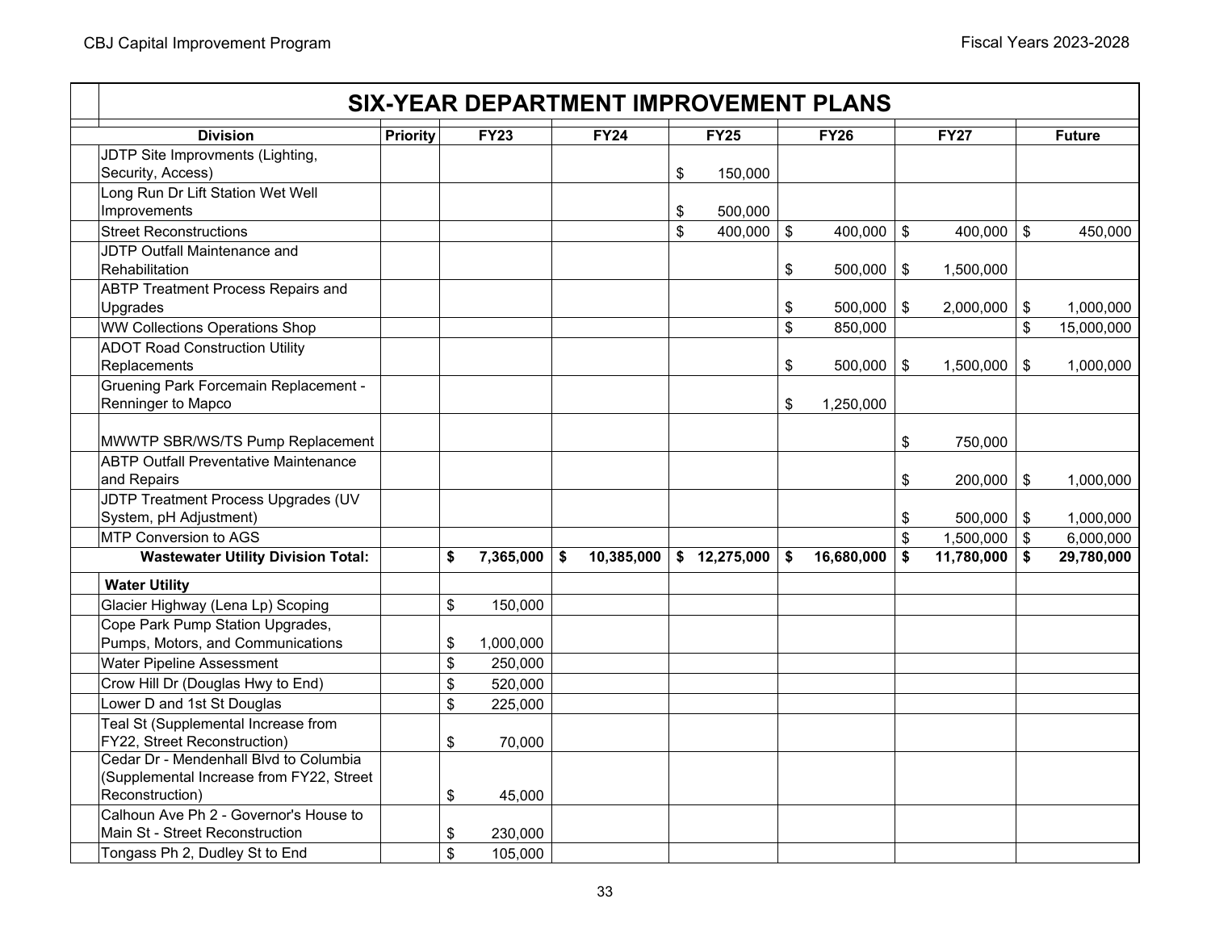## SIX-YEAR DEPARTMENT IMPROVEMENT PLANS

| Division | Priority | FY23 | FY24 | FY25 | FY26 | FY27 | Future |
|---|---|---|---|---|---|---|---|
| JDTP Site Improvments (Lighting, Security, Access) | | | | $ 150,000 | | | |
| Long Run Dr Lift Station Wet Well Improvements | | | | $ 500,000 | | | |
| Street Reconstructions | | | | $ 400,000 | $ 400,000 | $ 400,000 | $ 450,000 |
| JDTP Outfall Maintenance and Rehabilitation | | | | | $ 500,000 | $ 1,500,000 | |
| ABTP Treatment Process Repairs and Upgrades | | | | | $ 500,000 | $ 2,000,000 | $ 1,000,000 |
| WW Collections Operations Shop | | | | | $ 850,000 | | $ 15,000,000 |
| ADOT Road Construction Utility Replacements | | | | | $ 500,000 | $ 1,500,000 | $ 1,000,000 |
| Gruening Park Forcemain Replacement - Renninger to Mapco | | | | | $ 1,250,000 | | |
| MWWTP SBR/WS/TS Pump Replacement | | | | | | $ 750,000 | |
| ABTP Outfall Preventative Maintenance and Repairs | | | | | | $ 200,000 | $ 1,000,000 |
| JDTP Treatment Process Upgrades (UV System, pH Adjustment) | | | | | | $ 500,000 | $ 1,000,000 |
| MTP Conversion to AGS | | | | | | $ 1,500,000 | $ 6,000,000 |
| **Wastewater Utility Division Total:** | | **$ 7,365,000** | **$ 10,385,000** | **$ 12,275,000** | **$ 16,680,000** | **$ 11,780,000** | **$ 29,780,000** |
| **Water Utility** | | | | | | | |
| Glacier Highway (Lena Lp) Scoping | | $ 150,000 | | | | | |
| Cope Park Pump Station Upgrades, Pumps, Motors, and Communications | | $ 1,000,000 | | | | | |
| Water Pipeline Assessment | | $ 250,000 | | | | | |
| Crow Hill Dr (Douglas Hwy to End) | | $ 520,000 | | | | | |
| Lower D and 1st St Douglas | | $ 225,000 | | | | | |
| Teal St (Supplemental Increase from FY22, Street Reconstruction) | | $ 70,000 | | | | | |
| Cedar Dr - Mendenhall Blvd to Columbia (Supplemental Increase from FY22, Street Reconstruction) | | $ 45,000 | | | | | |
| Calhoun Ave Ph 2 - Governor's House to Main St - Street Reconstruction | | $ 230,000 | | | | | |
| Tongass Ph 2, Dudley St to End | | $ 105,000 | | | | | |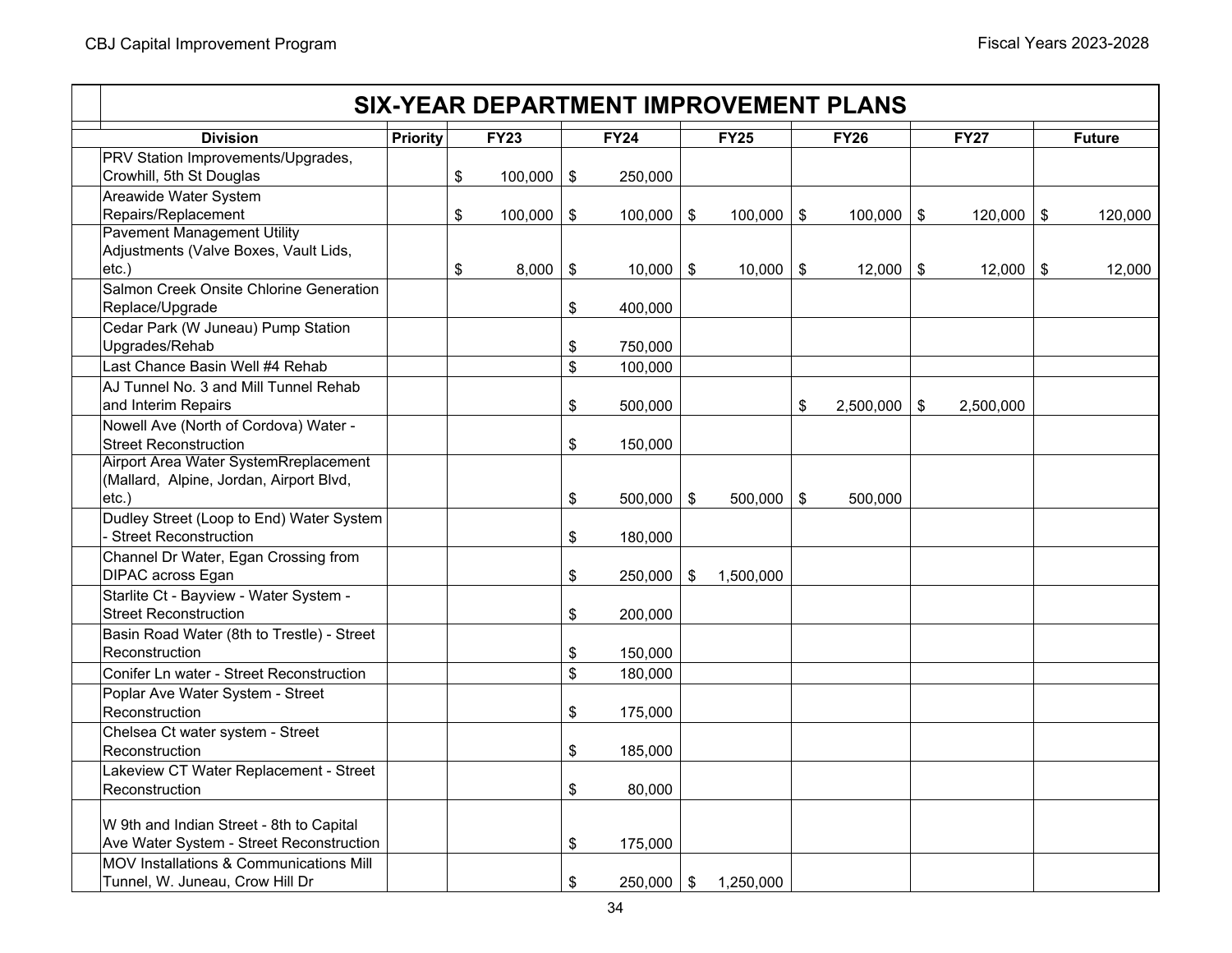## SIX-YEAR DEPARTMENT IMPROVEMENT PLANS

| Division | Priority | FY23 | FY24 | FY25 | FY26 | FY27 | Future |
|---|---|---|---|---|---|---|---|
| PRV Station Improvements/Upgrades, Crowhill, 5th St Douglas | | $ 100,000 | $ 250,000 | | | | |
| Areawide Water System Repairs/Replacement | | $ 100,000 | $ 100,000 | $ 100,000 | $ 100,000 | $ 120,000 | $ 120,000 |
| Pavement Management Utility Adjustments (Valve Boxes, Vault Lids, etc.) | | $ 8,000 | $ 10,000 | $ 10,000 | $ 12,000 | $ 12,000 | $ 12,000 |
| Salmon Creek Onsite Chlorine Generation Replace/Upgrade | | | $ 400,000 | | | | |
| Cedar Park (W Juneau) Pump Station Upgrades/Rehab | | | $ 750,000 | | | | |
| Last Chance Basin Well #4 Rehab | | | $ 100,000 | | | | |
| AJ Tunnel No. 3 and Mill Tunnel Rehab and Interim Repairs | | | $ 500,000 | | $ 2,500,000 | $ 2,500,000 | |
| Nowell Ave (North of Cordova) Water - Street Reconstruction | | | $ 150,000 | | | | |
| Airport Area Water SystemRreplacement (Mallard, Alpine, Jordan, Airport Blvd, etc.) | | | $ 500,000 | $ 500,000 | $ 500,000 | | |
| Dudley Street (Loop to End) Water System - Street Reconstruction | | | $ 180,000 | | | | |
| Channel Dr Water, Egan Crossing from DIPAC across Egan | | | $ 250,000 | $ 1,500,000 | | | |
| Starlite Ct - Bayview - Water System - Street Reconstruction | | | $ 200,000 | | | | |
| Basin Road Water (8th to Trestle) - Street Reconstruction | | | $ 150,000 | | | | |
| Conifer Ln water - Street Reconstruction | | | $ 180,000 | | | | |
| Poplar Ave Water System - Street Reconstruction | | | $ 175,000 | | | | |
| Chelsea Ct water system - Street Reconstruction | | | $ 185,000 | | | | |
| Lakeview CT Water Replacement - Street Reconstruction | | | $ 80,000 | | | | |
| W 9th and Indian Street - 8th to Capital Ave Water System - Street Reconstruction | | | $ 175,000 | | | | |
| MOV Installations & Communications Mill Tunnel, W. Juneau, Crow Hill Dr | | | $ 250,000 | $ 1,250,000 | | | |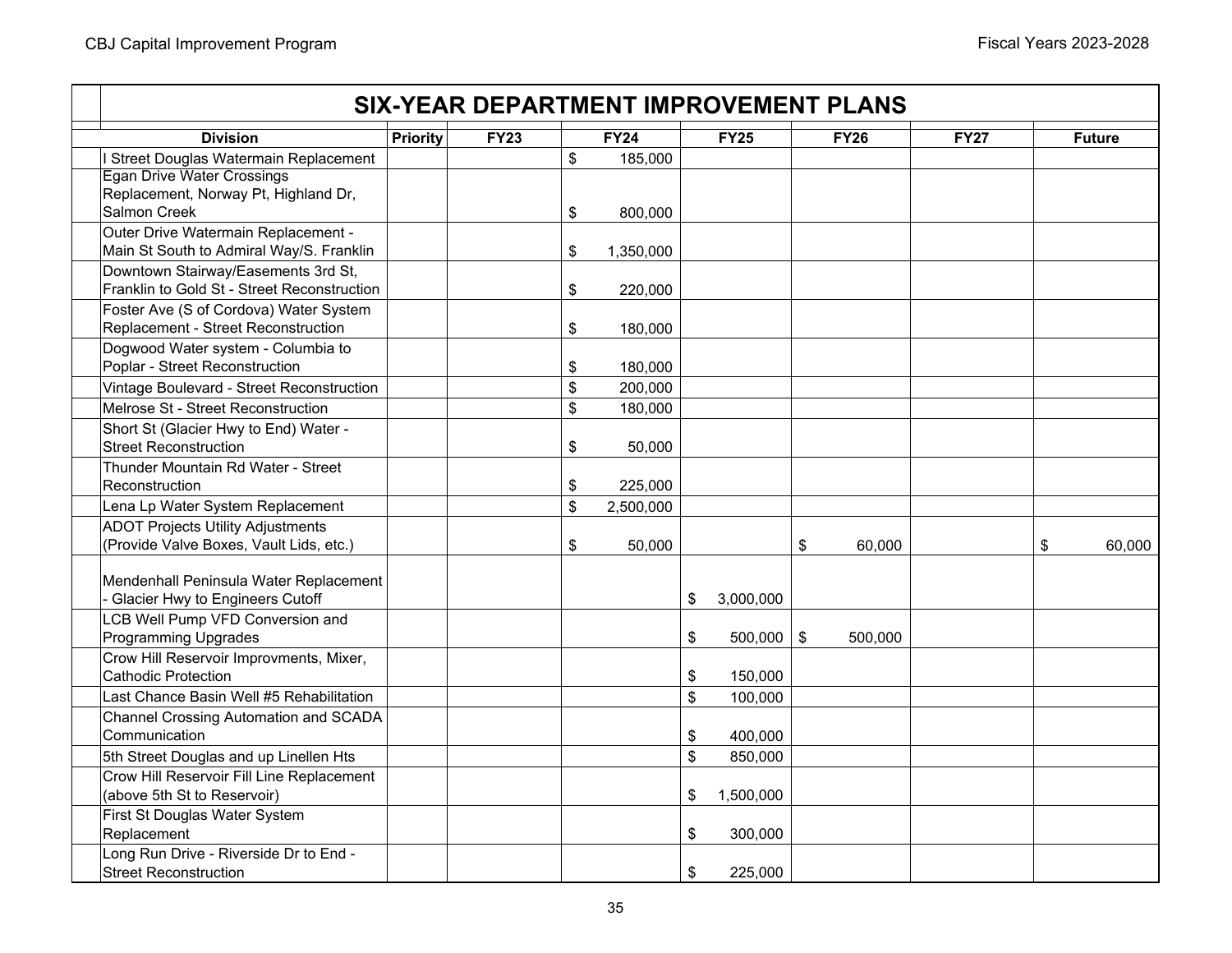## SIX-YEAR DEPARTMENT IMPROVEMENT PLANS

| Division | Priority | FY23 | FY24 | FY25 | FY26 | FY27 | Future |
|---|---|---|---|---|---|---|---|
| I Street Douglas Watermain Replacement | | | $ 185,000 | | | | |
| Egan Drive Water Crossings Replacement, Norway Pt, Highland Dr, Salmon Creek | | | $ 800,000 | | | | |
| Outer Drive Watermain Replacement - Main St South to Admiral Way/S. Franklin | | | $ 1,350,000 | | | | |
| Downtown Stairway/Easements 3rd St, Franklin to Gold St - Street Reconstruction | | | $ 220,000 | | | | |
| Foster Ave (S of Cordova) Water System Replacement - Street Reconstruction | | | $ 180,000 | | | | |
| Dogwood Water system - Columbia to Poplar - Street Reconstruction | | | $ 180,000 | | | | |
| Vintage Boulevard - Street Reconstruction | | | $ 200,000 | | | | |
| Melrose St - Street Reconstruction | | | $ 180,000 | | | | |
| Short St (Glacier Hwy to End) Water - Street Reconstruction | | | $ 50,000 | | | | |
| Thunder Mountain Rd Water - Street Reconstruction | | | $ 225,000 | | | | |
| Lena Lp Water System Replacement | | | $ 2,500,000 | | | | |
| ADOT Projects Utility Adjustments (Provide Valve Boxes, Vault Lids, etc.) | | | $ 50,000 | | $ 60,000 | | $ 60,000 |
| Mendenhall Peninsula Water Replacement - Glacier Hwy to Engineers Cutoff | | | | $ 3,000,000 | | | |
| LCB Well Pump VFD Conversion and Programming Upgrades | | | | $ 500,000 | $ 500,000 | | |
| Crow Hill Reservoir Improvments, Mixer, Cathodic Protection | | | | $ 150,000 | | | |
| Last Chance Basin Well #5 Rehabilitation | | | | $ 100,000 | | | |
| Channel Crossing Automation and SCADA Communication | | | | $ 400,000 | | | |
| 5th Street Douglas and up Linellen Hts | | | | $ 850,000 | | | |
| Crow Hill Reservoir Fill Line Replacement (above 5th St to Reservoir) | | | | $ 1,500,000 | | | |
| First St Douglas Water System Replacement | | | | $ 300,000 | | | |
| Long Run Drive - Riverside Dr to End - Street Reconstruction | | | | $ 225,000 | | | |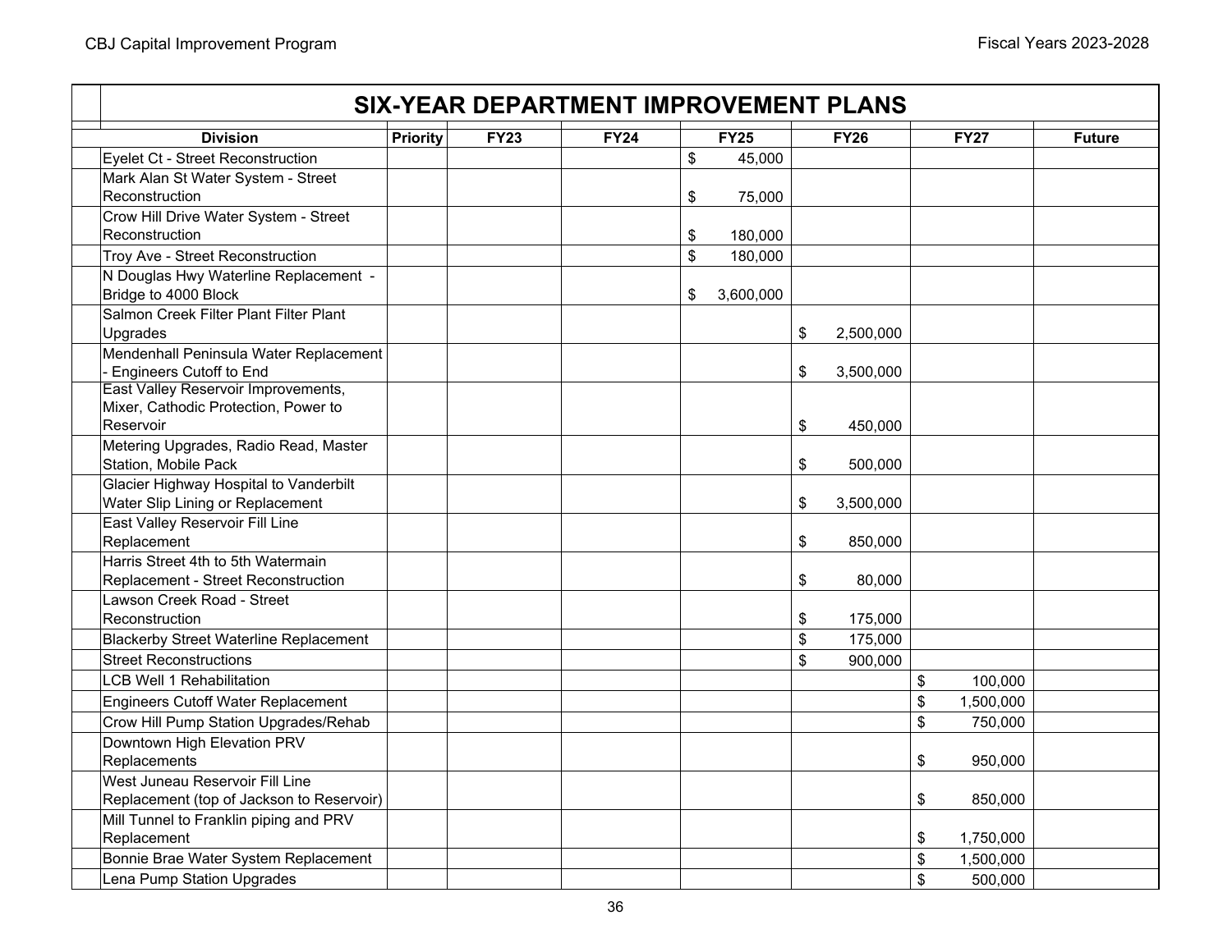## SIX-YEAR DEPARTMENT IMPROVEMENT PLANS

| Division | Priority | FY23 | FY24 | FY25 | FY26 | FY27 | Future |
|---|---|---|---|---|---|---|---|
| Eyelet Ct - Street Reconstruction | | | | $ 45,000 | | | |
| Mark Alan St Water System - Street Reconstruction | | | | $ 75,000 | | | |
| Crow Hill Drive Water System - Street Reconstruction | | | | $ 180,000 | | | |
| Troy Ave - Street Reconstruction | | | | $ 180,000 | | | |
| N Douglas Hwy Waterline Replacement - Bridge to 4000 Block | | | | $ 3,600,000 | | | |
| Salmon Creek Filter Plant Filter Plant Upgrades | | | | | $ 2,500,000 | | |
| Mendenhall Peninsula Water Replacement - Engineers Cutoff to End | | | | | $ 3,500,000 | | |
| East Valley Reservoir Improvements, Mixer, Cathodic Protection, Power to Reservoir | | | | | $ 450,000 | | |
| Metering Upgrades, Radio Read, Master Station, Mobile Pack | | | | | $ 500,000 | | |
| Glacier Highway Hospital to Vanderbilt Water Slip Lining or Replacement | | | | | $ 3,500,000 | | |
| East Valley Reservoir Fill Line Replacement | | | | | $ 850,000 | | |
| Harris Street 4th to 5th Watermain Replacement - Street Reconstruction | | | | | $ 80,000 | | |
| Lawson Creek Road - Street Reconstruction | | | | | $ 175,000 | | |
| Blackerby Street Waterline Replacement | | | | | $ 175,000 | | |
| Street Reconstructions | | | | | $ 900,000 | | |
| LCB Well 1 Rehabilitation | | | | | | $ 100,000 | |
| Engineers Cutoff Water Replacement | | | | | | $ 1,500,000 | |
| Crow Hill Pump Station Upgrades/Rehab | | | | | | $ 750,000 | |
| Downtown High Elevation PRV Replacements | | | | | | $ 950,000 | |
| West Juneau Reservoir Fill Line Replacement (top of Jackson to Reservoir) | | | | | | $ 850,000 | |
| Mill Tunnel to Franklin piping and PRV Replacement | | | | | | $ 1,750,000 | |
| Bonnie Brae Water System Replacement | | | | | | $ 1,500,000 | |
| Lena Pump Station Upgrades | | | | | | $ 500,000 | |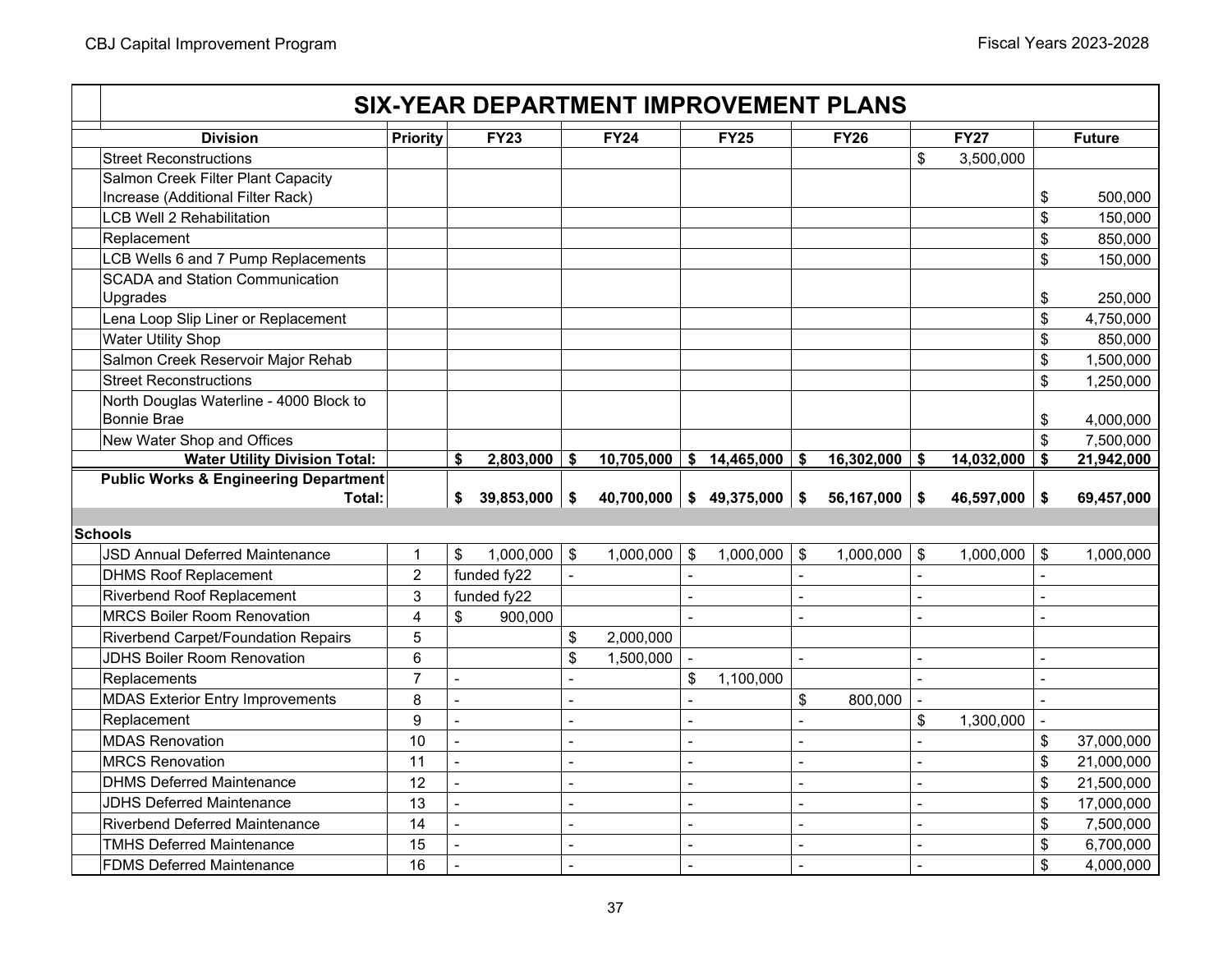## SIX-YEAR DEPARTMENT IMPROVEMENT PLANS

| Division | Priority | FY23 | FY24 | FY25 | FY26 | FY27 | Future |
|---|---|---|---|---|---|---|---|
| Street Reconstructions | | | | | | $ 3,500,000 | |
| Salmon Creek Filter Plant Capacity Increase (Additional Filter Rack) | | | | | | | $ 500,000 |
| LCB Well 2 Rehabilitation | | | | | | | $ 150,000 |
| Replacement | | | | | | | $ 850,000 |
| LCB Wells 6 and 7 Pump Replacements | | | | | | | $ 150,000 |
| SCADA and Station Communication Upgrades | | | | | | | $ 250,000 |
| Lena Loop Slip Liner or Replacement | | | | | | | $ 4,750,000 |
| Water Utility Shop | | | | | | | $ 850,000 |
| Salmon Creek Reservoir Major Rehab | | | | | | | $ 1,500,000 |
| Street Reconstructions | | | | | | | $ 1,250,000 |
| North Douglas Waterline - 4000 Block to Bonnie Brae | | | | | | | $ 4,000,000 |
| New Water Shop and Offices | | | | | | | $ 7,500,000 |
| **Water Utility Division Total:** | | **$ 2,803,000** | **$ 10,705,000** | **$ 14,465,000** | **$ 16,302,000** | **$ 14,032,000** | **$ 21,942,000** |
| **Public Works & Engineering Department Total:** | | **$ 39,853,000** | **$ 40,700,000** | **$ 49,375,000** | **$ 56,167,000** | **$ 46,597,000** | **$ 69,457,000** |
| **Schools** | | | | | | | |
| JSD Annual Deferred Maintenance | 1 | $ 1,000,000 | $ 1,000,000 | $ 1,000,000 | $ 1,000,000 | $ 1,000,000 | $ 1,000,000 |
| DHMS Roof Replacement | 2 | funded fy22 | - | - | - | - | - |
| Riverbend Roof Replacement | 3 | funded fy22 | | - | - | - | - |
| MRCS Boiler Room Renovation | 4 | $ 900,000 | | - | - | - | - |
| Riverbend Carpet/Foundation Repairs | 5 | | $ 2,000,000 | | | | |
| JDHS Boiler Room Renovation | 6 | | $ 1,500,000 | - | - | - | - |
| Replacements | 7 | - | - | $ 1,100,000 | | - | - |
| MDAS Exterior Entry Improvements | 8 | - | - | - | $ 800,000 | - | - |
| Replacement | 9 | - | - | - | - | $ 1,300,000 | - |
| MDAS Renovation | 10 | - | - | - | - | - | $ 37,000,000 |
| MRCS Renovation | 11 | - | - | - | - | - | $ 21,000,000 |
| DHMS Deferred Maintenance | 12 | - | - | - | - | - | $ 21,500,000 |
| JDHS Deferred Maintenance | 13 | - | - | - | - | - | $ 17,000,000 |
| Riverbend Deferred Maintenance | 14 | - | - | - | - | - | $ 7,500,000 |
| TMHS Deferred Maintenance | 15 | - | - | - | - | - | $ 6,700,000 |
| FDMS Deferred Maintenance | 16 | - | - | - | - | - | $ 4,000,000 |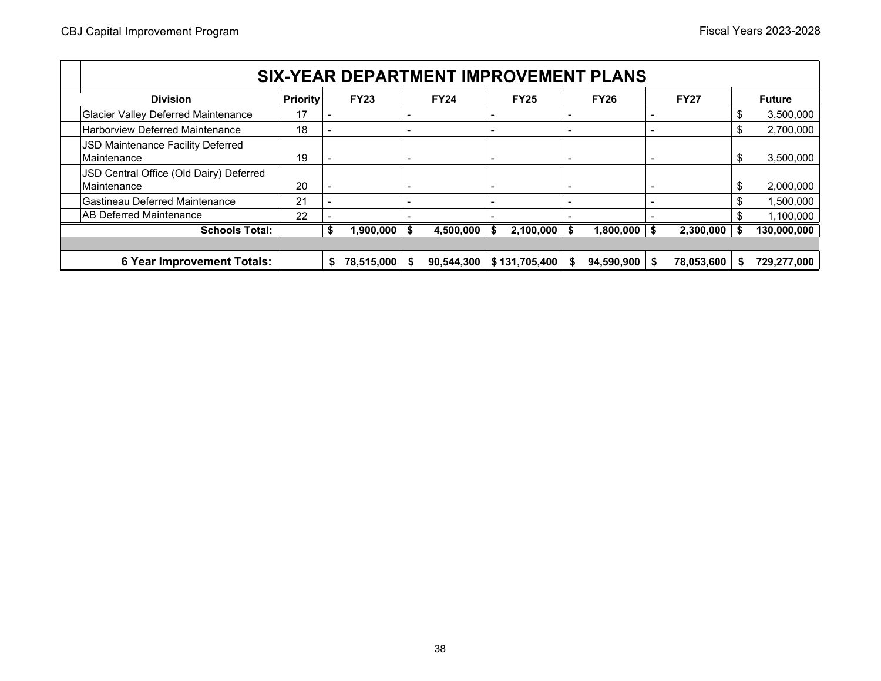## SIX-YEAR DEPARTMENT IMPROVEMENT PLANS

| Division | Priority | FY23 | FY24 | FY25 | FY26 | FY27 | Future |
|---|---|---|---|---|---|---|---|
| Glacier Valley Deferred Maintenance | 17 | - | - | - | - | - | $ 3,500,000 |
| Harborview Deferred Maintenance | 18 | - | - | - | - | - | $ 2,700,000 |
| JSD Maintenance Facility Deferred Maintenance | 19 | - | - | - | - | - | $ 3,500,000 |
| JSD Central Office (Old Dairy) Deferred Maintenance | 20 | - | - | - | - | - | $ 2,000,000 |
| Gastineau Deferred Maintenance | 21 | - | - | - | - | - | $ 1,500,000 |
| AB Deferred Maintenance | 22 | - | - | - | - | - | $ 1,100,000 |
| **Schools Total:** | | **$ 1,900,000** | **$ 4,500,000** | **$ 2,100,000** | **$ 1,800,000** | **$ 2,300,000** | **$ 130,000,000** |
| | | | | | | | |
| **6 Year Improvement Totals:** | | **$ 78,515,000** | **$ 90,544,300** | **$ 131,705,400** | **$ 94,590,900** | **$ 78,053,600** | **$ 729,277,000** |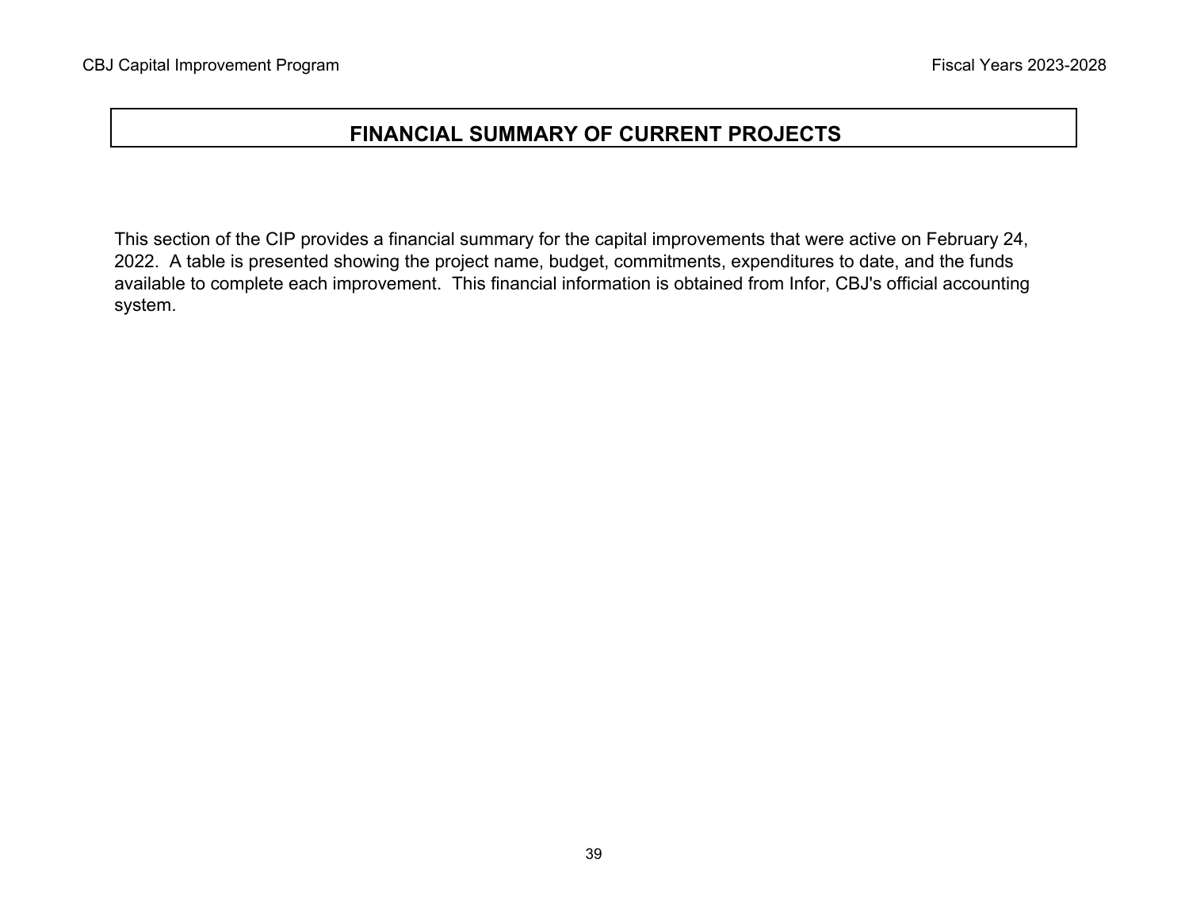# FINANCIAL SUMMARY OF CURRENT PROJECTS

This section of the CIP provides a financial summary for the capital improvements that were active on February 24, 2022. A table is presented showing the project name, budget, commitments, expenditures to date, and the funds available to complete each improvement. This financial information is obtained from Infor, CBJ's official accounting system.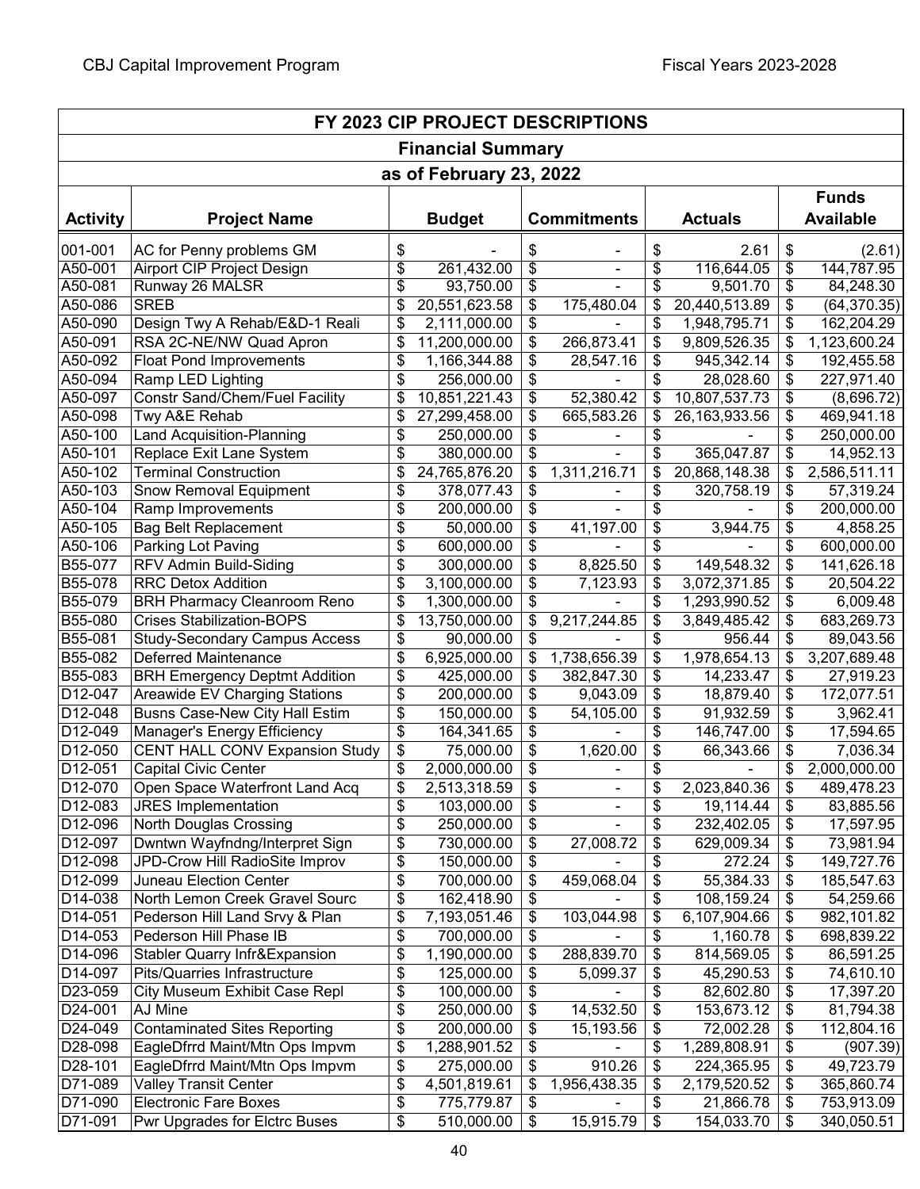| FY 2023 CIP PROJECT DESCRIPTIONS | | | | | |
|---|---|---|---|---|---|
| Financial Summary | | | | | |
| as of February 23, 2022 | | | | | |
| Activity | Project Name | Budget | Commitments | Actuals | Funds Available |
| 001-001 | AC for Penny problems GM | $ - | $ - | $ 2.61 | $ (2.61) |
| A50-001 | Airport CIP Project Design | $ 261,432.00 | $ - | $ 116,644.05 | $ 144,787.95 |
| A50-081 | Runway 26 MALSR | $ 93,750.00 | $ - | $ 9,501.70 | $ 84,248.30 |
| A50-086 | SREB | $ 20,551,623.58 | $ 175,480.04 | $ 20,440,513.89 | $ (64,370.35) |
| A50-090 | Design Twy A Rehab/E&D-1 Reali | $ 2,111,000.00 | $ - | $ 1,948,795.71 | $ 162,204.29 |
| A50-091 | RSA 2C-NE/NW Quad Apron | $ 11,200,000.00 | $ 266,873.41 | $ 9,809,526.35 | $ 1,123,600.24 |
| A50-092 | Float Pond Improvements | $ 1,166,344.88 | $ 28,547.16 | $ 945,342.14 | $ 192,455.58 |
| A50-094 | Ramp LED Lighting | $ 256,000.00 | $ - | $ 28,028.60 | $ 227,971.40 |
| A50-097 | Constr Sand/Chem/Fuel Facility | $ 10,851,221.43 | $ 52,380.42 | $ 10,807,537.73 | $ (8,696.72) |
| A50-098 | Twy A&E Rehab | $ 27,299,458.00 | $ 665,583.26 | $ 26,163,933.56 | $ 469,941.18 |
| A50-100 | Land Acquisition-Planning | $ 250,000.00 | $ - | $ - | $ 250,000.00 |
| A50-101 | Replace Exit Lane System | $ 380,000.00 | $ - | $ 365,047.87 | $ 14,952.13 |
| A50-102 | Terminal Construction | $ 24,765,876.20 | $ 1,311,216.71 | $ 20,868,148.38 | $ 2,586,511.11 |
| A50-103 | Snow Removal Equipment | $ 378,077.43 | $ - | $ 320,758.19 | $ 57,319.24 |
| A50-104 | Ramp Improvements | $ 200,000.00 | $ - | $ - | $ 200,000.00 |
| A50-105 | Bag Belt Replacement | $ 50,000.00 | $ 41,197.00 | $ 3,944.75 | $ 4,858.25 |
| A50-106 | Parking Lot Paving | $ 600,000.00 | $ - | $ - | $ 600,000.00 |
| B55-077 | RFV Admin Build-Siding | $ 300,000.00 | $ 8,825.50 | $ 149,548.32 | $ 141,626.18 |
| B55-078 | RRC Detox Addition | $ 3,100,000.00 | $ 7,123.93 | $ 3,072,371.85 | $ 20,504.22 |
| B55-079 | BRH Pharmacy Cleanroom Reno | $ 1,300,000.00 | $ - | $ 1,293,990.52 | $ 6,009.48 |
| B55-080 | Crises Stabilization-BOPS | $ 13,750,000.00 | $ 9,217,244.85 | $ 3,849,485.42 | $ 683,269.73 |
| B55-081 | Study-Secondary Campus Access | $ 90,000.00 | $ - | $ 956.44 | $ 89,043.56 |
| B55-082 | Deferred Maintenance | $ 6,925,000.00 | $ 1,738,656.39 | $ 1,978,654.13 | $ 3,207,689.48 |
| B55-083 | BRH Emergency Deptmt Addition | $ 425,000.00 | $ 382,847.30 | $ 14,233.47 | $ 27,919.23 |
| D12-047 | Areawide EV Charging Stations | $ 200,000.00 | $ 9,043.09 | $ 18,879.40 | $ 172,077.51 |
| D12-048 | Busns Case-New City Hall Estim | $ 150,000.00 | $ 54,105.00 | $ 91,932.59 | $ 3,962.41 |
| D12-049 | Manager's Energy Efficiency | $ 164,341.65 | $ - | $ 146,747.00 | $ 17,594.65 |
| D12-050 | CENT HALL CONV Expansion Study | $ 75,000.00 | $ 1,620.00 | $ 66,343.66 | $ 7,036.34 |
| D12-051 | Capital Civic Center | $ 2,000,000.00 | $ - | $ - | $ 2,000,000.00 |
| D12-070 | Open Space Waterfront Land Acq | $ 2,513,318.59 | $ - | $ 2,023,840.36 | $ 489,478.23 |
| D12-083 | JRES Implementation | $ 103,000.00 | $ - | $ 19,114.44 | $ 83,885.56 |
| D12-096 | North Douglas Crossing | $ 250,000.00 | $ - | $ 232,402.05 | $ 17,597.95 |
| D12-097 | Dwntwn Wayfndng/Interpret Sign | $ 730,000.00 | $ 27,008.72 | $ 629,009.34 | $ 73,981.94 |
| D12-098 | JPD-Crow Hill RadioSite Improv | $ 150,000.00 | $ - | $ 272.24 | $ 149,727.76 |
| D12-099 | Juneau Election Center | $ 700,000.00 | $ 459,068.04 | $ 55,384.33 | $ 185,547.63 |
| D14-038 | North Lemon Creek Gravel Sourc | $ 162,418.90 | $ - | $ 108,159.24 | $ 54,259.66 |
| D14-051 | Pederson Hill Land Srvy & Plan | $ 7,193,051.46 | $ 103,044.98 | $ 6,107,904.66 | $ 982,101.82 |
| D14-053 | Pederson Hill Phase IB | $ 700,000.00 | $ - | $ 1,160.78 | $ 698,839.22 |
| D14-096 | Stabler Quarry Infr&Expansion | $ 1,190,000.00 | $ 288,839.70 | $ 814,569.05 | $ 86,591.25 |
| D14-097 | Pits/Quarries Infrastructure | $ 125,000.00 | $ 5,099.37 | $ 45,290.53 | $ 74,610.10 |
| D23-059 | City Museum Exhibit Case Repl | $ 100,000.00 | $ - | $ 82,602.80 | $ 17,397.20 |
| D24-001 | AJ Mine | $ 250,000.00 | $ 14,532.50 | $ 153,673.12 | $ 81,794.38 |
| D24-049 | Contaminated Sites Reporting | $ 200,000.00 | $ 15,193.56 | $ 72,002.28 | $ 112,804.16 |
| D28-098 | EagleDfrrd Maint/Mtn Ops Impvm | $ 1,288,901.52 | $ - | $ 1,289,808.91 | $ (907.39) |
| D28-101 | EagleDfrrd Maint/Mtn Ops Impvm | $ 275,000.00 | $ 910.26 | $ 224,365.95 | $ 49,723.79 |
| D71-089 | Valley Transit Center | $ 4,501,819.61 | $ 1,956,438.35 | $ 2,179,520.52 | $ 365,860.74 |
| D71-090 | Electronic Fare Boxes | $ 775,779.87 | $ - | $ 21,866.78 | $ 753,913.09 |
| D71-091 | Pwr Upgrades for Elctrc Buses | $ 510,000.00 | $ 15,915.79 | $ 154,033.70 | $ 340,050.51 |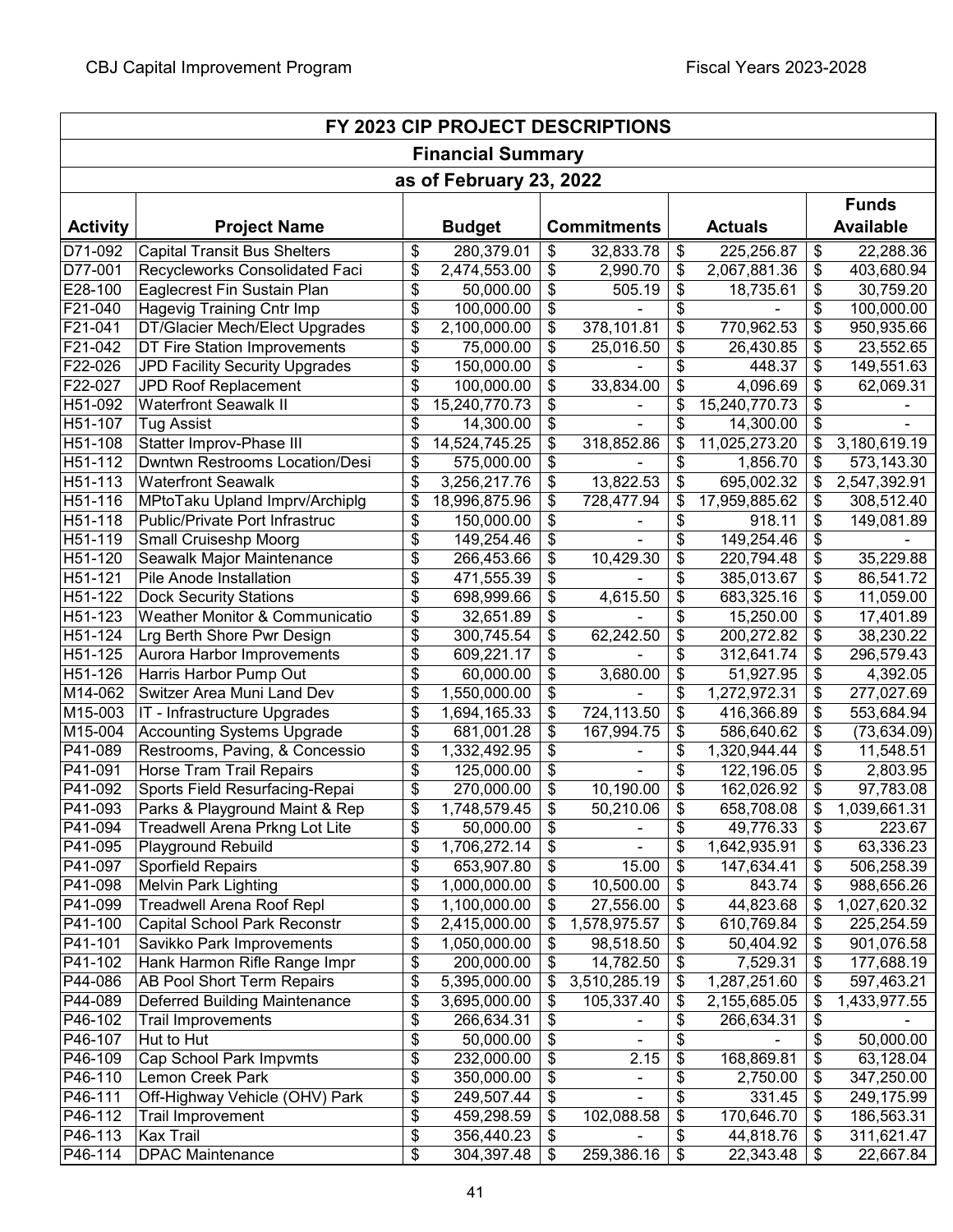## FY 2023 CIP PROJECT DESCRIPTIONS

### Financial Summary

### as of February 23, 2022

| Activity | Project Name | Budget | Commitments | Actuals | Funds Available |
|---|---|---|---|---|---|
| D71-092 | Capital Transit Bus Shelters | $ 280,379.01 | $ 32,833.78 | $ 225,256.87 | $ 22,288.36 |
| D77-001 | Recycleworks Consolidated Faci | $ 2,474,553.00 | $ 2,990.70 | $ 2,067,881.36 | $ 403,680.94 |
| E28-100 | Eaglecrest Fin Sustain Plan | $ 50,000.00 | $ 505.19 | $ 18,735.61 | $ 30,759.20 |
| F21-040 | Hagevig Training Cntr Imp | $ 100,000.00 | $ - | $ - | $ 100,000.00 |
| F21-041 | DT/Glacier Mech/Elect Upgrades | $ 2,100,000.00 | $ 378,101.81 | $ 770,962.53 | $ 950,935.66 |
| F21-042 | DT Fire Station Improvements | $ 75,000.00 | $ 25,016.50 | $ 26,430.85 | $ 23,552.65 |
| F22-026 | JPD Facility Security Upgrades | $ 150,000.00 | $ - | $ 448.37 | $ 149,551.63 |
| F22-027 | JPD Roof Replacement | $ 100,000.00 | $ 33,834.00 | $ 4,096.69 | $ 62,069.31 |
| H51-092 | Waterfront Seawalk II | $ 15,240,770.73 | $ - | $ 15,240,770.73 | $ - |
| H51-107 | Tug Assist | $ 14,300.00 | $ - | $ 14,300.00 | $ - |
| H51-108 | Statter Improv-Phase III | $ 14,524,745.25 | $ 318,852.86 | $ 11,025,273.20 | $ 3,180,619.19 |
| H51-112 | Dwntwn Restrooms Location/Desi | $ 575,000.00 | $ - | $ 1,856.70 | $ 573,143.30 |
| H51-113 | Waterfront Seawalk | $ 3,256,217.76 | $ 13,822.53 | $ 695,002.32 | $ 2,547,392.91 |
| H51-116 | MPtoTaku Upland Imprv/Archiplg | $ 18,996,875.96 | $ 728,477.94 | $ 17,959,885.62 | $ 308,512.40 |
| H51-118 | Public/Private Port Infrastruc | $ 150,000.00 | $ - | $ 918.11 | $ 149,081.89 |
| H51-119 | Small Cruiseshp Moorg | $ 149,254.46 | $ - | $ 149,254.46 | $ - |
| H51-120 | Seawalk Major Maintenance | $ 266,453.66 | $ 10,429.30 | $ 220,794.48 | $ 35,229.88 |
| H51-121 | Pile Anode Installation | $ 471,555.39 | $ - | $ 385,013.67 | $ 86,541.72 |
| H51-122 | Dock Security Stations | $ 698,999.66 | $ 4,615.50 | $ 683,325.16 | $ 11,059.00 |
| H51-123 | Weather Monitor & Communicatio | $ 32,651.89 | $ - | $ 15,250.00 | $ 17,401.89 |
| H51-124 | Lrg Berth Shore Pwr Design | $ 300,745.54 | $ 62,242.50 | $ 200,272.82 | $ 38,230.22 |
| H51-125 | Aurora Harbor Improvements | $ 609,221.17 | $ - | $ 312,641.74 | $ 296,579.43 |
| H51-126 | Harris Harbor Pump Out | $ 60,000.00 | $ 3,680.00 | $ 51,927.95 | $ 4,392.05 |
| M14-062 | Switzer Area Muni Land Dev | $ 1,550,000.00 | $ - | $ 1,272,972.31 | $ 277,027.69 |
| M15-003 | IT - Infrastructure Upgrades | $ 1,694,165.33 | $ 724,113.50 | $ 416,366.89 | $ 553,684.94 |
| M15-004 | Accounting Systems Upgrade | $ 681,001.28 | $ 167,994.75 | $ 586,640.62 | $ (73,634.09) |
| P41-089 | Restrooms, Paving, & Concessio | $ 1,332,492.95 | $ - | $ 1,320,944.44 | $ 11,548.51 |
| P41-091 | Horse Tram Trail Repairs | $ 125,000.00 | $ - | $ 122,196.05 | $ 2,803.95 |
| P41-092 | Sports Field Resurfacing-Repai | $ 270,000.00 | $ 10,190.00 | $ 162,026.92 | $ 97,783.08 |
| P41-093 | Parks & Playground Maint & Rep | $ 1,748,579.45 | $ 50,210.06 | $ 658,708.08 | $ 1,039,661.31 |
| P41-094 | Treadwell Arena Prkng Lot Lite | $ 50,000.00 | $ - | $ 49,776.33 | $ 223.67 |
| P41-095 | Playground Rebuild | $ 1,706,272.14 | $ - | $ 1,642,935.91 | $ 63,336.23 |
| P41-097 | Sporfield Repairs | $ 653,907.80 | $ 15.00 | $ 147,634.41 | $ 506,258.39 |
| P41-098 | Melvin Park Lighting | $ 1,000,000.00 | $ 10,500.00 | $ 843.74 | $ 988,656.26 |
| P41-099 | Treadwell Arena Roof Repl | $ 1,100,000.00 | $ 27,556.00 | $ 44,823.68 | $ 1,027,620.32 |
| P41-100 | Capital School Park Reconstr | $ 2,415,000.00 | $ 1,578,975.57 | $ 610,769.84 | $ 225,254.59 |
| P41-101 | Savikko Park Improvements | $ 1,050,000.00 | $ 98,518.50 | $ 50,404.92 | $ 901,076.58 |
| P41-102 | Hank Harmon Rifle Range Impr | $ 200,000.00 | $ 14,782.50 | $ 7,529.31 | $ 177,688.19 |
| P44-086 | AB Pool Short Term Repairs | $ 5,395,000.00 | $ 3,510,285.19 | $ 1,287,251.60 | $ 597,463.21 |
| P44-089 | Deferred Building Maintenance | $ 3,695,000.00 | $ 105,337.40 | $ 2,155,685.05 | $ 1,433,977.55 |
| P46-102 | Trail Improvements | $ 266,634.31 | $ - | $ 266,634.31 | $ - |
| P46-107 | Hut to Hut | $ 50,000.00 | $ - | $ - | $ 50,000.00 |
| P46-109 | Cap School Park Impvmts | $ 232,000.00 | $ 2.15 | $ 168,869.81 | $ 63,128.04 |
| P46-110 | Lemon Creek Park | $ 350,000.00 | $ - | $ 2,750.00 | $ 347,250.00 |
| P46-111 | Off-Highway Vehicle (OHV) Park | $ 249,507.44 | $ - | $ 331.45 | $ 249,175.99 |
| P46-112 | Trail Improvement | $ 459,298.59 | $ 102,088.58 | $ 170,646.70 | $ 186,563.31 |
| P46-113 | Kax Trail | $ 356,440.23 | $ - | $ 44,818.76 | $ 311,621.47 |
| P46-114 | DPAC Maintenance | $ 304,397.48 | $ 259,386.16 | $ 22,343.48 | $ 22,667.84 |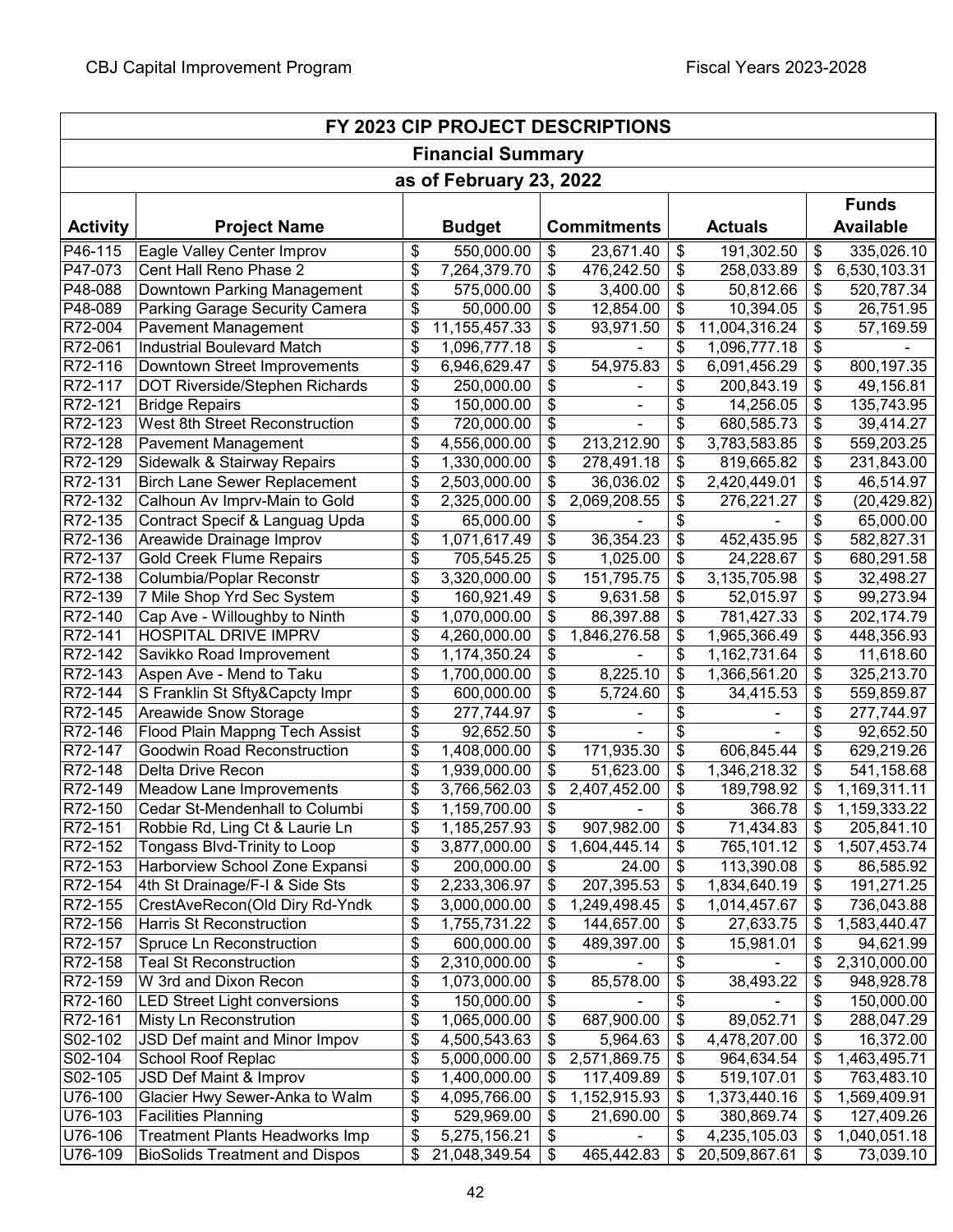| FY 2023 CIP PROJECT DESCRIPTIONS | | | | | |
|---|---|---|---|---|---|
| **Financial Summary** | | | | | |
| **as of February 23, 2022** | | | | | |
| **Activity** | **Project Name** | **Budget** | **Commitments** | **Actuals** | **Funds Available** |
| P46-115 | Eagle Valley Center Improv | $ 550,000.00 | $ 23,671.40 | $ 191,302.50 | $ 335,026.10 |
| P47-073 | Cent Hall Reno Phase 2 | $ 7,264,379.70 | $ 476,242.50 | $ 258,033.89 | $ 6,530,103.31 |
| P48-088 | Downtown Parking Management | $ 575,000.00 | $ 3,400.00 | $ 50,812.66 | $ 520,787.34 |
| P48-089 | Parking Garage Security Camera | $ 50,000.00 | $ 12,854.00 | $ 10,394.05 | $ 26,751.95 |
| R72-004 | Pavement Management | $ 11,155,457.33 | $ 93,971.50 | $ 11,004,316.24 | $ 57,169.59 |
| R72-061 | Industrial Boulevard Match | $ 1,096,777.18 | $ - | $ 1,096,777.18 | $ - |
| R72-116 | Downtown Street Improvements | $ 6,946,629.47 | $ 54,975.83 | $ 6,091,456.29 | $ 800,197.35 |
| R72-117 | DOT Riverside/Stephen Richards | $ 250,000.00 | $ - | $ 200,843.19 | $ 49,156.81 |
| R72-121 | Bridge Repairs | $ 150,000.00 | $ - | $ 14,256.05 | $ 135,743.95 |
| R72-123 | West 8th Street Reconstruction | $ 720,000.00 | $ - | $ 680,585.73 | $ 39,414.27 |
| R72-128 | Pavement Management | $ 4,556,000.00 | $ 213,212.90 | $ 3,783,583.85 | $ 559,203.25 |
| R72-129 | Sidewalk & Stairway Repairs | $ 1,330,000.00 | $ 278,491.18 | $ 819,665.82 | $ 231,843.00 |
| R72-131 | Birch Lane Sewer Replacement | $ 2,503,000.00 | $ 36,036.02 | $ 2,420,449.01 | $ 46,514.97 |
| R72-132 | Calhoun Av Imprv-Main to Gold | $ 2,325,000.00 | $ 2,069,208.55 | $ 276,221.27 | $ (20,429.82) |
| R72-135 | Contract Specif & Languag Upda | $ 65,000.00 | $ - | $ - | $ 65,000.00 |
| R72-136 | Areawide Drainage Improv | $ 1,071,617.49 | $ 36,354.23 | $ 452,435.95 | $ 582,827.31 |
| R72-137 | Gold Creek Flume Repairs | $ 705,545.25 | $ 1,025.00 | $ 24,228.67 | $ 680,291.58 |
| R72-138 | Columbia/Poplar Reconstr | $ 3,320,000.00 | $ 151,795.75 | $ 3,135,705.98 | $ 32,498.27 |
| R72-139 | 7 Mile Shop Yrd Sec System | $ 160,921.49 | $ 9,631.58 | $ 52,015.97 | $ 99,273.94 |
| R72-140 | Cap Ave - Willoughby to Ninth | $ 1,070,000.00 | $ 86,397.88 | $ 781,427.33 | $ 202,174.79 |
| R72-141 | HOSPITAL DRIVE IMPRV | $ 4,260,000.00 | $ 1,846,276.58 | $ 1,965,366.49 | $ 448,356.93 |
| R72-142 | Savikko Road Improvement | $ 1,174,350.24 | $ - | $ 1,162,731.64 | $ 11,618.60 |
| R72-143 | Aspen Ave - Mend to Taku | $ 1,700,000.00 | $ 8,225.10 | $ 1,366,561.20 | $ 325,213.70 |
| R72-144 | S Franklin St Sfty&Capcty Impr | $ 600,000.00 | $ 5,724.60 | $ 34,415.53 | $ 559,859.87 |
| R72-145 | Areawide Snow Storage | $ 277,744.97 | $ - | $ - | $ 277,744.97 |
| R72-146 | Flood Plain Mappng Tech Assist | $ 92,652.50 | $ - | $ - | $ 92,652.50 |
| R72-147 | Goodwin Road Reconstruction | $ 1,408,000.00 | $ 171,935.30 | $ 606,845.44 | $ 629,219.26 |
| R72-148 | Delta Drive Recon | $ 1,939,000.00 | $ 51,623.00 | $ 1,346,218.32 | $ 541,158.68 |
| R72-149 | Meadow Lane Improvements | $ 3,766,562.03 | $ 2,407,452.00 | $ 189,798.92 | $ 1,169,311.11 |
| R72-150 | Cedar St-Mendenhall to Columbi | $ 1,159,700.00 | $ - | $ 366.78 | $ 1,159,333.22 |
| R72-151 | Robbie Rd, Ling Ct & Laurie Ln | $ 1,185,257.93 | $ 907,982.00 | $ 71,434.83 | $ 205,841.10 |
| R72-152 | Tongass Blvd-Trinity to Loop | $ 3,877,000.00 | $ 1,604,445.14 | $ 765,101.12 | $ 1,507,453.74 |
| R72-153 | Harborview School Zone Expansi | $ 200,000.00 | $ 24.00 | $ 113,390.08 | $ 86,585.92 |
| R72-154 | 4th St Drainage/F-I & Side Sts | $ 2,233,306.97 | $ 207,395.53 | $ 1,834,640.19 | $ 191,271.25 |
| R72-155 | CrestAveRecon(Old Diry Rd-Yndk | $ 3,000,000.00 | $ 1,249,498.45 | $ 1,014,457.67 | $ 736,043.88 |
| R72-156 | Harris St Reconstruction | $ 1,755,731.22 | $ 144,657.00 | $ 27,633.75 | $ 1,583,440.47 |
| R72-157 | Spruce Ln Reconstruction | $ 600,000.00 | $ 489,397.00 | $ 15,981.01 | $ 94,621.99 |
| R72-158 | Teal St Reconstruction | $ 2,310,000.00 | $ - | $ - | $ 2,310,000.00 |
| R72-159 | W 3rd and Dixon Recon | $ 1,073,000.00 | $ 85,578.00 | $ 38,493.22 | $ 948,928.78 |
| R72-160 | LED Street Light conversions | $ 150,000.00 | $ - | $ - | $ 150,000.00 |
| R72-161 | Misty Ln Reconstrution | $ 1,065,000.00 | $ 687,900.00 | $ 89,052.71 | $ 288,047.29 |
| S02-102 | JSD Def maint and Minor Impov | $ 4,500,543.63 | $ 5,964.63 | $ 4,478,207.00 | $ 16,372.00 |
| S02-104 | School Roof Replac | $ 5,000,000.00 | $ 2,571,869.75 | $ 964,634.54 | $ 1,463,495.71 |
| S02-105 | JSD Def Maint & Improv | $ 1,400,000.00 | $ 117,409.89 | $ 519,107.01 | $ 763,483.10 |
| U76-100 | Glacier Hwy Sewer-Anka to Walm | $ 4,095,766.00 | $ 1,152,915.93 | $ 1,373,440.16 | $ 1,569,409.91 |
| U76-103 | Facilities Planning | $ 529,969.00 | $ 21,690.00 | $ 380,869.74 | $ 127,409.26 |
| U76-106 | Treatment Plants Headworks Imp | $ 5,275,156.21 | $ - | $ 4,235,105.03 | $ 1,040,051.18 |
| U76-109 | BioSolids Treatment and Dispos | $ 21,048,349.54 | $ 465,442.83 | $ 20,509,867.61 | $ 73,039.10 |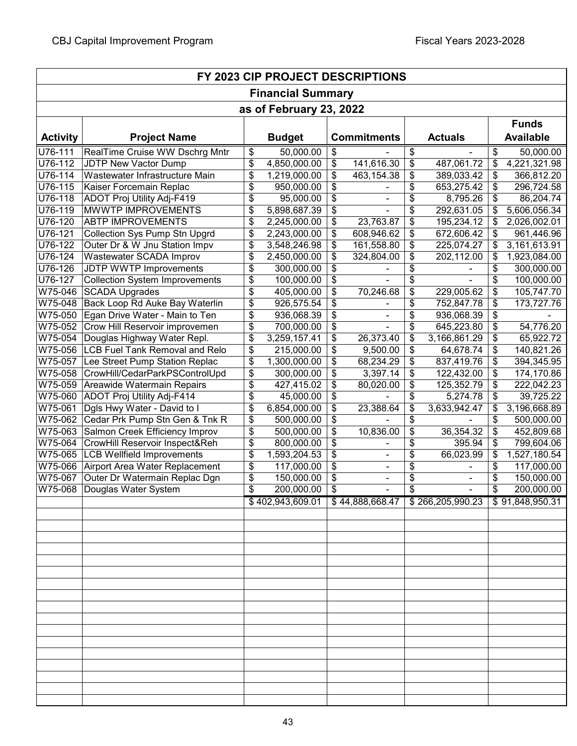## FY 2023 CIP PROJECT DESCRIPTIONS

### Financial Summary

### as of February 23, 2022

| Activity | Project Name | Budget | Commitments | Actuals | Funds Available |
|---|---|---|---|---|---|
| U76-111 | RealTime Cruise WW Dschrg Mntr | $ 50,000.00 | $ - | $ - | $ 50,000.00 |
| U76-112 | JDTP New Vactor Dump | $ 4,850,000.00 | $ 141,616.30 | $ 487,061.72 | $ 4,221,321.98 |
| U76-114 | Wastewater Infrastructure Main | $ 1,219,000.00 | $ 463,154.38 | $ 389,033.42 | $ 366,812.20 |
| U76-115 | Kaiser Forcemain Replac | $ 950,000.00 | $ - | $ 653,275.42 | $ 296,724.58 |
| U76-118 | ADOT Proj Utility Adj-F419 | $ 95,000.00 | $ - | $ 8,795.26 | $ 86,204.74 |
| U76-119 | MWWTP IMPROVEMENTS | $ 5,898,687.39 | $ - | $ 292,631.05 | $ 5,606,056.34 |
| U76-120 | ABTP IMPROVEMENTS | $ 2,245,000.00 | $ 23,763.87 | $ 195,234.12 | $ 2,026,002.01 |
| U76-121 | Collection Sys Pump Stn Upgrd | $ 2,243,000.00 | $ 608,946.62 | $ 672,606.42 | $ 961,446.96 |
| U76-122 | Outer Dr & W Jnu Station Impv | $ 3,548,246.98 | $ 161,558.80 | $ 225,074.27 | $ 3,161,613.91 |
| U76-124 | Wastewater SCADA Improv | $ 2,450,000.00 | $ 324,804.00 | $ 202,112.00 | $ 1,923,084.00 |
| U76-126 | JDTP WWTP Improvements | $ 300,000.00 | $ - | $ - | $ 300,000.00 |
| U76-127 | Collection System Improvements | $ 100,000.00 | $ - | $ - | $ 100,000.00 |
| W75-046 | SCADA Upgrades | $ 405,000.00 | $ 70,246.68 | $ 229,005.62 | $ 105,747.70 |
| W75-048 | Back Loop Rd Auke Bay Waterlin | $ 926,575.54 | $ - | $ 752,847.78 | $ 173,727.76 |
| W75-050 | Egan Drive Water - Main to Ten | $ 936,068.39 | $ - | $ 936,068.39 | $ - |
| W75-052 | Crow Hill Reservoir improvemen | $ 700,000.00 | $ - | $ 645,223.80 | $ 54,776.20 |
| W75-054 | Douglas Highway Water Repl. | $ 3,259,157.41 | $ 26,373.40 | $ 3,166,861.29 | $ 65,922.72 |
| W75-056 | LCB Fuel Tank Removal and Relo | $ 215,000.00 | $ 9,500.00 | $ 64,678.74 | $ 140,821.26 |
| W75-057 | Lee Street Pump Station Replac | $ 1,300,000.00 | $ 68,234.29 | $ 837,419.76 | $ 394,345.95 |
| W75-058 | CrowHill/CedarParkPSControlUpd | $ 300,000.00 | $ 3,397.14 | $ 122,432.00 | $ 174,170.86 |
| W75-059 | Areawide Watermain Repairs | $ 427,415.02 | $ 80,020.00 | $ 125,352.79 | $ 222,042.23 |
| W75-060 | ADOT Proj Utility Adj-F414 | $ 45,000.00 | $ - | $ 5,274.78 | $ 39,725.22 |
| W75-061 | Dgls Hwy Water - David to I | $ 6,854,000.00 | $ 23,388.64 | $ 3,633,942.47 | $ 3,196,668.89 |
| W75-062 | Cedar Prk Pump Stn Gen & Tnk R | $ 500,000.00 | $ - | $ - | $ 500,000.00 |
| W75-063 | Salmon Creek Efficiency Improv | $ 500,000.00 | $ 10,836.00 | $ 36,354.32 | $ 452,809.68 |
| W75-064 | CrowHill Reservoir Inspect&Reh | $ 800,000.00 | $ - | $ 395.94 | $ 799,604.06 |
| W75-065 | LCB Wellfield Improvements | $ 1,593,204.53 | $ - | $ 66,023.99 | $ 1,527,180.54 |
| W75-066 | Airport Area Water Replacement | $ 117,000.00 | $ - | $ - | $ 117,000.00 |
| W75-067 | Outer Dr Watermain Replac Dgn | $ 150,000.00 | $ - | $ - | $ 150,000.00 |
| W75-068 | Douglas Water System | $ 200,000.00 | $ - | $ - | $ 200,000.00 |
| | | $ 402,943,609.01 | $ 44,888,668.47 | $ 266,205,990.23 | $ 91,848,950.31 |